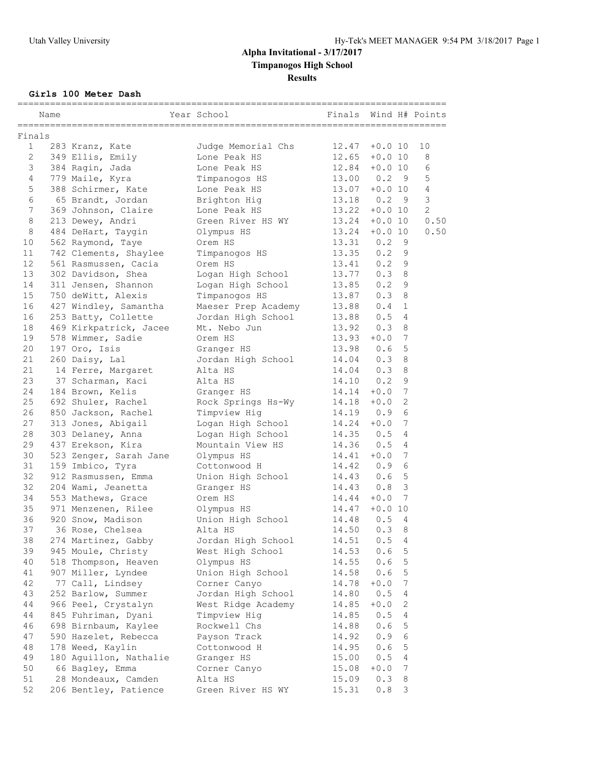# Alpha Invitational - 3/17/2017

## Timpanogos High School

### Results

**Girls 100 Meter Dash**

| Place | Name | Year | School | Finals | Wind | H# | Points |
|---|---|---|---|---|---|---|---|
| **Finals** | | | | | | | |
| 1 | 283 Kranz, Kate | | Judge Memorial Chs | 12.47 | +0.0 | 10 | 10 |
| 2 | 349 Ellis, Emily | | Lone Peak HS | 12.65 | +0.0 | 10 | 8 |
| 3 | 384 Ragin, Jada | | Lone Peak HS | 12.84 | +0.0 | 10 | 6 |
| 4 | 779 Maile, Kyra | | Timpanogos HS | 13.00 | 0.2 | 9 | 5 |
| 5 | 388 Schirmer, Kate | | Lone Peak HS | 13.07 | +0.0 | 10 | 4 |
| 6 | 65 Brandt, Jordan | | Brighton Hig | 13.18 | 0.2 | 9 | 3 |
| 7 | 369 Johnson, Claire | | Lone Peak HS | 13.22 | +0.0 | 10 | 2 |
| 8 | 213 Dewey, Andri | | Green River HS WY | 13.24 | +0.0 | 10 | 0.50 |
| 8 | 484 DeHart, Taygin | | Olympus HS | 13.24 | +0.0 | 10 | 0.50 |
| 10 | 562 Raymond, Taye | | Orem HS | 13.31 | 0.2 | 9 | |
| 11 | 742 Clements, Shaylee | | Timpanogos HS | 13.35 | 0.2 | 9 | |
| 12 | 561 Rasmussen, Cacia | | Orem HS | 13.41 | 0.2 | 9 | |
| 13 | 302 Davidson, Shea | | Logan High School | 13.77 | 0.3 | 8 | |
| 14 | 311 Jensen, Shannon | | Logan High School | 13.85 | 0.2 | 9 | |
| 15 | 750 deWitt, Alexis | | Timpanogos HS | 13.87 | 0.3 | 8 | |
| 16 | 427 Windley, Samantha | | Maeser Prep Academy | 13.88 | 0.4 | 1 | |
| 16 | 253 Batty, Collette | | Jordan High School | 13.88 | 0.5 | 4 | |
| 18 | 469 Kirkpatrick, Jacee | | Mt. Nebo Jun | 13.92 | 0.3 | 8 | |
| 19 | 578 Wimmer, Sadie | | Orem HS | 13.93 | +0.0 | 7 | |
| 20 | 197 Oro, Isis | | Granger HS | 13.98 | 0.6 | 5 | |
| 21 | 260 Daisy, Lal | | Jordan High School | 14.04 | 0.3 | 8 | |
| 21 | 14 Ferre, Margaret | | Alta HS | 14.04 | 0.3 | 8 | |
| 23 | 37 Scharman, Kaci | | Alta HS | 14.10 | 0.2 | 9 | |
| 24 | 184 Brown, Kelis | | Granger HS | 14.14 | +0.0 | 7 | |
| 25 | 692 Shuler, Rachel | | Rock Springs Hs-Wy | 14.18 | +0.0 | 2 | |
| 26 | 850 Jackson, Rachel | | Timpview Hig | 14.19 | 0.9 | 6 | |
| 27 | 313 Jones, Abigail | | Logan High School | 14.24 | +0.0 | 7 | |
| 28 | 303 Delaney, Anna | | Logan High School | 14.35 | 0.5 | 4 | |
| 29 | 437 Erekson, Kira | | Mountain View HS | 14.36 | 0.5 | 4 | |
| 30 | 523 Zenger, Sarah Jane | | Olympus HS | 14.41 | +0.0 | 7 | |
| 31 | 159 Imbico, Tyra | | Cottonwood H | 14.42 | 0.9 | 6 | |
| 32 | 912 Rasmussen, Emma | | Union High School | 14.43 | 0.6 | 5 | |
| 32 | 204 Wami, Jeanetta | | Granger HS | 14.43 | 0.8 | 3 | |
| 34 | 553 Mathews, Grace | | Orem HS | 14.44 | +0.0 | 7 | |
| 35 | 971 Menzenen, Rilee | | Olympus HS | 14.47 | +0.0 | 10 | |
| 36 | 920 Snow, Madison | | Union High School | 14.48 | 0.5 | 4 | |
| 37 | 36 Rose, Chelsea | | Alta HS | 14.50 | 0.3 | 8 | |
| 38 | 274 Martinez, Gabby | | Jordan High School | 14.51 | 0.5 | 4 | |
| 39 | 945 Moule, Christy | | West High School | 14.53 | 0.6 | 5 | |
| 40 | 518 Thompson, Heaven | | Olympus HS | 14.55 | 0.6 | 5 | |
| 41 | 907 Miller, Lyndee | | Union High School | 14.58 | 0.6 | 5 | |
| 42 | 77 Call, Lindsey | | Corner Canyo | 14.78 | +0.0 | 7 | |
| 43 | 252 Barlow, Summer | | Jordan High School | 14.80 | 0.5 | 4 | |
| 44 | 966 Peel, Crystalyn | | West Ridge Academy | 14.85 | +0.0 | 2 | |
| 44 | 845 Fuhriman, Dyani | | Timpview Hig | 14.85 | 0.5 | 4 | |
| 46 | 698 Birnbaum, Kaylee | | Rockwell Chs | 14.88 | 0.6 | 5 | |
| 47 | 590 Hazelet, Rebecca | | Payson Track | 14.92 | 0.9 | 6 | |
| 48 | 178 Weed, Kaylin | | Cottonwood H | 14.95 | 0.6 | 5 | |
| 49 | 180 Aguillon, Nathalie | | Granger HS | 15.00 | 0.5 | 4 | |
| 50 | 66 Bagley, Emma | | Corner Canyo | 15.08 | +0.0 | 7 | |
| 51 | 28 Mondeaux, Camden | | Alta HS | 15.09 | 0.3 | 8 | |
| 52 | 206 Bentley, Patience | | Green River HS WY | 15.31 | 0.8 | 3 | |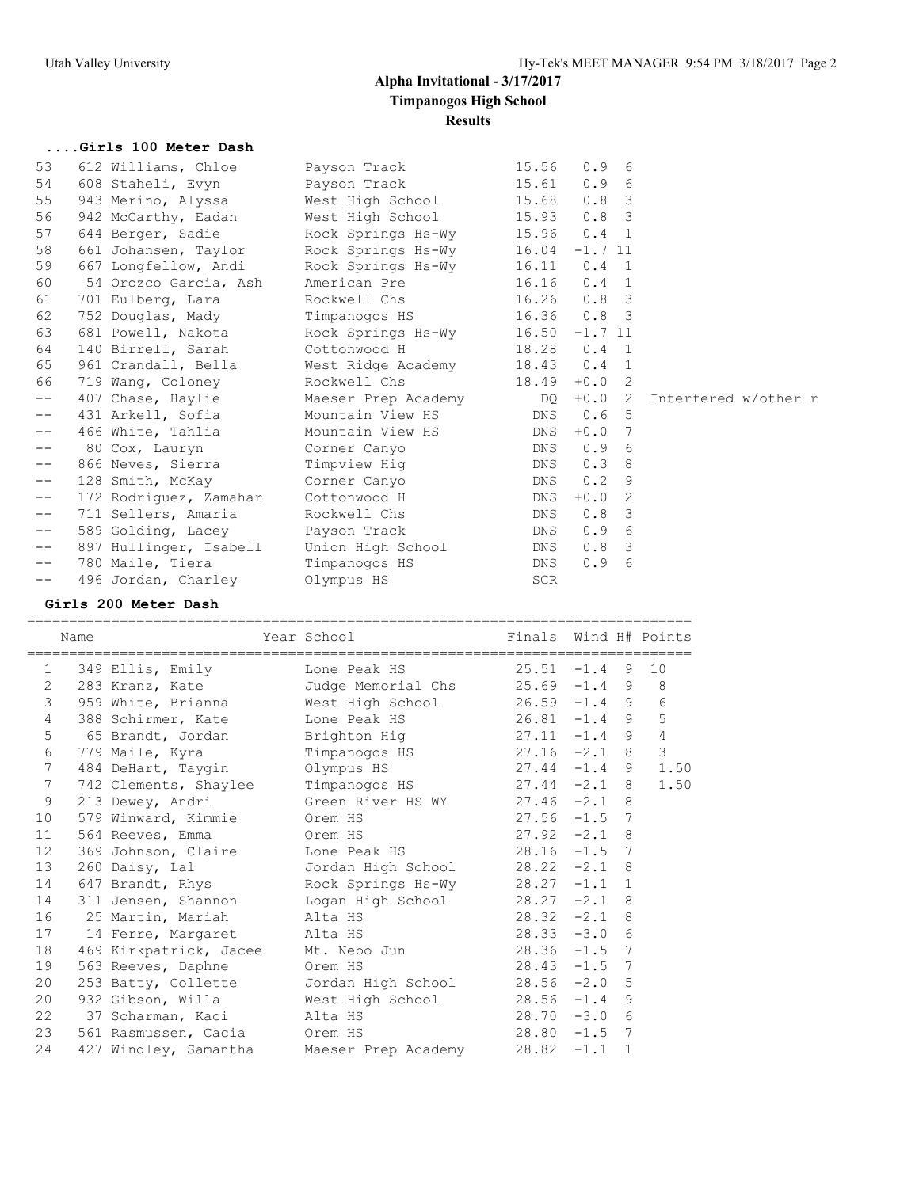# Alpha Invitational - 3/17/2017
## Timpanogos High School
## Results

### ....Girls 100 Meter Dash

| Place | Name | School | Finals | Wind | H# | Comment |
|---|---|---|---|---|---|---|
| 53 | 612 Williams, Chloe | Payson Track | 15.56 | 0.9 | 6 | |
| 54 | 608 Staheli, Evyn | Payson Track | 15.61 | 0.9 | 6 | |
| 55 | 943 Merino, Alyssa | West High School | 15.68 | 0.8 | 3 | |
| 56 | 942 McCarthy, Eadan | West High School | 15.93 | 0.8 | 3 | |
| 57 | 644 Berger, Sadie | Rock Springs Hs-Wy | 15.96 | 0.4 | 1 | |
| 58 | 661 Johansen, Taylor | Rock Springs Hs-Wy | 16.04 | -1.7 | 11 | |
| 59 | 667 Longfellow, Andi | Rock Springs Hs-Wy | 16.11 | 0.4 | 1 | |
| 60 | 54 Orozco Garcia, Ash | American Pre | 16.16 | 0.4 | 1 | |
| 61 | 701 Eulberg, Lara | Rockwell Chs | 16.26 | 0.8 | 3 | |
| 62 | 752 Douglas, Mady | Timpanogos HS | 16.36 | 0.8 | 3 | |
| 63 | 681 Powell, Nakota | Rock Springs Hs-Wy | 16.50 | -1.7 | 11 | |
| 64 | 140 Birrell, Sarah | Cottonwood H | 18.28 | 0.4 | 1 | |
| 65 | 961 Crandall, Bella | West Ridge Academy | 18.43 | 0.4 | 1 | |
| 66 | 719 Wang, Colony | Rockwell Chs | 18.49 | +0.0 | 2 | |
| -- | 407 Chase, Haylie | Maeser Prep Academy | DQ | +0.0 | 2 | Interfered w/other r |
| -- | 431 Arkell, Sofia | Mountain View HS | DNS | 0.6 | 5 | |
| -- | 466 White, Tahlia | Mountain View HS | DNS | +0.0 | 7 | |
| -- | 80 Cox, Lauryn | Corner Canyo | DNS | 0.9 | 6 | |
| -- | 866 Neves, Sierra | Timpview Hig | DNS | 0.3 | 8 | |
| -- | 128 Smith, McKay | Corner Canyo | DNS | 0.2 | 9 | |
| -- | 172 Rodriguez, Zamahar | Cottonwood H | DNS | +0.0 | 2 | |
| -- | 711 Sellers, Amaria | Rockwell Chs | DNS | 0.8 | 3 | |
| -- | 589 Golding, Lacey | Payson Track | DNS | 0.9 | 6 | |
| -- | 897 Hullinger, Isabell | Union High School | DNS | 0.8 | 3 | |
| -- | 780 Maile, Tiera | Timpanogos HS | DNS | 0.9 | 6 | |
| -- | 496 Jordan, Charley | Olympus HS | SCR | | | |

### Girls 200 Meter Dash

| | Name | Year School | Finals | Wind | H# | Points |
|---|---|---|---|---|---|---|
| 1 | 349 Ellis, Emily | Lone Peak HS | 25.51 | -1.4 | 9 | 10 |
| 2 | 283 Kranz, Kate | Judge Memorial Chs | 25.69 | -1.4 | 9 | 8 |
| 3 | 959 White, Brianna | West High School | 26.59 | -1.4 | 9 | 6 |
| 4 | 388 Schirmer, Kate | Lone Peak HS | 26.81 | -1.4 | 9 | 5 |
| 5 | 65 Brandt, Jordan | Brighton Hig | 27.11 | -1.4 | 9 | 4 |
| 6 | 779 Maile, Kyra | Timpanogos HS | 27.16 | -2.1 | 8 | 3 |
| 7 | 484 DeHart, Taygin | Olympus HS | 27.44 | -1.4 | 9 | 1.50 |
| 7 | 742 Clements, Shaylee | Timpanogos HS | 27.44 | -2.1 | 8 | 1.50 |
| 9 | 213 Dewey, Andri | Green River HS WY | 27.46 | -2.1 | 8 | |
| 10 | 579 Winward, Kimmie | Orem HS | 27.56 | -1.5 | 7 | |
| 11 | 564 Reeves, Emma | Orem HS | 27.92 | -2.1 | 8 | |
| 12 | 369 Johnson, Claire | Lone Peak HS | 28.16 | -1.5 | 7 | |
| 13 | 260 Daisy, Lal | Jordan High School | 28.22 | -2.1 | 8 | |
| 14 | 647 Brandt, Rhys | Rock Springs Hs-Wy | 28.27 | -1.1 | 1 | |
| 14 | 311 Jensen, Shannon | Logan High School | 28.27 | -2.1 | 8 | |
| 16 | 25 Martin, Mariah | Alta HS | 28.32 | -2.1 | 8 | |
| 17 | 14 Ferre, Margaret | Alta HS | 28.33 | -3.0 | 6 | |
| 18 | 469 Kirkpatrick, Jacee | Mt. Nebo Jun | 28.36 | -1.5 | 7 | |
| 19 | 563 Reeves, Daphne | Orem HS | 28.43 | -1.5 | 7 | |
| 20 | 253 Batty, Collette | Jordan High School | 28.56 | -2.0 | 5 | |
| 20 | 932 Gibson, Willa | West High School | 28.56 | -1.4 | 9 | |
| 22 | 37 Scharman, Kaci | Alta HS | 28.70 | -3.0 | 6 | |
| 23 | 561 Rasmussen, Cacia | Orem HS | 28.80 | -1.5 | 7 | |
| 24 | 427 Windley, Samantha | Maeser Prep Academy | 28.82 | -1.1 | 1 | |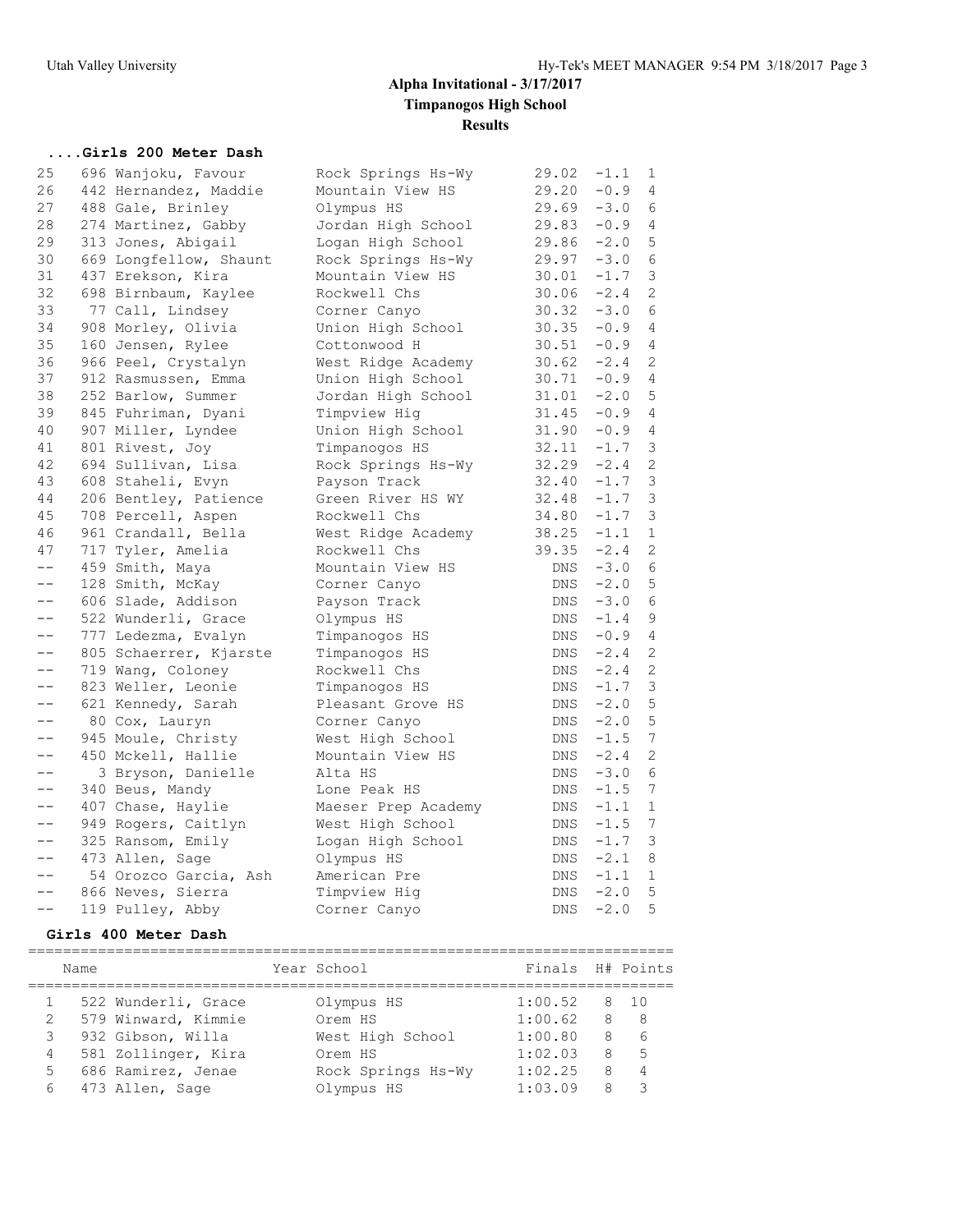# Alpha Invitational - 3/17/2017

## Timpanogos High School

## Results

### ....Girls 200 Meter Dash

| Place | Name | School | Finals | Wind | H# |
|---|---|---|---|---|---|
| 25 | 696 Wanjoku, Favour | Rock Springs Hs-Wy | 29.02 | -1.1 | 1 |
| 26 | 442 Hernandez, Maddie | Mountain View HS | 29.20 | -0.9 | 4 |
| 27 | 488 Gale, Brinley | Olympus HS | 29.69 | -3.0 | 6 |
| 28 | 274 Martinez, Gabby | Jordan High School | 29.83 | -0.9 | 4 |
| 29 | 313 Jones, Abigail | Logan High School | 29.86 | -2.0 | 5 |
| 30 | 669 Longfellow, Shaunt | Rock Springs Hs-Wy | 29.97 | -3.0 | 6 |
| 31 | 437 Erekson, Kira | Mountain View HS | 30.01 | -1.7 | 3 |
| 32 | 698 Birnbaum, Kaylee | Rockwell Chs | 30.06 | -2.4 | 2 |
| 33 | 77 Call, Lindsey | Corner Canyo | 30.32 | -3.0 | 6 |
| 34 | 908 Morley, Olivia | Union High School | 30.35 | -0.9 | 4 |
| 35 | 160 Jensen, Rylee | Cottonwood H | 30.51 | -0.9 | 4 |
| 36 | 966 Peel, Crystalyn | West Ridge Academy | 30.62 | -2.4 | 2 |
| 37 | 912 Rasmussen, Emma | Union High School | 30.71 | -0.9 | 4 |
| 38 | 252 Barlow, Summer | Jordan High School | 31.01 | -2.0 | 5 |
| 39 | 845 Fuhriman, Dyani | Timpview Hig | 31.45 | -0.9 | 4 |
| 40 | 907 Miller, Lyndee | Union High School | 31.90 | -0.9 | 4 |
| 41 | 801 Rivest, Joy | Timpanogos HS | 32.11 | -1.7 | 3 |
| 42 | 694 Sullivan, Lisa | Rock Springs Hs-Wy | 32.29 | -2.4 | 2 |
| 43 | 608 Staheli, Evyn | Payson Track | 32.40 | -1.7 | 3 |
| 44 | 206 Bentley, Patience | Green River HS WY | 32.48 | -1.7 | 3 |
| 45 | 708 Percell, Aspen | Rockwell Chs | 34.80 | -1.7 | 3 |
| 46 | 961 Crandall, Bella | West Ridge Academy | 38.25 | -1.1 | 1 |
| 47 | 717 Tyler, Amelia | Rockwell Chs | 39.35 | -2.4 | 2 |
| -- | 459 Smith, Maya | Mountain View HS | DNS | -3.0 | 6 |
| -- | 128 Smith, McKay | Corner Canyo | DNS | -2.0 | 5 |
| -- | 606 Slade, Addison | Payson Track | DNS | -3.0 | 6 |
| -- | 522 Wunderli, Grace | Olympus HS | DNS | -1.4 | 9 |
| -- | 777 Ledezma, Evalyn | Timpanogos HS | DNS | -0.9 | 4 |
| -- | 805 Schaerrer, Kjarste | Timpanogos HS | DNS | -2.4 | 2 |
| -- | 719 Wang, Coloney | Rockwell Chs | DNS | -2.4 | 2 |
| -- | 823 Weller, Leonie | Timpanogos HS | DNS | -1.7 | 3 |
| -- | 621 Kennedy, Sarah | Pleasant Grove HS | DNS | -2.0 | 5 |
| -- | 80 Cox, Lauryn | Corner Canyo | DNS | -2.0 | 5 |
| -- | 945 Moule, Christy | West High School | DNS | -1.5 | 7 |
| -- | 450 Mckell, Hallie | Mountain View HS | DNS | -2.4 | 2 |
| -- | 3 Bryson, Danielle | Alta HS | DNS | -3.0 | 6 |
| -- | 340 Beus, Mandy | Lone Peak HS | DNS | -1.5 | 7 |
| -- | 407 Chase, Haylie | Maeser Prep Academy | DNS | -1.1 | 1 |
| -- | 949 Rogers, Caitlyn | West High School | DNS | -1.5 | 7 |
| -- | 325 Ransom, Emily | Logan High School | DNS | -1.7 | 3 |
| -- | 473 Allen, Sage | Olympus HS | DNS | -2.1 | 8 |
| -- | 54 Orozco Garcia, Ash | American Pre | DNS | -1.1 | 1 |
| -- | 866 Neves, Sierra | Timpview Hig | DNS | -2.0 | 5 |
| -- | 119 Pulley, Abby | Corner Canyo | DNS | -2.0 | 5 |

### Girls 400 Meter Dash

| | Name | Year School | Finals | H# | Points |
|---|---|---|---|---|---|
| 1 | 522 Wunderli, Grace | Olympus HS | 1:00.52 | 8 | 10 |
| 2 | 579 Winward, Kimmie | Orem HS | 1:00.62 | 8 | 8 |
| 3 | 932 Gibson, Willa | West High School | 1:00.80 | 8 | 6 |
| 4 | 581 Zollinger, Kira | Orem HS | 1:02.03 | 8 | 5 |
| 5 | 686 Ramirez, Jenae | Rock Springs Hs-Wy | 1:02.25 | 8 | 4 |
| 6 | 473 Allen, Sage | Olympus HS | 1:03.09 | 8 | 3 |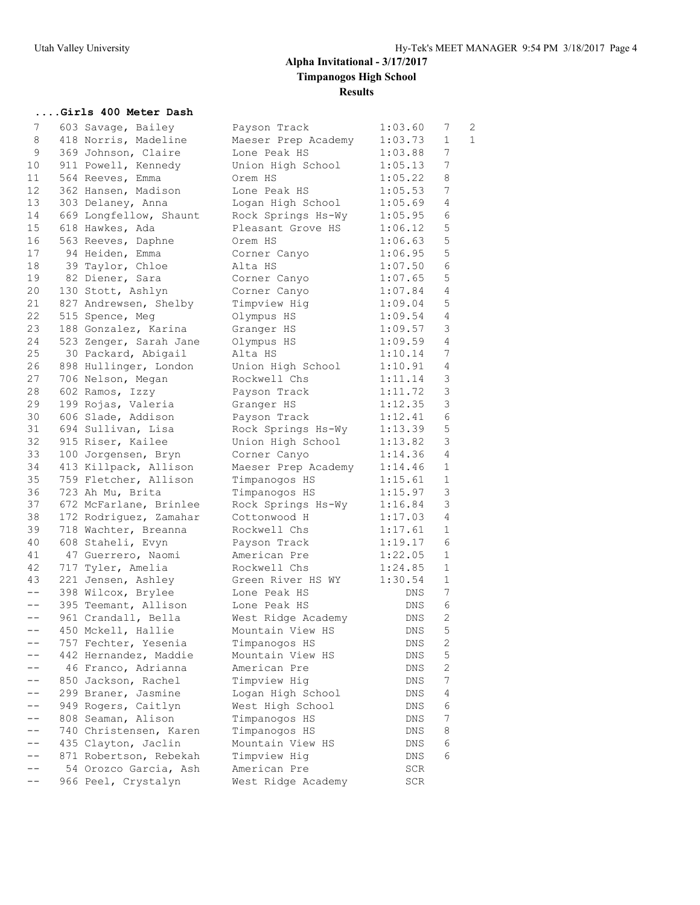# Alpha Invitational - 3/17/2017

## Timpanogos High School

## Results

### ....Girls 400 Meter Dash

| Place | # | Name | School | Time | Heat | Points |
|---|---|---|---|---|---|---|
| 7 | 603 | Savage, Bailey | Payson Track | 1:03.60 | 7 | 2 |
| 8 | 418 | Norris, Madeline | Maeser Prep Academy | 1:03.73 | 1 | 1 |
| 9 | 369 | Johnson, Claire | Lone Peak HS | 1:03.88 | 7 | |
| 10 | 911 | Powell, Kennedy | Union High School | 1:05.13 | 7 | |
| 11 | 564 | Reeves, Emma | Orem HS | 1:05.22 | 8 | |
| 12 | 362 | Hansen, Madison | Lone Peak HS | 1:05.53 | 7 | |
| 13 | 303 | Delaney, Anna | Logan High School | 1:05.69 | 4 | |
| 14 | 669 | Longfellow, Shaunt | Rock Springs Hs-Wy | 1:05.95 | 6 | |
| 15 | 618 | Hawkes, Ada | Pleasant Grove HS | 1:06.12 | 5 | |
| 16 | 563 | Reeves, Daphne | Orem HS | 1:06.63 | 5 | |
| 17 | 94 | Heiden, Emma | Corner Canyo | 1:06.95 | 5 | |
| 18 | 39 | Taylor, Chloe | Alta HS | 1:07.50 | 6 | |
| 19 | 82 | Diener, Sara | Corner Canyo | 1:07.65 | 5 | |
| 20 | 130 | Stott, Ashlyn | Corner Canyo | 1:07.84 | 4 | |
| 21 | 827 | Andrewsen, Shelby | Timpview Hig | 1:09.04 | 5 | |
| 22 | 515 | Spence, Meg | Olympus HS | 1:09.54 | 4 | |
| 23 | 188 | Gonzalez, Karina | Granger HS | 1:09.57 | 3 | |
| 24 | 523 | Zenger, Sarah Jane | Olympus HS | 1:09.59 | 4 | |
| 25 | 30 | Packard, Abigail | Alta HS | 1:10.14 | 7 | |
| 26 | 898 | Hullinger, London | Union High School | 1:10.91 | 4 | |
| 27 | 706 | Nelson, Megan | Rockwell Chs | 1:11.14 | 3 | |
| 28 | 602 | Ramos, Izzy | Payson Track | 1:11.72 | 3 | |
| 29 | 199 | Rojas, Valeria | Granger HS | 1:12.35 | 3 | |
| 30 | 606 | Slade, Addison | Payson Track | 1:12.41 | 6 | |
| 31 | 694 | Sullivan, Lisa | Rock Springs Hs-Wy | 1:13.39 | 5 | |
| 32 | 915 | Riser, Kailee | Union High School | 1:13.82 | 3 | |
| 33 | 100 | Jorgensen, Bryn | Corner Canyo | 1:14.36 | 4 | |
| 34 | 413 | Killpack, Allison | Maeser Prep Academy | 1:14.46 | 1 | |
| 35 | 759 | Fletcher, Allison | Timpanogos HS | 1:15.61 | 1 | |
| 36 | 723 | Ah Mu, Brita | Timpanogos HS | 1:15.97 | 3 | |
| 37 | 672 | McFarlane, Brinlee | Rock Springs Hs-Wy | 1:16.84 | 3 | |
| 38 | 172 | Rodriguez, Zamahar | Cottonwood H | 1:17.03 | 4 | |
| 39 | 718 | Wachter, Breanna | Rockwell Chs | 1:17.61 | 1 | |
| 40 | 608 | Staheli, Evyn | Payson Track | 1:19.17 | 6 | |
| 41 | 47 | Guerrero, Naomi | American Pre | 1:22.05 | 1 | |
| 42 | 717 | Tyler, Amelia | Rockwell Chs | 1:24.85 | 1 | |
| 43 | 221 | Jensen, Ashley | Green River HS WY | 1:30.54 | 1 | |
| -- | 398 | Wilcox, Brylee | Lone Peak HS | DNS | 7 | |
| -- | 395 | Teemant, Allison | Lone Peak HS | DNS | 6 | |
| -- | 961 | Crandall, Bella | West Ridge Academy | DNS | 2 | |
| -- | 450 | Mckell, Hallie | Mountain View HS | DNS | 5 | |
| -- | 757 | Fechter, Yesenia | Timpanogos HS | DNS | 2 | |
| -- | 442 | Hernandez, Maddie | Mountain View HS | DNS | 5 | |
| -- | 46 | Franco, Adrianna | American Pre | DNS | 2 | |
| -- | 850 | Jackson, Rachel | Timpview Hig | DNS | 7 | |
| -- | 299 | Braner, Jasmine | Logan High School | DNS | 4 | |
| -- | 949 | Rogers, Caitlyn | West High School | DNS | 6 | |
| -- | 808 | Seaman, Alison | Timpanogos HS | DNS | 7 | |
| -- | 740 | Christensen, Karen | Timpanogos HS | DNS | 8 | |
| -- | 435 | Clayton, Jaclin | Mountain View HS | DNS | 6 | |
| -- | 871 | Robertson, Rebekah | Timpview Hig | DNS | 6 | |
| -- | 54 | Orozco Garcia, Ash | American Pre | SCR | | |
| -- | 966 | Peel, Crystalyn | West Ridge Academy | SCR | | |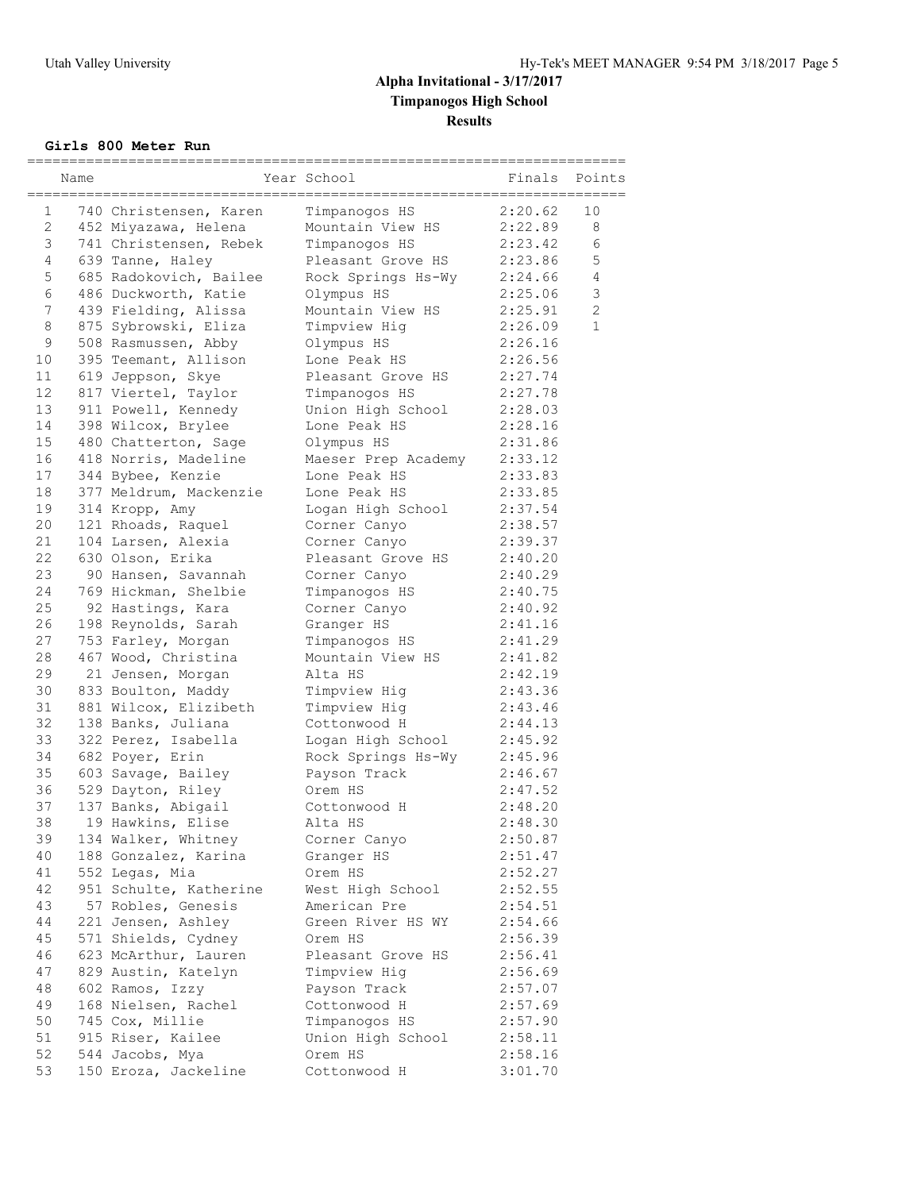# Alpha Invitational - 3/17/2017

## Timpanogos High School

## Results

### Girls 800 Meter Run

| | Name | Year | School | Finals | Points |
|---|---|---|---|---|---|
| 1 | 740 Christensen, Karen | | Timpanogos HS | 2:20.62 | 10 |
| 2 | 452 Miyazawa, Helena | | Mountain View HS | 2:22.89 | 8 |
| 3 | 741 Christensen, Rebek | | Timpanogos HS | 2:23.42 | 6 |
| 4 | 639 Tanne, Haley | | Pleasant Grove HS | 2:23.86 | 5 |
| 5 | 685 Radokovich, Bailee | | Rock Springs Hs-Wy | 2:24.66 | 4 |
| 6 | 486 Duckworth, Katie | | Olympus HS | 2:25.06 | 3 |
| 7 | 439 Fielding, Alissa | | Mountain View HS | 2:25.91 | 2 |
| 8 | 875 Sybrowski, Eliza | | Timpview Hig | 2:26.09 | 1 |
| 9 | 508 Rasmussen, Abby | | Olympus HS | 2:26.16 | |
| 10 | 395 Teemant, Allison | | Lone Peak HS | 2:26.56 | |
| 11 | 619 Jeppson, Skye | | Pleasant Grove HS | 2:27.74 | |
| 12 | 817 Viertel, Taylor | | Timpanogos HS | 2:27.78 | |
| 13 | 911 Powell, Kennedy | | Union High School | 2:28.03 | |
| 14 | 398 Wilcox, Brylee | | Lone Peak HS | 2:28.16 | |
| 15 | 480 Chatterton, Sage | | Olympus HS | 2:31.86 | |
| 16 | 418 Norris, Madeline | | Maeser Prep Academy | 2:33.12 | |
| 17 | 344 Bybee, Kenzie | | Lone Peak HS | 2:33.83 | |
| 18 | 377 Meldrum, Mackenzie | | Lone Peak HS | 2:33.85 | |
| 19 | 314 Kropp, Amy | | Logan High School | 2:37.54 | |
| 20 | 121 Rhoads, Raquel | | Corner Canyo | 2:38.57 | |
| 21 | 104 Larsen, Alexia | | Corner Canyo | 2:39.37 | |
| 22 | 630 Olson, Erika | | Pleasant Grove HS | 2:40.20 | |
| 23 | 90 Hansen, Savannah | | Corner Canyo | 2:40.29 | |
| 24 | 769 Hickman, Shelbie | | Timpanogos HS | 2:40.75 | |
| 25 | 92 Hastings, Kara | | Corner Canyo | 2:40.92 | |
| 26 | 198 Reynolds, Sarah | | Granger HS | 2:41.16 | |
| 27 | 753 Farley, Morgan | | Timpanogos HS | 2:41.29 | |
| 28 | 467 Wood, Christina | | Mountain View HS | 2:41.82 | |
| 29 | 21 Jensen, Morgan | | Alta HS | 2:42.19 | |
| 30 | 833 Boulton, Maddy | | Timpview Hig | 2:43.36 | |
| 31 | 881 Wilcox, Elizibeth | | Timpview Hig | 2:43.46 | |
| 32 | 138 Banks, Juliana | | Cottonwood H | 2:44.13 | |
| 33 | 322 Perez, Isabella | | Logan High School | 2:45.92 | |
| 34 | 682 Poyer, Erin | | Rock Springs Hs-Wy | 2:45.96 | |
| 35 | 603 Savage, Bailey | | Payson Track | 2:46.67 | |
| 36 | 529 Dayton, Riley | | Orem HS | 2:47.52 | |
| 37 | 137 Banks, Abigail | | Cottonwood H | 2:48.20 | |
| 38 | 19 Hawkins, Elise | | Alta HS | 2:48.30 | |
| 39 | 134 Walker, Whitney | | Corner Canyo | 2:50.87 | |
| 40 | 188 Gonzalez, Karina | | Granger HS | 2:51.47 | |
| 41 | 552 Legas, Mia | | Orem HS | 2:52.27 | |
| 42 | 951 Schulte, Katherine | | West High School | 2:52.55 | |
| 43 | 57 Robles, Genesis | | American Pre | 2:54.51 | |
| 44 | 221 Jensen, Ashley | | Green River HS WY | 2:54.66 | |
| 45 | 571 Shields, Cydney | | Orem HS | 2:56.39 | |
| 46 | 623 McArthur, Lauren | | Pleasant Grove HS | 2:56.41 | |
| 47 | 829 Austin, Katelyn | | Timpview Hig | 2:56.69 | |
| 48 | 602 Ramos, Izzy | | Payson Track | 2:57.07 | |
| 49 | 168 Nielsen, Rachel | | Cottonwood H | 2:57.69 | |
| 50 | 745 Cox, Millie | | Timpanogos HS | 2:57.90 | |
| 51 | 915 Riser, Kailee | | Union High School | 2:58.11 | |
| 52 | 544 Jacobs, Mya | | Orem HS | 2:58.16 | |
| 53 | 150 Eroza, Jackeline | | Cottonwood H | 3:01.70 | |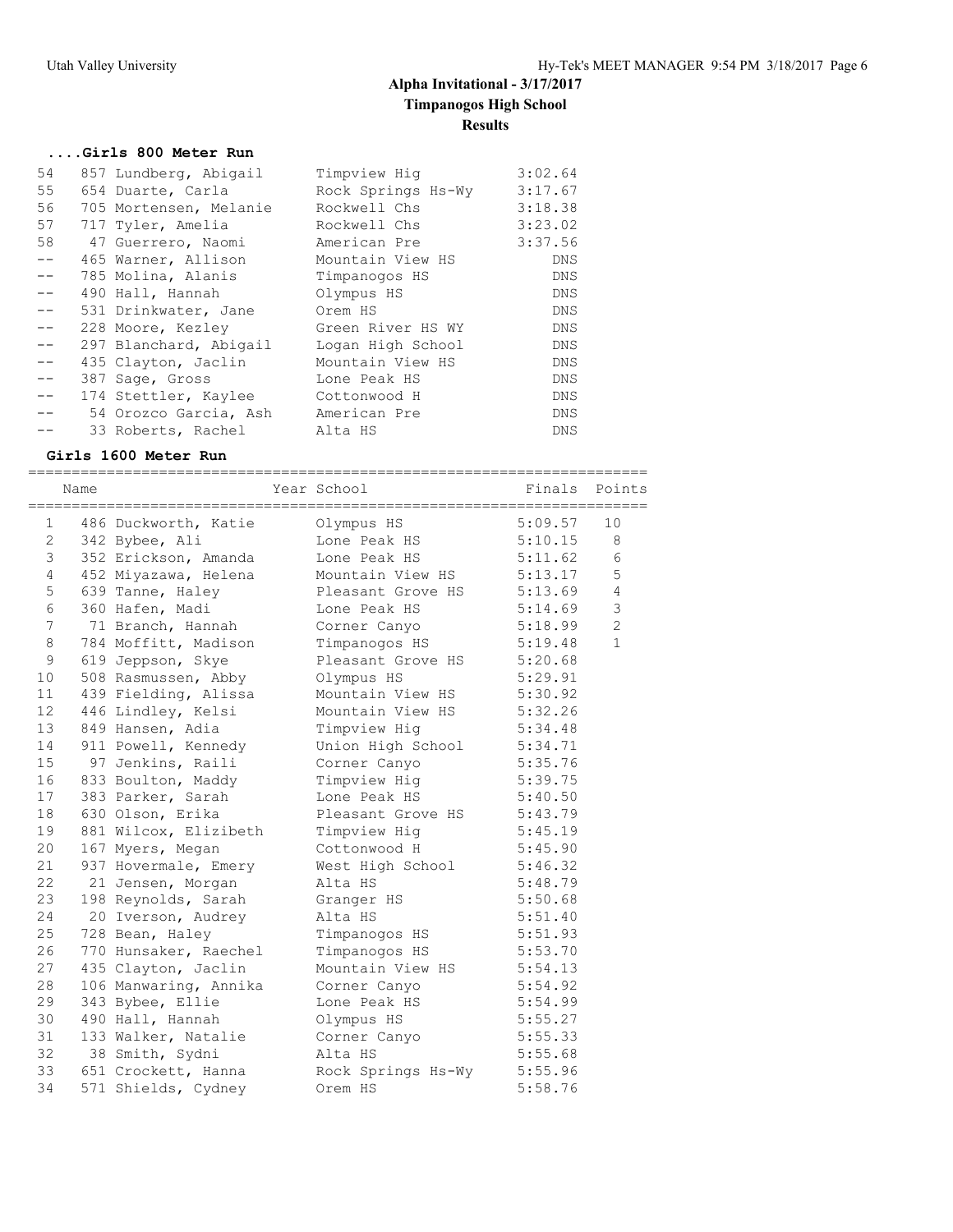# Alpha Invitational - 3/17/2017

## Timpanogos High School

### Results

#### ....Girls 800 Meter Run

| Place | Name | School | Finals |
|---|---|---|---|
| 54 | 857 Lundberg, Abigail | Timpview Hig | 3:02.64 |
| 55 | 654 Duarte, Carla | Rock Springs Hs-Wy | 3:17.67 |
| 56 | 705 Mortensen, Melanie | Rockwell Chs | 3:18.38 |
| 57 | 717 Tyler, Amelia | Rockwell Chs | 3:23.02 |
| 58 | 47 Guerrero, Naomi | American Pre | 3:37.56 |
| -- | 465 Warner, Allison | Mountain View HS | DNS |
| -- | 785 Molina, Alanis | Timpanogos HS | DNS |
| -- | 490 Hall, Hannah | Olympus HS | DNS |
| -- | 531 Drinkwater, Jane | Orem HS | DNS |
| -- | 228 Moore, Kezley | Green River HS WY | DNS |
| -- | 297 Blanchard, Abigail | Logan High School | DNS |
| -- | 435 Clayton, Jaclin | Mountain View HS | DNS |
| -- | 387 Sage, Gross | Lone Peak HS | DNS |
| -- | 174 Stettler, Kaylee | Cottonwood H | DNS |
| -- | 54 Orozco Garcia, Ash | American Pre | DNS |
| -- | 33 Roberts, Rachel | Alta HS | DNS |

#### Girls 1600 Meter Run

| Place | Name | Year School | Finals | Points |
|---|---|---|---|---|
| 1 | 486 Duckworth, Katie | Olympus HS | 5:09.57 | 10 |
| 2 | 342 Bybee, Ali | Lone Peak HS | 5:10.15 | 8 |
| 3 | 352 Erickson, Amanda | Lone Peak HS | 5:11.62 | 6 |
| 4 | 452 Miyazawa, Helena | Mountain View HS | 5:13.17 | 5 |
| 5 | 639 Tanne, Haley | Pleasant Grove HS | 5:13.69 | 4 |
| 6 | 360 Hafen, Madi | Lone Peak HS | 5:14.69 | 3 |
| 7 | 71 Branch, Hannah | Corner Canyo | 5:18.99 | 2 |
| 8 | 784 Moffitt, Madison | Timpanogos HS | 5:19.48 | 1 |
| 9 | 619 Jeppson, Skye | Pleasant Grove HS | 5:20.68 | |
| 10 | 508 Rasmussen, Abby | Olympus HS | 5:29.91 | |
| 11 | 439 Fielding, Alissa | Mountain View HS | 5:30.92 | |
| 12 | 446 Lindley, Kelsi | Mountain View HS | 5:32.26 | |
| 13 | 849 Hansen, Adia | Timpview Hig | 5:34.48 | |
| 14 | 911 Powell, Kennedy | Union High School | 5:34.71 | |
| 15 | 97 Jenkins, Raili | Corner Canyo | 5:35.76 | |
| 16 | 833 Boulton, Maddy | Timpview Hig | 5:39.75 | |
| 17 | 383 Parker, Sarah | Lone Peak HS | 5:40.50 | |
| 18 | 630 Olson, Erika | Pleasant Grove HS | 5:43.79 | |
| 19 | 881 Wilcox, Elizibeth | Timpview Hig | 5:45.19 | |
| 20 | 167 Myers, Megan | Cottonwood H | 5:45.90 | |
| 21 | 937 Hovermale, Emery | West High School | 5:46.32 | |
| 22 | 21 Jensen, Morgan | Alta HS | 5:48.79 | |
| 23 | 198 Reynolds, Sarah | Granger HS | 5:50.68 | |
| 24 | 20 Iverson, Audrey | Alta HS | 5:51.40 | |
| 25 | 728 Bean, Haley | Timpanogos HS | 5:51.93 | |
| 26 | 770 Hunsaker, Raechel | Timpanogos HS | 5:53.70 | |
| 27 | 435 Clayton, Jaclin | Mountain View HS | 5:54.13 | |
| 28 | 106 Manwaring, Annika | Corner Canyo | 5:54.92 | |
| 29 | 343 Bybee, Ellie | Lone Peak HS | 5:54.99 | |
| 30 | 490 Hall, Hannah | Olympus HS | 5:55.27 | |
| 31 | 133 Walker, Natalie | Corner Canyo | 5:55.33 | |
| 32 | 38 Smith, Sydni | Alta HS | 5:55.68 | |
| 33 | 651 Crockett, Hanna | Rock Springs Hs-Wy | 5:55.96 | |
| 34 | 571 Shields, Cydney | Orem HS | 5:58.76 | |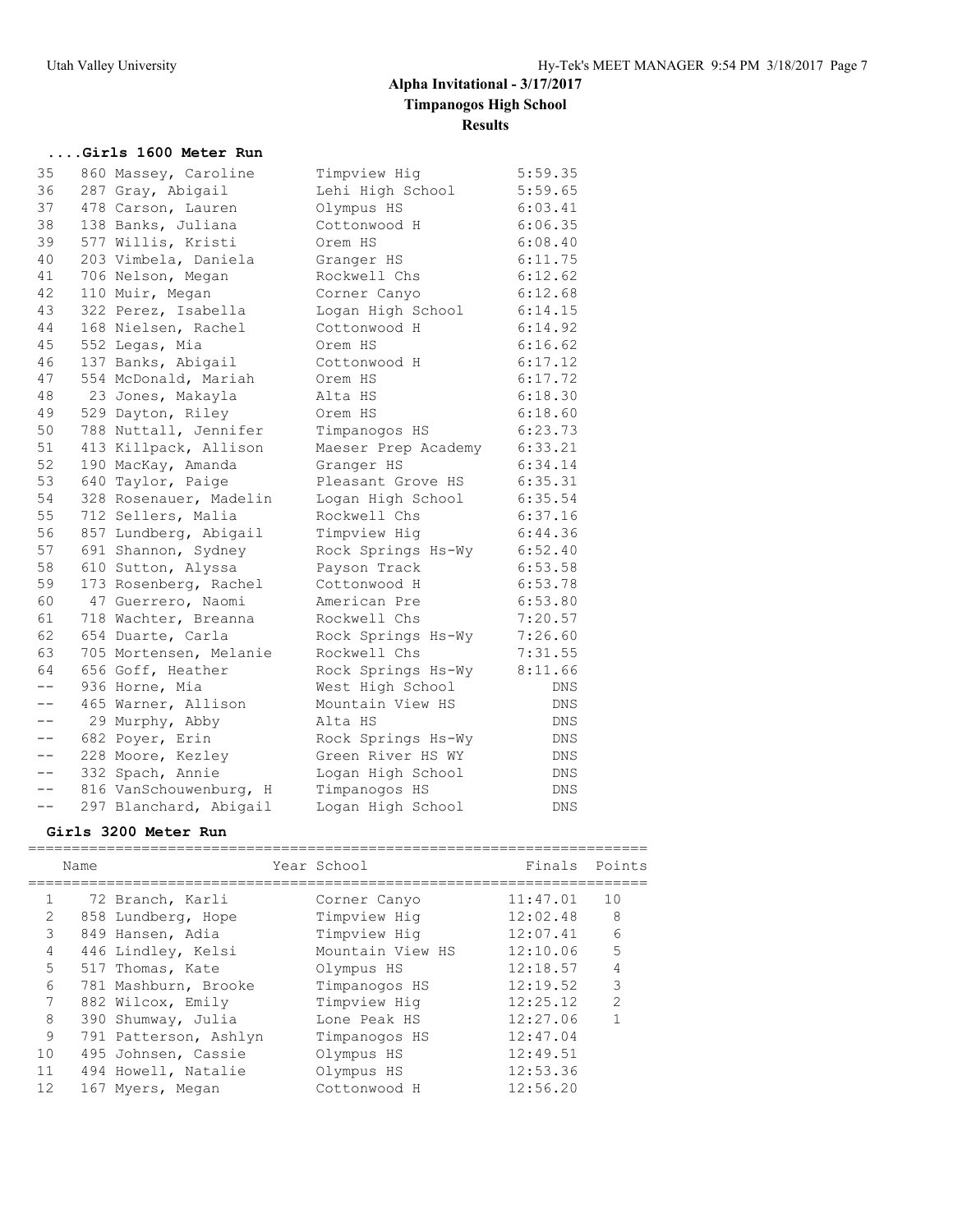# Alpha Invitational - 3/17/2017

## Timpanogos High School

## Results

### ....Girls 1600 Meter Run

| Place | # | Name | School | Finals |
|---|---|---|---|---|
| 35 | 860 | Massey, Caroline | Timpview Hig | 5:59.35 |
| 36 | 287 | Gray, Abigail | Lehi High School | 5:59.65 |
| 37 | 478 | Carson, Lauren | Olympus HS | 6:03.41 |
| 38 | 138 | Banks, Juliana | Cottonwood H | 6:06.35 |
| 39 | 577 | Willis, Kristi | Orem HS | 6:08.40 |
| 40 | 203 | Vimbela, Daniela | Granger HS | 6:11.75 |
| 41 | 706 | Nelson, Megan | Rockwell Chs | 6:12.62 |
| 42 | 110 | Muir, Megan | Corner Canyo | 6:12.68 |
| 43 | 322 | Perez, Isabella | Logan High School | 6:14.15 |
| 44 | 168 | Nielsen, Rachel | Cottonwood H | 6:14.92 |
| 45 | 552 | Legas, Mia | Orem HS | 6:16.62 |
| 46 | 137 | Banks, Abigail | Cottonwood H | 6:17.12 |
| 47 | 554 | McDonald, Mariah | Orem HS | 6:17.72 |
| 48 | 23 | Jones, Makayla | Alta HS | 6:18.30 |
| 49 | 529 | Dayton, Riley | Orem HS | 6:18.60 |
| 50 | 788 | Nuttall, Jennifer | Timpanogos HS | 6:23.73 |
| 51 | 413 | Killpack, Allison | Maeser Prep Academy | 6:33.21 |
| 52 | 190 | MacKay, Amanda | Granger HS | 6:34.14 |
| 53 | 640 | Taylor, Paige | Pleasant Grove HS | 6:35.31 |
| 54 | 328 | Rosenauer, Madelin | Logan High School | 6:35.54 |
| 55 | 712 | Sellers, Malia | Rockwell Chs | 6:37.16 |
| 56 | 857 | Lundberg, Abigail | Timpview Hig | 6:44.36 |
| 57 | 691 | Shannon, Sydney | Rock Springs Hs-Wy | 6:52.40 |
| 58 | 610 | Sutton, Alyssa | Payson Track | 6:53.58 |
| 59 | 173 | Rosenberg, Rachel | Cottonwood H | 6:53.78 |
| 60 | 47 | Guerrero, Naomi | American Pre | 6:53.80 |
| 61 | 718 | Wachter, Breanna | Rockwell Chs | 7:20.57 |
| 62 | 654 | Duarte, Carla | Rock Springs Hs-Wy | 7:26.60 |
| 63 | 705 | Mortensen, Melanie | Rockwell Chs | 7:31.55 |
| 64 | 656 | Goff, Heather | Rock Springs Hs-Wy | 8:11.66 |
| -- | 936 | Horne, Mia | West High School | DNS |
| -- | 465 | Warner, Allison | Mountain View HS | DNS |
| -- | 29 | Murphy, Abby | Alta HS | DNS |
| -- | 682 | Poyer, Erin | Rock Springs Hs-Wy | DNS |
| -- | 228 | Moore, Kezley | Green River HS WY | DNS |
| -- | 332 | Spach, Annie | Logan High School | DNS |
| -- | 816 | VanSchouwenburg, H | Timpanogos HS | DNS |
| -- | 297 | Blanchard, Abigail | Logan High School | DNS |

### Girls 3200 Meter Run

| Place | # | Name | Year | School | Finals | Points |
|---|---|---|---|---|---|---|
| 1 | 72 | Branch, Karli | | Corner Canyo | 11:47.01 | 10 |
| 2 | 858 | Lundberg, Hope | | Timpview Hig | 12:02.48 | 8 |
| 3 | 849 | Hansen, Adia | | Timpview Hig | 12:07.41 | 6 |
| 4 | 446 | Lindley, Kelsi | | Mountain View HS | 12:10.06 | 5 |
| 5 | 517 | Thomas, Kate | | Olympus HS | 12:18.57 | 4 |
| 6 | 781 | Mashburn, Brooke | | Timpanogos HS | 12:19.52 | 3 |
| 7 | 882 | Wilcox, Emily | | Timpview Hig | 12:25.12 | 2 |
| 8 | 390 | Shumway, Julia | | Lone Peak HS | 12:27.06 | 1 |
| 9 | 791 | Patterson, Ashlyn | | Timpanogos HS | 12:47.04 | |
| 10 | 495 | Johnsen, Cassie | | Olympus HS | 12:49.51 | |
| 11 | 494 | Howell, Natalie | | Olympus HS | 12:53.36 | |
| 12 | 167 | Myers, Megan | | Cottonwood H | 12:56.20 | |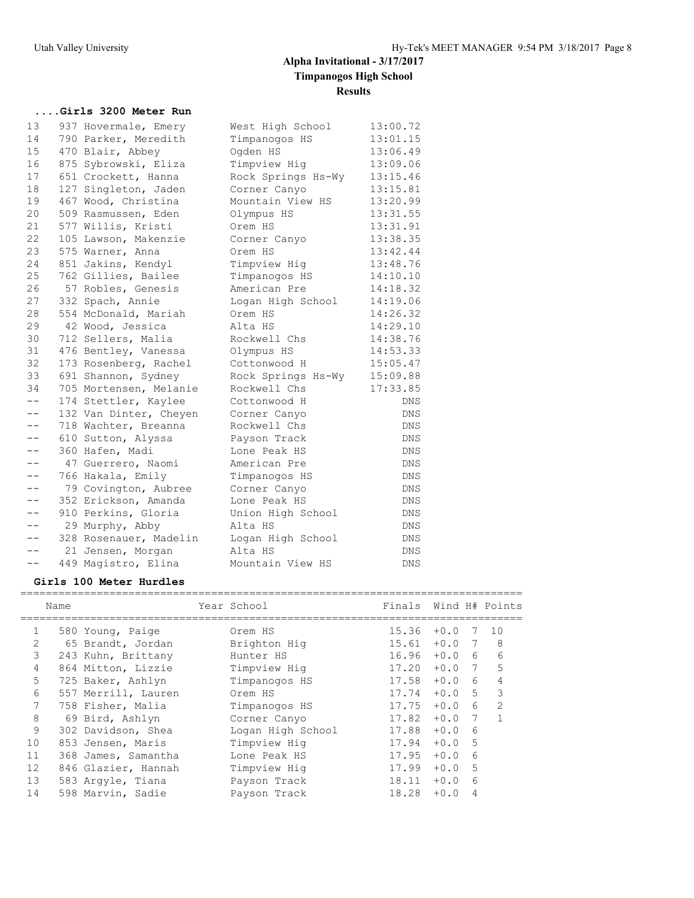# Alpha Invitational - 3/17/2017

## Timpanogos High School

## Results

### ....Girls 3200 Meter Run

| Place | Name | School | Finals |
|---|---|---|---|
| 13 | 937 Hovermale, Emery | West High School | 13:00.72 |
| 14 | 790 Parker, Meredith | Timpanogos HS | 13:01.15 |
| 15 | 470 Blair, Abbey | Ogden HS | 13:06.49 |
| 16 | 875 Sybrowski, Eliza | Timpview Hig | 13:09.06 |
| 17 | 651 Crockett, Hanna | Rock Springs Hs-Wy | 13:15.46 |
| 18 | 127 Singleton, Jaden | Corner Canyo | 13:15.81 |
| 19 | 467 Wood, Christina | Mountain View HS | 13:20.99 |
| 20 | 509 Rasmussen, Eden | Olympus HS | 13:31.55 |
| 21 | 577 Willis, Kristi | Orem HS | 13:31.91 |
| 22 | 105 Lawson, Makenzie | Corner Canyo | 13:38.35 |
| 23 | 575 Warner, Anna | Orem HS | 13:42.44 |
| 24 | 851 Jakins, Kendyl | Timpview Hig | 13:48.76 |
| 25 | 762 Gillies, Bailee | Timpanogos HS | 14:10.10 |
| 26 | 57 Robles, Genesis | American Pre | 14:18.32 |
| 27 | 332 Spach, Annie | Logan High School | 14:19.06 |
| 28 | 554 McDonald, Mariah | Orem HS | 14:26.32 |
| 29 | 42 Wood, Jessica | Alta HS | 14:29.10 |
| 30 | 712 Sellers, Malia | Rockwell Chs | 14:38.76 |
| 31 | 476 Bentley, Vanessa | Olympus HS | 14:53.33 |
| 32 | 173 Rosenberg, Rachel | Cottonwood H | 15:05.47 |
| 33 | 691 Shannon, Sydney | Rock Springs Hs-Wy | 15:09.88 |
| 34 | 705 Mortensen, Melanie | Rockwell Chs | 17:33.85 |
| -- | 174 Stettler, Kaylee | Cottonwood H | DNS |
| -- | 132 Van Dinter, Cheyen | Corner Canyo | DNS |
| -- | 718 Wachter, Breanna | Rockwell Chs | DNS |
| -- | 610 Sutton, Alyssa | Payson Track | DNS |
| -- | 360 Hafen, Madi | Lone Peak HS | DNS |
| -- | 47 Guerrero, Naomi | American Pre | DNS |
| -- | 766 Hakala, Emily | Timpanogos HS | DNS |
| -- | 79 Covington, Aubree | Corner Canyo | DNS |
| -- | 352 Erickson, Amanda | Lone Peak HS | DNS |
| -- | 910 Perkins, Gloria | Union High School | DNS |
| -- | 29 Murphy, Abby | Alta HS | DNS |
| -- | 328 Rosenauer, Madelin | Logan High School | DNS |
| -- | 21 Jensen, Morgan | Alta HS | DNS |
| -- | 449 Magistro, Elina | Mountain View HS | DNS |

### Girls 100 Meter Hurdles

| Place | Name | Year School | Finals | Wind | H# | Points |
|---|---|---|---|---|---|---|
| 1 | 580 Young, Paige | Orem HS | 15.36 | +0.0 | 7 | 10 |
| 2 | 65 Brandt, Jordan | Brighton Hig | 15.61 | +0.0 | 7 | 8 |
| 3 | 243 Kuhn, Brittany | Hunter HS | 16.96 | +0.0 | 6 | 6 |
| 4 | 864 Mitton, Lizzie | Timpview Hig | 17.20 | +0.0 | 7 | 5 |
| 5 | 725 Baker, Ashlyn | Timpanogos HS | 17.58 | +0.0 | 6 | 4 |
| 6 | 557 Merrill, Lauren | Orem HS | 17.74 | +0.0 | 5 | 3 |
| 7 | 758 Fisher, Malia | Timpanogos HS | 17.75 | +0.0 | 6 | 2 |
| 8 | 69 Bird, Ashlyn | Corner Canyo | 17.82 | +0.0 | 7 | 1 |
| 9 | 302 Davidson, Shea | Logan High School | 17.88 | +0.0 | 6 | |
| 10 | 853 Jensen, Maris | Timpview Hig | 17.94 | +0.0 | 5 | |
| 11 | 368 James, Samantha | Lone Peak HS | 17.95 | +0.0 | 6 | |
| 12 | 846 Glazier, Hannah | Timpview Hig | 17.99 | +0.0 | 5 | |
| 13 | 583 Argyle, Tiana | Payson Track | 18.11 | +0.0 | 6 | |
| 14 | 598 Marvin, Sadie | Payson Track | 18.28 | +0.0 | 4 | |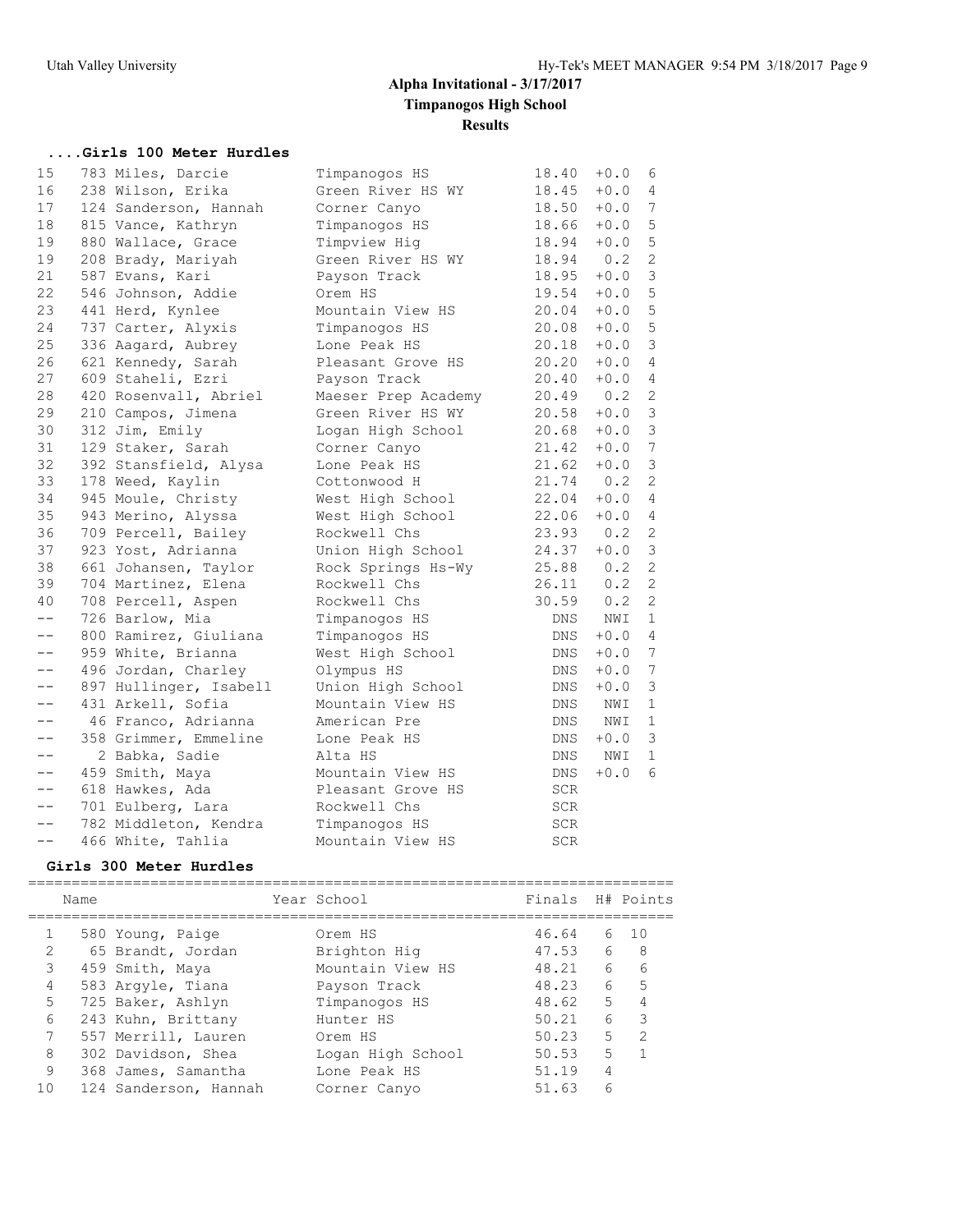# Alpha Invitational - 3/17/2017

## Timpanogos High School

### Results

#### ....Girls 100 Meter Hurdles

| Place | Name | School | Finals | Wind | H# |
|---|---|---|---|---|---|
| 15 | 783 Miles, Darcie | Timpanogos HS | 18.40 | +0.0 | 6 |
| 16 | 238 Wilson, Erika | Green River HS WY | 18.45 | +0.0 | 4 |
| 17 | 124 Sanderson, Hannah | Corner Canyo | 18.50 | +0.0 | 7 |
| 18 | 815 Vance, Kathryn | Timpanogos HS | 18.66 | +0.0 | 5 |
| 19 | 880 Wallace, Grace | Timpview Hig | 18.94 | +0.0 | 5 |
| 19 | 208 Brady, Mariyah | Green River HS WY | 18.94 | 0.2 | 2 |
| 21 | 587 Evans, Kari | Payson Track | 18.95 | +0.0 | 3 |
| 22 | 546 Johnson, Addie | Orem HS | 19.54 | +0.0 | 5 |
| 23 | 441 Herd, Kynlee | Mountain View HS | 20.04 | +0.0 | 5 |
| 24 | 737 Carter, Alyxis | Timpanogos HS | 20.08 | +0.0 | 5 |
| 25 | 336 Aagard, Aubrey | Lone Peak HS | 20.18 | +0.0 | 3 |
| 26 | 621 Kennedy, Sarah | Pleasant Grove HS | 20.20 | +0.0 | 4 |
| 27 | 609 Staheli, Ezri | Payson Track | 20.40 | +0.0 | 4 |
| 28 | 420 Rosenvall, Abriel | Maeser Prep Academy | 20.49 | 0.2 | 2 |
| 29 | 210 Campos, Jimena | Green River HS WY | 20.58 | +0.0 | 3 |
| 30 | 312 Jim, Emily | Logan High School | 20.68 | +0.0 | 3 |
| 31 | 129 Staker, Sarah | Corner Canyo | 21.42 | +0.0 | 7 |
| 32 | 392 Stansfield, Alysa | Lone Peak HS | 21.62 | +0.0 | 3 |
| 33 | 178 Weed, Kaylin | Cottonwood H | 21.74 | 0.2 | 2 |
| 34 | 945 Moule, Christy | West High School | 22.04 | +0.0 | 4 |
| 35 | 943 Merino, Alyssa | West High School | 22.06 | +0.0 | 4 |
| 36 | 709 Percell, Bailey | Rockwell Chs | 23.93 | 0.2 | 2 |
| 37 | 923 Yost, Adrianna | Union High School | 24.37 | +0.0 | 3 |
| 38 | 661 Johansen, Taylor | Rock Springs Hs-Wy | 25.88 | 0.2 | 2 |
| 39 | 704 Martinez, Elena | Rockwell Chs | 26.11 | 0.2 | 2 |
| 40 | 708 Percell, Aspen | Rockwell Chs | 30.59 | 0.2 | 2 |
| -- | 726 Barlow, Mia | Timpanogos HS | DNS | NWI | 1 |
| -- | 800 Ramirez, Giuliana | Timpanogos HS | DNS | +0.0 | 4 |
| -- | 959 White, Brianna | West High School | DNS | +0.0 | 7 |
| -- | 496 Jordan, Charley | Olympus HS | DNS | +0.0 | 7 |
| -- | 897 Hullinger, Isabell | Union High School | DNS | +0.0 | 3 |
| -- | 431 Arkell, Sofia | Mountain View HS | DNS | NWI | 1 |
| -- | 46 Franco, Adrianna | American Pre | DNS | NWI | 1 |
| -- | 358 Grimmer, Emmeline | Lone Peak HS | DNS | +0.0 | 3 |
| -- | 2 Babka, Sadie | Alta HS | DNS | NWI | 1 |
| -- | 459 Smith, Maya | Mountain View HS | DNS | +0.0 | 6 |
| -- | 618 Hawkes, Ada | Pleasant Grove HS | SCR | | |
| -- | 701 Eulberg, Lara | Rockwell Chs | SCR | | |
| -- | 782 Middleton, Kendra | Timpanogos HS | SCR | | |
| -- | 466 White, Tahlia | Mountain View HS | SCR | | |

#### Girls 300 Meter Hurdles

| | Name | Year School | Finals | H# | Points |
|---|---|---|---|---|---|
| 1 | 580 Young, Paige | Orem HS | 46.64 | 6 | 10 |
| 2 | 65 Brandt, Jordan | Brighton Hig | 47.53 | 6 | 8 |
| 3 | 459 Smith, Maya | Mountain View HS | 48.21 | 6 | 6 |
| 4 | 583 Argyle, Tiana | Payson Track | 48.23 | 6 | 5 |
| 5 | 725 Baker, Ashlyn | Timpanogos HS | 48.62 | 5 | 4 |
| 6 | 243 Kuhn, Brittany | Hunter HS | 50.21 | 6 | 3 |
| 7 | 557 Merrill, Lauren | Orem HS | 50.23 | 5 | 2 |
| 8 | 302 Davidson, Shea | Logan High School | 50.53 | 5 | 1 |
| 9 | 368 James, Samantha | Lone Peak HS | 51.19 | 4 | |
| 10 | 124 Sanderson, Hannah | Corner Canyo | 51.63 | 6 | |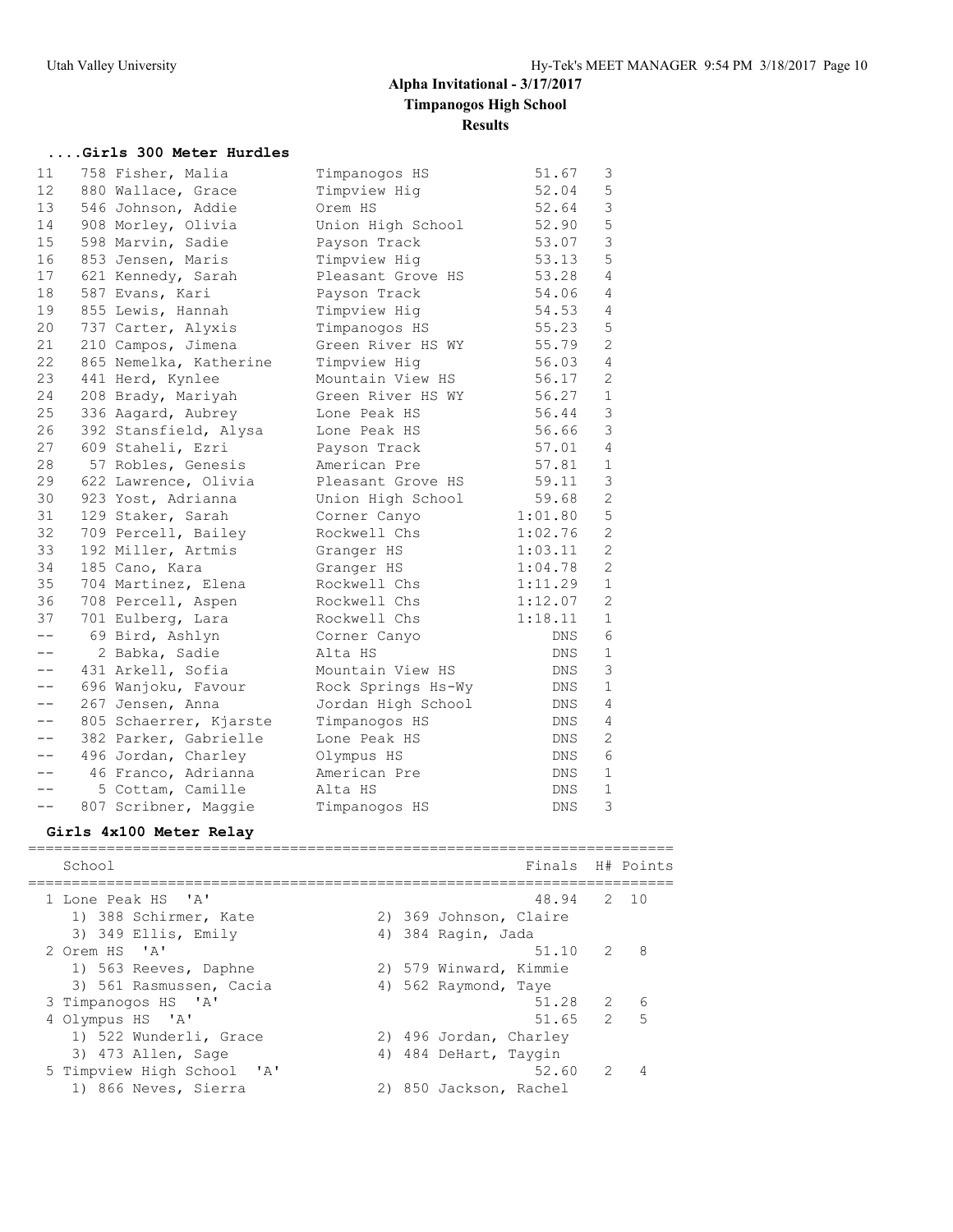## Alpha Invitational - 3/17/2017
### Timpanogos High School
### Results

#### ....Girls 300 Meter Hurdles

| Place | Athlete | School | Finals | H# |
|---|---|---|---|---|
| 11 | 758 Fisher, Malia | Timpanogos HS | 51.67 | 3 |
| 12 | 880 Wallace, Grace | Timpview Hig | 52.04 | 5 |
| 13 | 546 Johnson, Addie | Orem HS | 52.64 | 3 |
| 14 | 908 Morley, Olivia | Union High School | 52.90 | 5 |
| 15 | 598 Marvin, Sadie | Payson Track | 53.07 | 3 |
| 16 | 853 Jensen, Maris | Timpview Hig | 53.13 | 5 |
| 17 | 621 Kennedy, Sarah | Pleasant Grove HS | 53.28 | 4 |
| 18 | 587 Evans, Kari | Payson Track | 54.06 | 4 |
| 19 | 855 Lewis, Hannah | Timpview Hig | 54.53 | 4 |
| 20 | 737 Carter, Alyxis | Timpanogos HS | 55.23 | 5 |
| 21 | 210 Campos, Jimena | Green River HS WY | 55.79 | 2 |
| 22 | 865 Nemelka, Katherine | Timpview Hig | 56.03 | 4 |
| 23 | 441 Herd, Kynlee | Mountain View HS | 56.17 | 2 |
| 24 | 208 Brady, Mariyah | Green River HS WY | 56.27 | 1 |
| 25 | 336 Aagard, Aubrey | Lone Peak HS | 56.44 | 3 |
| 26 | 392 Stansfield, Alysa | Lone Peak HS | 56.66 | 3 |
| 27 | 609 Staheli, Ezri | Payson Track | 57.01 | 4 |
| 28 | 57 Robles, Genesis | American Pre | 57.81 | 1 |
| 29 | 622 Lawrence, Olivia | Pleasant Grove HS | 59.11 | 3 |
| 30 | 923 Yost, Adrianna | Union High School | 59.68 | 2 |
| 31 | 129 Staker, Sarah | Corner Canyo | 1:01.80 | 5 |
| 32 | 709 Percell, Bailey | Rockwell Chs | 1:02.76 | 2 |
| 33 | 192 Miller, Artmis | Granger HS | 1:03.11 | 2 |
| 34 | 185 Cano, Kara | Granger HS | 1:04.78 | 2 |
| 35 | 704 Martinez, Elena | Rockwell Chs | 1:11.29 | 1 |
| 36 | 708 Percell, Aspen | Rockwell Chs | 1:12.07 | 2 |
| 37 | 701 Eulberg, Lara | Rockwell Chs | 1:18.11 | 1 |
| -- | 69 Bird, Ashlyn | Corner Canyo | DNS | 6 |
| -- | 2 Babka, Sadie | Alta HS | DNS | 1 |
| -- | 431 Arkell, Sofia | Mountain View HS | DNS | 3 |
| -- | 696 Wanjoku, Favour | Rock Springs Hs-Wy | DNS | 1 |
| -- | 267 Jensen, Anna | Jordan High School | DNS | 4 |
| -- | 805 Schaerrer, Kjarste | Timpanogos HS | DNS | 4 |
| -- | 382 Parker, Gabrielle | Lone Peak HS | DNS | 2 |
| -- | 496 Jordan, Charley | Olympus HS | DNS | 6 |
| -- | 46 Franco, Adrianna | American Pre | DNS | 1 |
| -- | 5 Cottam, Camille | Alta HS | DNS | 1 |
| -- | 807 Scribner, Maggie | Timpanogos HS | DNS | 3 |

#### Girls 4x100 Meter Relay

| School | Finals | H# | Points |
|---|---|---|---|
| 1 Lone Peak HS 'A' | 48.94 | 2 | 10 |
| 1) 388 Schirmer, Kate; 2) 369 Johnson, Claire; 3) 349 Ellis, Emily; 4) 384 Ragin, Jada | | | |
| 2 Orem HS 'A' | 51.10 | 2 | 8 |
| 1) 563 Reeves, Daphne; 2) 579 Winward, Kimmie; 3) 561 Rasmussen, Cacia; 4) 562 Raymond, Taye | | | |
| 3 Timpanogos HS 'A' | 51.28 | 2 | 6 |
| 4 Olympus HS 'A' | 51.65 | 2 | 5 |
| 1) 522 Wunderli, Grace; 2) 496 Jordan, Charley; 3) 473 Allen, Sage; 4) 484 DeHart, Taygin | | | |
| 5 Timpview High School 'A' | 52.60 | 2 | 4 |
| 1) 866 Neves, Sierra; 2) 850 Jackson, Rachel | | | |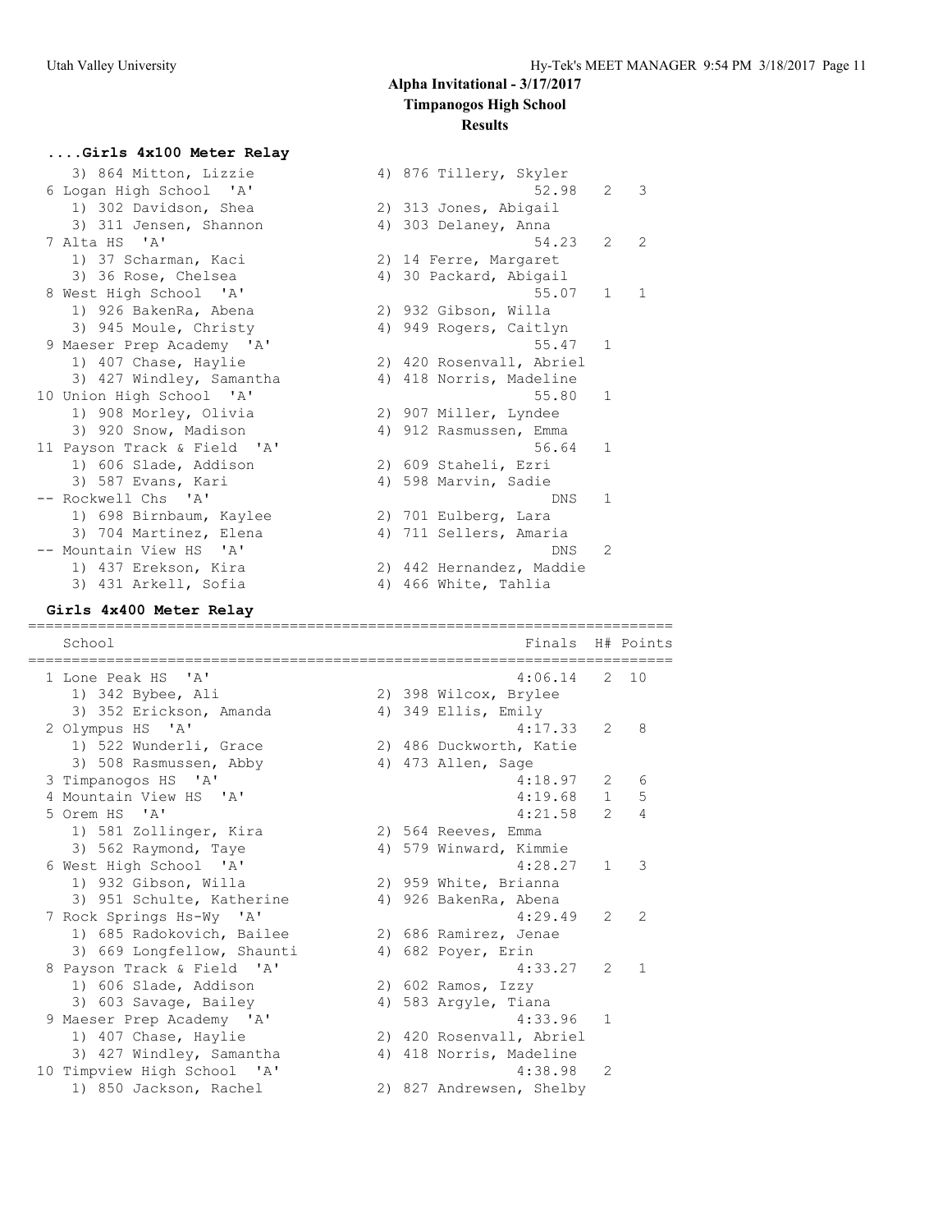# Alpha Invitational - 3/17/2017
## Timpanogos High School
### Results

#### ....Girls 4x100 Meter Relay

```
   3) 864 Mitton, Lizzie              4) 876 Tillery, Skyler
 6 Logan High School  'A'                               52.98   2   3
   1) 302 Davidson, Shea              2) 313 Jones, Abigail
   3) 311 Jensen, Shannon             4) 303 Delaney, Anna
 7 Alta HS  'A'                                         54.23   2   2
   1) 37 Scharman, Kaci               2) 14 Ferre, Margaret
   3) 36 Rose, Chelsea                4) 30 Packard, Abigail
 8 West High School  'A'                                55.07   1   1
   1) 926 BakenRa, Abena              2) 932 Gibson, Willa
   3) 945 Moule, Christy              4) 949 Rogers, Caitlyn
 9 Maeser Prep Academy  'A'                             55.47   1
   1) 407 Chase, Haylie               2) 420 Rosenvall, Abriel
   3) 427 Windley, Samantha           4) 418 Norris, Madeline
10 Union High School  'A'                               55.80   1
   1) 908 Morley, Olivia              2) 907 Miller, Lyndee
   3) 920 Snow, Madison               4) 912 Rasmussen, Emma
11 Payson Track & Field  'A'                            56.64   1
   1) 606 Slade, Addison              2) 609 Staheli, Ezri
   3) 587 Evans, Kari                 4) 598 Marvin, Sadie
-- Rockwell Chs  'A'                                      DNS   1
   1) 698 Birnbaum, Kaylee            2) 701 Eulberg, Lara
   3) 704 Martinez, Elena             4) 711 Sellers, Amaria
-- Mountain View HS  'A'                                  DNS   2
   1) 437 Erekson, Kira               2) 442 Hernandez, Maddie
   3) 431 Arkell, Sofia               4) 466 White, Tahlia
```

#### Girls 4x400 Meter Relay

```
=========================================================================
   School                                             Finals  H# Points
=========================================================================
 1 Lone Peak HS  'A'                                 4:06.14   2  10
   1) 342 Bybee, Ali                  2) 398 Wilcox, Brylee
   3) 352 Erickson, Amanda            4) 349 Ellis, Emily
 2 Olympus HS  'A'                                   4:17.33   2   8
   1) 522 Wunderli, Grace             2) 486 Duckworth, Katie
   3) 508 Rasmussen, Abby             4) 473 Allen, Sage
 3 Timpanogos HS  'A'                                4:18.97   2   6
 4 Mountain View HS  'A'                             4:19.68   1   5
 5 Orem HS  'A'                                      4:21.58   2   4
   1) 581 Zollinger, Kira             2) 564 Reeves, Emma
   3) 562 Raymond, Taye               4) 579 Winward, Kimmie
 6 West High School  'A'                             4:28.27   1   3
   1) 932 Gibson, Willa               2) 959 White, Brianna
   3) 951 Schulte, Katherine          4) 926 BakenRa, Abena
 7 Rock Springs Hs-Wy  'A'                           4:29.49   2   2
   1) 685 Radokovich, Bailee          2) 686 Ramirez, Jenae
   3) 669 Longfellow, Shaunti         4) 682 Poyer, Erin
 8 Payson Track & Field  'A'                         4:33.27   2   1
   1) 606 Slade, Addison              2) 602 Ramos, Izzy
   3) 603 Savage, Bailey              4) 583 Argyle, Tiana
 9 Maeser Prep Academy  'A'                          4:33.96   1
   1) 407 Chase, Haylie               2) 420 Rosenvall, Abriel
   3) 427 Windley, Samantha           4) 418 Norris, Madeline
10 Timpview High School  'A'                         4:38.98   2
   1) 850 Jackson, Rachel             2) 827 Andrewsen, Shelby
```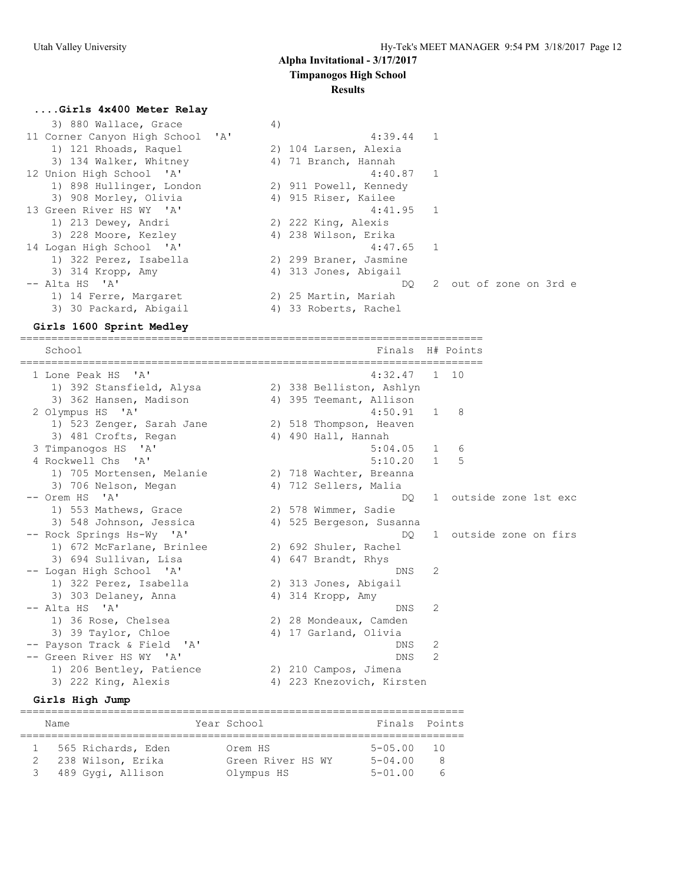# Alpha Invitational - 3/17/2017

## Timpanogos High School

## Results

### ....Girls 4x400 Meter Relay

```
    3) 880 Wallace, Grace             4)
 11 Corner Canyon High School  'A'                 4:39.44   1
    1) 121 Rhoads, Raquel             2) 104 Larsen, Alexia
    3) 134 Walker, Whitney            4) 71 Branch, Hannah
 12 Union High School  'A'                         4:40.87   1
    1) 898 Hullinger, London          2) 911 Powell, Kennedy
    3) 908 Morley, Olivia             4) 915 Riser, Kailee
 13 Green River HS WY  'A'                         4:41.95   1
    1) 213 Dewey, Andri               2) 222 King, Alexis
    3) 228 Moore, Kezley              4) 238 Wilson, Erika
 14 Logan High School  'A'                         4:47.65   1
    1) 322 Perez, Isabella            2) 299 Braner, Jasmine
    3) 314 Kropp, Amy                 4) 313 Jones, Abigail
 -- Alta HS  'A'                                        DQ   2  out of zone on 3rd e
    1) 14 Ferre, Margaret             2) 25 Martin, Mariah
    3) 30 Packard, Abigail            4) 33 Roberts, Rachel
```

### Girls 1600 Sprint Medley

```
=========================================================================
    School                                            Finals  H# Points
=========================================================================
  1 Lone Peak HS  'A'                                 4:32.47   1  10
     1) 392 Stansfield, Alysa          2) 338 Belliston, Ashlyn
     3) 362 Hansen, Madison            4) 395 Teemant, Allison
  2 Olympus HS  'A'                                   4:50.91   1   8
     1) 523 Zenger, Sarah Jane         2) 518 Thompson, Heaven
     3) 481 Crofts, Regan              4) 490 Hall, Hannah
  3 Timpanogos HS  'A'                                5:04.05   1   6
  4 Rockwell Chs  'A'                                 5:10.20   1   5
     1) 705 Mortensen, Melanie         2) 718 Wachter, Breanna
     3) 706 Nelson, Megan              4) 712 Sellers, Malia
 -- Orem HS  'A'                                           DQ   1  outside zone 1st exc
     1) 553 Mathews, Grace             2) 578 Wimmer, Sadie
     3) 548 Johnson, Jessica           4) 525 Bergeson, Susanna
 -- Rock Springs Hs-Wy  'A'                                DQ   1  outside zone on firs
     1) 672 McFarlane, Brinlee         2) 692 Shuler, Rachel
     3) 694 Sullivan, Lisa             4) 647 Brandt, Rhys
 -- Logan High School  'A'                                DNS   2
     1) 322 Perez, Isabella            2) 313 Jones, Abigail
     3) 303 Delaney, Anna              4) 314 Kropp, Amy
 -- Alta HS  'A'                                          DNS   2
     1) 36 Rose, Chelsea               2) 28 Mondeaux, Camden
     3) 39 Taylor, Chloe               4) 17 Garland, Olivia
 -- Payson Track & Field  'A'                             DNS   2
 -- Green River HS WY  'A'                                DNS   2
     1) 206 Bentley, Patience          2) 210 Campos, Jimena
     3) 222 King, Alexis               4) 223 Knezovich, Kirsten
```

### Girls High Jump

```
=======================================================================
    Name                    Year School                 Finals  Points
=======================================================================
  1 565 Richards, Eden           Orem HS               5-05.00    10
  2 238 Wilson, Erika            Green River HS WY     5-04.00     8
  3 489 Gygi, Allison            Olympus HS            5-01.00     6
```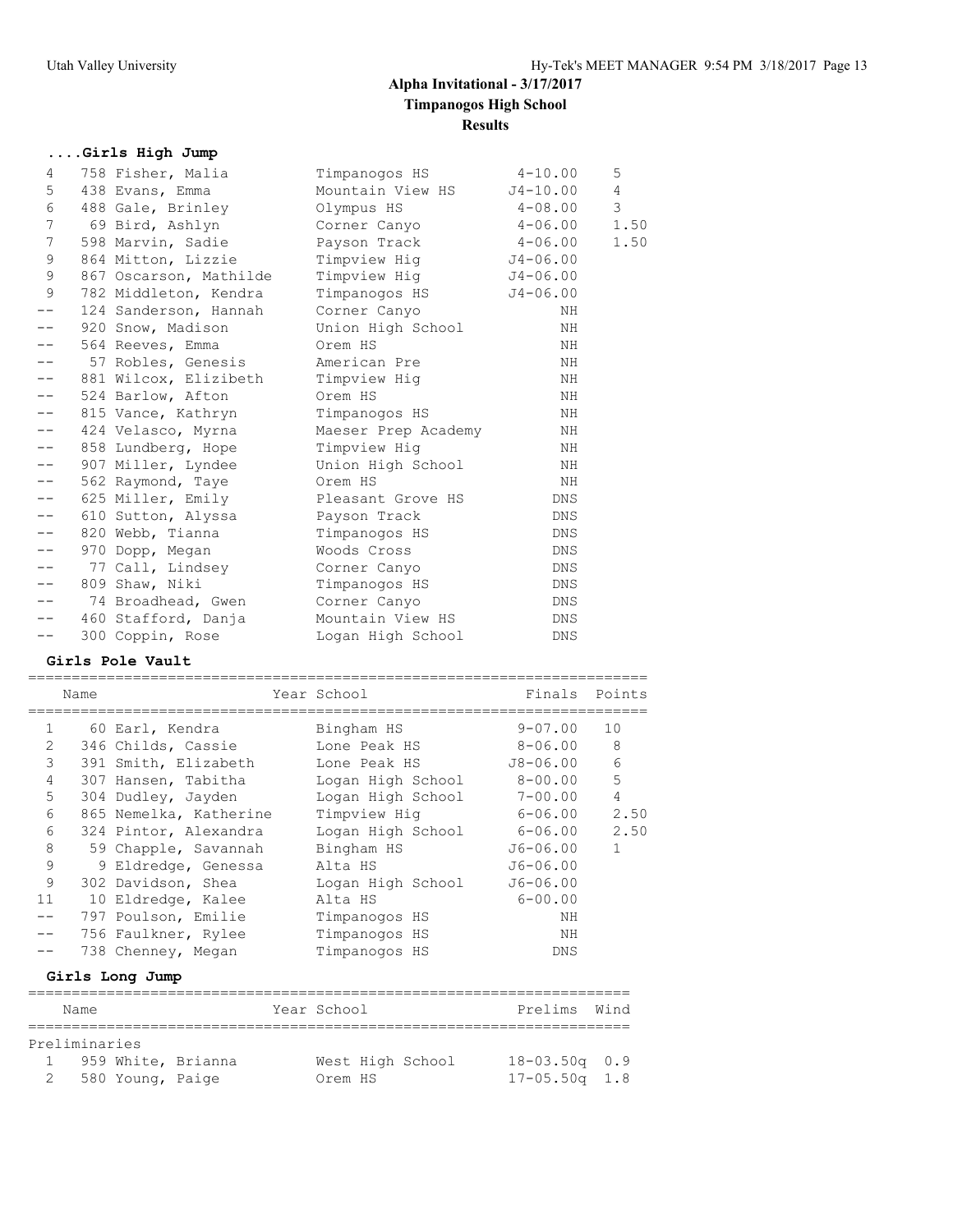## Alpha Invitational - 3/17/2017

**Timpanogos High School**

**Results**

### ....Girls High Jump

| Place | Name | School | Finals | Points |
|---|---|---|---|---|
| 4 | 758 Fisher, Malia | Timpanogos HS | 4-10.00 | 5 |
| 5 | 438 Evans, Emma | Mountain View HS | J4-10.00 | 4 |
| 6 | 488 Gale, Brinley | Olympus HS | 4-08.00 | 3 |
| 7 | 69 Bird, Ashlyn | Corner Canyo | 4-06.00 | 1.50 |
| 7 | 598 Marvin, Sadie | Payson Track | 4-06.00 | 1.50 |
| 9 | 864 Mitton, Lizzie | Timpview Hig | J4-06.00 | |
| 9 | 867 Oscarson, Mathilde | Timpview Hig | J4-06.00 | |
| 9 | 782 Middleton, Kendra | Timpanogos HS | J4-06.00 | |
| -- | 124 Sanderson, Hannah | Corner Canyo | NH | |
| -- | 920 Snow, Madison | Union High School | NH | |
| -- | 564 Reeves, Emma | Orem HS | NH | |
| -- | 57 Robles, Genesis | American Pre | NH | |
| -- | 881 Wilcox, Elizibeth | Timpview Hig | NH | |
| -- | 524 Barlow, Afton | Orem HS | NH | |
| -- | 815 Vance, Kathryn | Timpanogos HS | NH | |
| -- | 424 Velasco, Myrna | Maeser Prep Academy | NH | |
| -- | 858 Lundberg, Hope | Timpview Hig | NH | |
| -- | 907 Miller, Lyndee | Union High School | NH | |
| -- | 562 Raymond, Taye | Orem HS | NH | |
| -- | 625 Miller, Emily | Pleasant Grove HS | DNS | |
| -- | 610 Sutton, Alyssa | Payson Track | DNS | |
| -- | 820 Webb, Tianna | Timpanogos HS | DNS | |
| -- | 970 Dopp, Megan | Woods Cross | DNS | |
| -- | 77 Call, Lindsey | Corner Canyo | DNS | |
| -- | 809 Shaw, Niki | Timpanogos HS | DNS | |
| -- | 74 Broadhead, Gwen | Corner Canyo | DNS | |
| -- | 460 Stafford, Danja | Mountain View HS | DNS | |
| -- | 300 Coppin, Rose | Logan High School | DNS | |

### Girls Pole Vault

| | Name | Year School | Finals | Points |
|---|---|---|---|---|
| 1 | 60 Earl, Kendra | Bingham HS | 9-07.00 | 10 |
| 2 | 346 Childs, Cassie | Lone Peak HS | 8-06.00 | 8 |
| 3 | 391 Smith, Elizabeth | Lone Peak HS | J8-06.00 | 6 |
| 4 | 307 Hansen, Tabitha | Logan High School | 8-00.00 | 5 |
| 5 | 304 Dudley, Jayden | Logan High School | 7-00.00 | 4 |
| 6 | 865 Nemelka, Katherine | Timpview Hig | 6-06.00 | 2.50 |
| 6 | 324 Pintor, Alexandra | Logan High School | 6-06.00 | 2.50 |
| 8 | 59 Chapple, Savannah | Bingham HS | J6-06.00 | 1 |
| 9 | 9 Eldredge, Genessa | Alta HS | J6-06.00 | |
| 9 | 302 Davidson, Shea | Logan High School | J6-06.00 | |
| 11 | 10 Eldredge, Kalee | Alta HS | 6-00.00 | |
| -- | 797 Poulson, Emilie | Timpanogos HS | NH | |
| -- | 756 Faulkner, Rylee | Timpanogos HS | NH | |
| -- | 738 Chenney, Megan | Timpanogos HS | DNS | |

### Girls Long Jump

| | Name | Year School | Prelims | Wind |
|---|---|---|---|---|
| **Preliminaries** | | | | |
| 1 | 959 White, Brianna | West High School | 18-03.50q | 0.9 |
| 2 | 580 Young, Paige | Orem HS | 17-05.50q | 1.8 |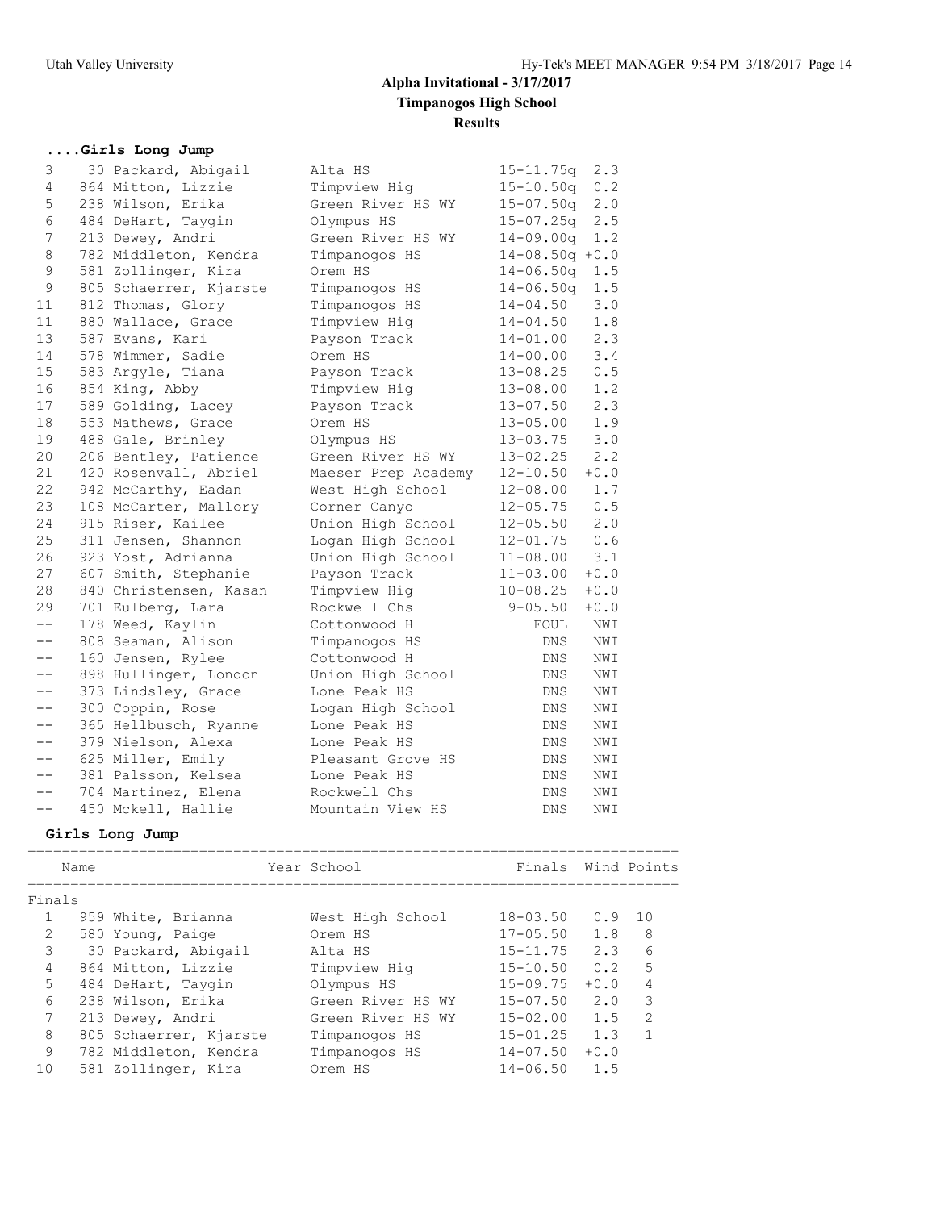# Alpha Invitational - 3/17/2017

## Timpanogos High School

### Results

#### ....Girls Long Jump

| Place | Name | School | Prelims | Wind |
|---|---|---|---|---|
| 3 | 30 Packard, Abigail | Alta HS | 15-11.75q | 2.3 |
| 4 | 864 Mitton, Lizzie | Timpview Hig | 15-10.50q | 0.2 |
| 5 | 238 Wilson, Erika | Green River HS WY | 15-07.50q | 2.0 |
| 6 | 484 DeHart, Taygin | Olympus HS | 15-07.25q | 2.5 |
| 7 | 213 Dewey, Andri | Green River HS WY | 14-09.00q | 1.2 |
| 8 | 782 Middleton, Kendra | Timpanogos HS | 14-08.50q | +0.0 |
| 9 | 581 Zollinger, Kira | Orem HS | 14-06.50q | 1.5 |
| 9 | 805 Schaerrer, Kjarste | Timpanogos HS | 14-06.50q | 1.5 |
| 11 | 812 Thomas, Glory | Timpanogos HS | 14-04.50 | 3.0 |
| 11 | 880 Wallace, Grace | Timpview Hig | 14-04.50 | 1.8 |
| 13 | 587 Evans, Kari | Payson Track | 14-01.00 | 2.3 |
| 14 | 578 Wimmer, Sadie | Orem HS | 14-00.00 | 3.4 |
| 15 | 583 Argyle, Tiana | Payson Track | 13-08.25 | 0.5 |
| 16 | 854 King, Abby | Timpview Hig | 13-08.00 | 1.2 |
| 17 | 589 Golding, Lacey | Payson Track | 13-07.50 | 2.3 |
| 18 | 553 Mathews, Grace | Orem HS | 13-05.00 | 1.9 |
| 19 | 488 Gale, Brinley | Olympus HS | 13-03.75 | 3.0 |
| 20 | 206 Bentley, Patience | Green River HS WY | 13-02.25 | 2.2 |
| 21 | 420 Rosenvall, Abriel | Maeser Prep Academy | 12-10.50 | +0.0 |
| 22 | 942 McCarthy, Eadan | West High School | 12-08.00 | 1.7 |
| 23 | 108 McCarter, Mallory | Corner Canyo | 12-05.75 | 0.5 |
| 24 | 915 Riser, Kailee | Union High School | 12-05.50 | 2.0 |
| 25 | 311 Jensen, Shannon | Logan High School | 12-01.75 | 0.6 |
| 26 | 923 Yost, Adrianna | Union High School | 11-08.00 | 3.1 |
| 27 | 607 Smith, Stephanie | Payson Track | 11-03.00 | +0.0 |
| 28 | 840 Christensen, Kasan | Timpview Hig | 10-08.25 | +0.0 |
| 29 | 701 Eulberg, Lara | Rockwell Chs | 9-05.50 | +0.0 |
| -- | 178 Weed, Kaylin | Cottonwood H | FOUL | NWI |
| -- | 808 Seaman, Alison | Timpanogos HS | DNS | NWI |
| -- | 160 Jensen, Rylee | Cottonwood H | DNS | NWI |
| -- | 898 Hullinger, London | Union High School | DNS | NWI |
| -- | 373 Lindsley, Grace | Lone Peak HS | DNS | NWI |
| -- | 300 Coppin, Rose | Logan High School | DNS | NWI |
| -- | 365 Hellbusch, Ryanne | Lone Peak HS | DNS | NWI |
| -- | 379 Nielson, Alexa | Lone Peak HS | DNS | NWI |
| -- | 625 Miller, Emily | Pleasant Grove HS | DNS | NWI |
| -- | 381 Palsson, Kelsea | Lone Peak HS | DNS | NWI |
| -- | 704 Martinez, Elena | Rockwell Chs | DNS | NWI |
| -- | 450 Mckell, Hallie | Mountain View HS | DNS | NWI |

#### Girls Long Jump

Finals

| Place | Name | Year | School | Finals | Wind | Points |
|---|---|---|---|---|---|---|
| 1 | 959 White, Brianna | | West High School | 18-03.50 | 0.9 | 10 |
| 2 | 580 Young, Paige | | Orem HS | 17-05.50 | 1.8 | 8 |
| 3 | 30 Packard, Abigail | | Alta HS | 15-11.75 | 2.3 | 6 |
| 4 | 864 Mitton, Lizzie | | Timpview Hig | 15-10.50 | 0.2 | 5 |
| 5 | 484 DeHart, Taygin | | Olympus HS | 15-09.75 | +0.0 | 4 |
| 6 | 238 Wilson, Erika | | Green River HS WY | 15-07.50 | 2.0 | 3 |
| 7 | 213 Dewey, Andri | | Green River HS WY | 15-02.00 | 1.5 | 2 |
| 8 | 805 Schaerrer, Kjarste | | Timpanogos HS | 15-01.25 | 1.3 | 1 |
| 9 | 782 Middleton, Kendra | | Timpanogos HS | 14-07.50 | +0.0 | |
| 10 | 581 Zollinger, Kira | | Orem HS | 14-06.50 | 1.5 | |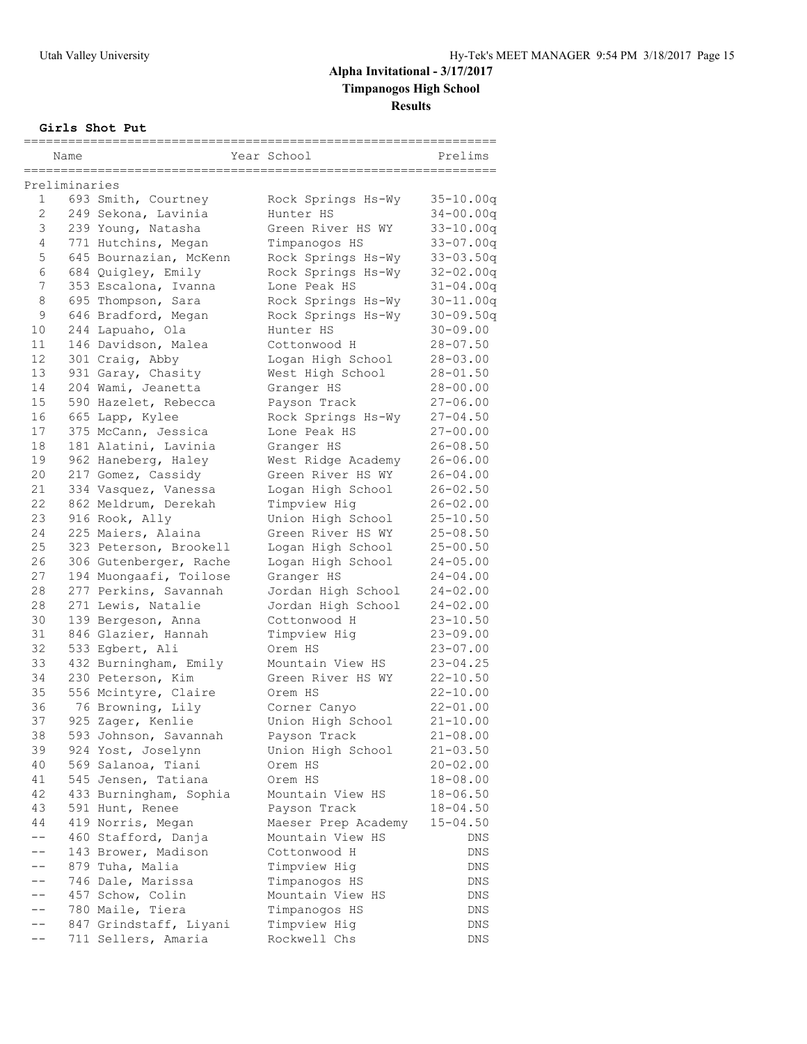# Alpha Invitational - 3/17/2017

## Timpanogos High School

## Results

### Girls Shot Put

| | Name | Year | School | Prelims |
|---|---|---|---|---|
| **Preliminaries** | | | | |
| 1 | 693 Smith, Courtney | | Rock Springs Hs-Wy | 35-10.00q |
| 2 | 249 Sekona, Lavinia | | Hunter HS | 34-00.00q |
| 3 | 239 Young, Natasha | | Green River HS WY | 33-10.00q |
| 4 | 771 Hutchins, Megan | | Timpanogos HS | 33-07.00q |
| 5 | 645 Bournazian, McKenn | | Rock Springs Hs-Wy | 33-03.50q |
| 6 | 684 Quigley, Emily | | Rock Springs Hs-Wy | 32-02.00q |
| 7 | 353 Escalona, Ivanna | | Lone Peak HS | 31-04.00q |
| 8 | 695 Thompson, Sara | | Rock Springs Hs-Wy | 30-11.00q |
| 9 | 646 Bradford, Megan | | Rock Springs Hs-Wy | 30-09.50q |
| 10 | 244 Lapuaho, Ola | | Hunter HS | 30-09.00 |
| 11 | 146 Davidson, Malea | | Cottonwood H | 28-07.50 |
| 12 | 301 Craig, Abby | | Logan High School | 28-03.00 |
| 13 | 931 Garay, Chasity | | West High School | 28-01.50 |
| 14 | 204 Wami, Jeanetta | | Granger HS | 28-00.00 |
| 15 | 590 Hazelet, Rebecca | | Payson Track | 27-06.00 |
| 16 | 665 Lapp, Kylee | | Rock Springs Hs-Wy | 27-04.50 |
| 17 | 375 McCann, Jessica | | Lone Peak HS | 27-00.00 |
| 18 | 181 Alatini, Lavinia | | Granger HS | 26-08.50 |
| 19 | 962 Haneberg, Haley | | West Ridge Academy | 26-06.00 |
| 20 | 217 Gomez, Cassidy | | Green River HS WY | 26-04.00 |
| 21 | 334 Vasquez, Vanessa | | Logan High School | 26-02.50 |
| 22 | 862 Meldrum, Derekah | | Timpview Hig | 26-02.00 |
| 23 | 916 Rook, Ally | | Union High School | 25-10.50 |
| 24 | 225 Maiers, Alaina | | Green River HS WY | 25-08.50 |
| 25 | 323 Peterson, Brookell | | Logan High School | 25-00.50 |
| 26 | 306 Gutenberger, Rache | | Logan High School | 24-05.00 |
| 27 | 194 Muongaafi, Toilose | | Granger HS | 24-04.00 |
| 28 | 277 Perkins, Savannah | | Jordan High School | 24-02.00 |
| 28 | 271 Lewis, Natalie | | Jordan High School | 24-02.00 |
| 30 | 139 Bergeson, Anna | | Cottonwood H | 23-10.50 |
| 31 | 846 Glazier, Hannah | | Timpview Hig | 23-09.00 |
| 32 | 533 Egbert, Ali | | Orem HS | 23-07.00 |
| 33 | 432 Burningham, Emily | | Mountain View HS | 23-04.25 |
| 34 | 230 Peterson, Kim | | Green River HS WY | 22-10.50 |
| 35 | 556 Mcintyre, Claire | | Orem HS | 22-10.00 |
| 36 | 76 Browning, Lily | | Corner Canyo | 22-01.00 |
| 37 | 925 Zager, Kenlie | | Union High School | 21-10.00 |
| 38 | 593 Johnson, Savannah | | Payson Track | 21-08.00 |
| 39 | 924 Yost, Joselynn | | Union High School | 21-03.50 |
| 40 | 569 Salanoa, Tiani | | Orem HS | 20-02.00 |
| 41 | 545 Jensen, Tatiana | | Orem HS | 18-08.00 |
| 42 | 433 Burningham, Sophia | | Mountain View HS | 18-06.50 |
| 43 | 591 Hunt, Renee | | Payson Track | 18-04.50 |
| 44 | 419 Norris, Megan | | Maeser Prep Academy | 15-04.50 |
| -- | 460 Stafford, Danja | | Mountain View HS | DNS |
| -- | 143 Brower, Madison | | Cottonwood H | DNS |
| -- | 879 Tuha, Malia | | Timpview Hig | DNS |
| -- | 746 Dale, Marissa | | Timpanogos HS | DNS |
| -- | 457 Schow, Colin | | Mountain View HS | DNS |
| -- | 780 Maile, Tiera | | Timpanogos HS | DNS |
| -- | 847 Grindstaff, Liyani | | Timpview Hig | DNS |
| -- | 711 Sellers, Amaria | | Rockwell Chs | DNS |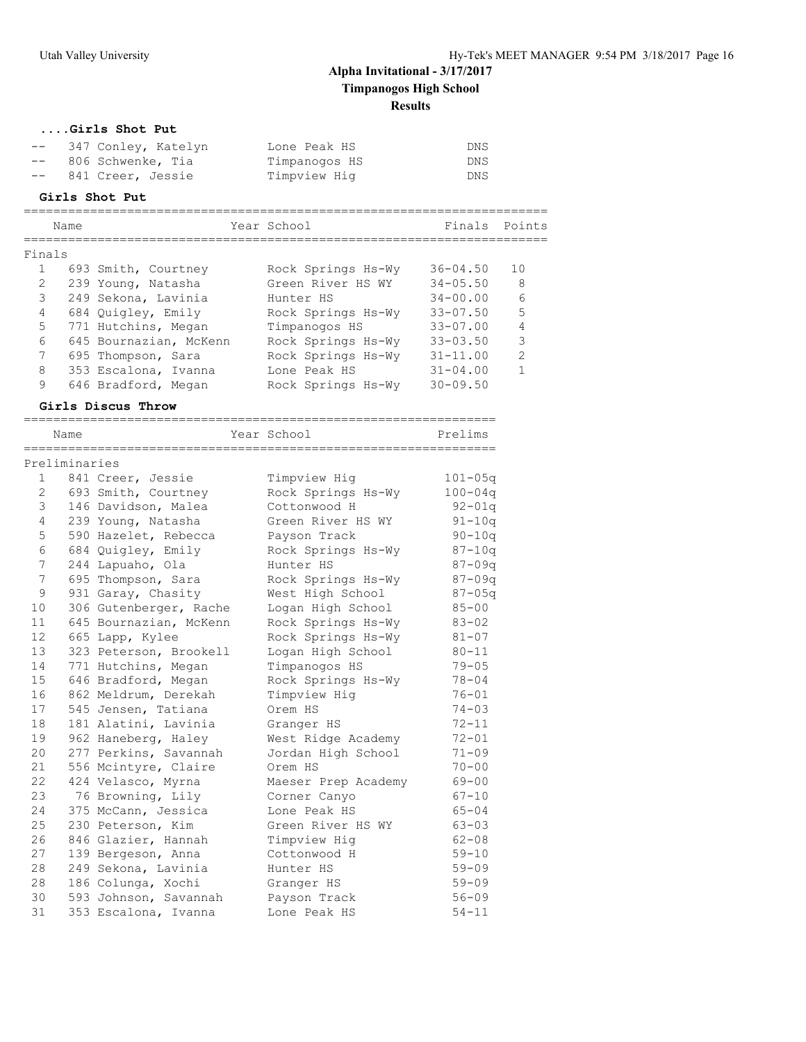# Alpha Invitational - 3/17/2017

## Timpanogos High School

### Results

#### ....Girls Shot Put

| Place | Name | Year | School | Finals |
|---|---|---|---|---|
| -- | 347 Conley, Katelyn | | Lone Peak HS | DNS |
| -- | 806 Schwenke, Tia | | Timpanogos HS | DNS |
| -- | 841 Creer, Jessie | | Timpview Hig | DNS |

#### Girls Shot Put

**Finals**

| Place | Name | Year | School | Finals | Points |
|---|---|---|---|---|---|
| 1 | 693 Smith, Courtney | | Rock Springs Hs-Wy | 36-04.50 | 10 |
| 2 | 239 Young, Natasha | | Green River HS WY | 34-05.50 | 8 |
| 3 | 249 Sekona, Lavinia | | Hunter HS | 34-00.00 | 6 |
| 4 | 684 Quigley, Emily | | Rock Springs Hs-Wy | 33-07.50 | 5 |
| 5 | 771 Hutchins, Megan | | Timpanogos HS | 33-07.00 | 4 |
| 6 | 645 Bournazian, McKenn | | Rock Springs Hs-Wy | 33-03.50 | 3 |
| 7 | 695 Thompson, Sara | | Rock Springs Hs-Wy | 31-11.00 | 2 |
| 8 | 353 Escalona, Ivanna | | Lone Peak HS | 31-04.00 | 1 |
| 9 | 646 Bradford, Megan | | Rock Springs Hs-Wy | 30-09.50 | |

#### Girls Discus Throw

**Preliminaries**

| Place | Name | Year | School | Prelims |
|---|---|---|---|---|
| 1 | 841 Creer, Jessie | | Timpview Hig | 101-05q |
| 2 | 693 Smith, Courtney | | Rock Springs Hs-Wy | 100-04q |
| 3 | 146 Davidson, Malea | | Cottonwood H | 92-01q |
| 4 | 239 Young, Natasha | | Green River HS WY | 91-10q |
| 5 | 590 Hazelet, Rebecca | | Payson Track | 90-10q |
| 6 | 684 Quigley, Emily | | Rock Springs Hs-Wy | 87-10q |
| 7 | 244 Lapuaho, Ola | | Hunter HS | 87-09q |
| 7 | 695 Thompson, Sara | | Rock Springs Hs-Wy | 87-09q |
| 9 | 931 Garay, Chasity | | West High School | 87-05q |
| 10 | 306 Gutenberger, Rache | | Logan High School | 85-00 |
| 11 | 645 Bournazian, McKenn | | Rock Springs Hs-Wy | 83-02 |
| 12 | 665 Lapp, Kylee | | Rock Springs Hs-Wy | 81-07 |
| 13 | 323 Peterson, Brookell | | Logan High School | 80-11 |
| 14 | 771 Hutchins, Megan | | Timpanogos HS | 79-05 |
| 15 | 646 Bradford, Megan | | Rock Springs Hs-Wy | 78-04 |
| 16 | 862 Meldrum, Derekah | | Timpview Hig | 76-01 |
| 17 | 545 Jensen, Tatiana | | Orem HS | 74-03 |
| 18 | 181 Alatini, Lavinia | | Granger HS | 72-11 |
| 19 | 962 Haneberg, Haley | | West Ridge Academy | 72-01 |
| 20 | 277 Perkins, Savannah | | Jordan High School | 71-09 |
| 21 | 556 Mcintyre, Claire | | Orem HS | 70-00 |
| 22 | 424 Velasco, Myrna | | Maeser Prep Academy | 69-00 |
| 23 | 76 Browning, Lily | | Corner Canyo | 67-10 |
| 24 | 375 McCann, Jessica | | Lone Peak HS | 65-04 |
| 25 | 230 Peterson, Kim | | Green River HS WY | 63-03 |
| 26 | 846 Glazier, Hannah | | Timpview Hig | 62-08 |
| 27 | 139 Bergeson, Anna | | Cottonwood H | 59-10 |
| 28 | 249 Sekona, Lavinia | | Hunter HS | 59-09 |
| 28 | 186 Colunga, Xochi | | Granger HS | 59-09 |
| 30 | 593 Johnson, Savannah | | Payson Track | 56-09 |
| 31 | 353 Escalona, Ivanna | | Lone Peak HS | 54-11 |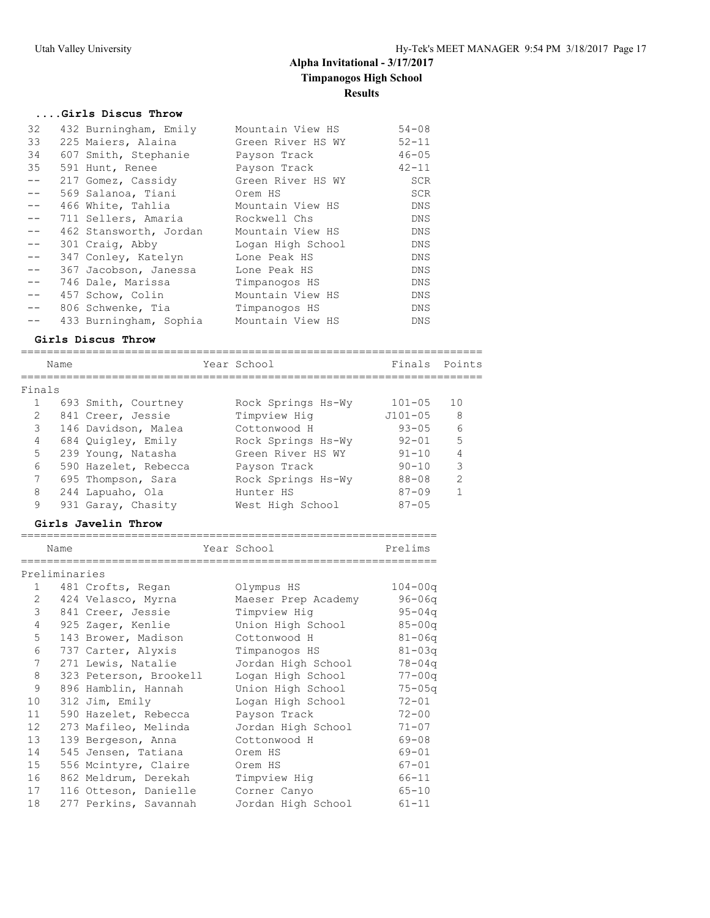## Alpha Invitational - 3/17/2017

### Timpanogos High School

### Results

#### ....Girls Discus Throw

| Place | Name | School | Mark |
|---|---|---|---|
| 32 | 432 Burningham, Emily | Mountain View HS | 54-08 |
| 33 | 225 Maiers, Alaina | Green River HS WY | 52-11 |
| 34 | 607 Smith, Stephanie | Payson Track | 46-05 |
| 35 | 591 Hunt, Renee | Payson Track | 42-11 |
| -- | 217 Gomez, Cassidy | Green River HS WY | SCR |
| -- | 569 Salanoa, Tiani | Orem HS | SCR |
| -- | 466 White, Tahlia | Mountain View HS | DNS |
| -- | 711 Sellers, Amaria | Rockwell Chs | DNS |
| -- | 462 Stansworth, Jordan | Mountain View HS | DNS |
| -- | 301 Craig, Abby | Logan High School | DNS |
| -- | 347 Conley, Katelyn | Lone Peak HS | DNS |
| -- | 367 Jacobson, Janessa | Lone Peak HS | DNS |
| -- | 746 Dale, Marissa | Timpanogos HS | DNS |
| -- | 457 Schow, Colin | Mountain View HS | DNS |
| -- | 806 Schwenke, Tia | Timpanogos HS | DNS |
| -- | 433 Burningham, Sophia | Mountain View HS | DNS |

#### Girls Discus Throw

| | Name | Year | School | Finals | Points |
|---|---|---|---|---|---|
| **Finals** | | | | | |
| 1 | 693 Smith, Courtney | | Rock Springs Hs-Wy | 101-05 | 10 |
| 2 | 841 Creer, Jessie | | Timpview Hig | J101-05 | 8 |
| 3 | 146 Davidson, Malea | | Cottonwood H | 93-05 | 6 |
| 4 | 684 Quigley, Emily | | Rock Springs Hs-Wy | 92-01 | 5 |
| 5 | 239 Young, Natasha | | Green River HS WY | 91-10 | 4 |
| 6 | 590 Hazelet, Rebecca | | Payson Track | 90-10 | 3 |
| 7 | 695 Thompson, Sara | | Rock Springs Hs-Wy | 88-08 | 2 |
| 8 | 244 Lapuaho, Ola | | Hunter HS | 87-09 | 1 |
| 9 | 931 Garay, Chasity | | West High School | 87-05 | |

#### Girls Javelin Throw

| | Name | Year | School | Prelims |
|---|---|---|---|---|
| **Preliminaries** | | | | |
| 1 | 481 Crofts, Regan | | Olympus HS | 104-00q |
| 2 | 424 Velasco, Myrna | | Maeser Prep Academy | 96-06q |
| 3 | 841 Creer, Jessie | | Timpview Hig | 95-04q |
| 4 | 925 Zager, Kenlie | | Union High School | 85-00q |
| 5 | 143 Brower, Madison | | Cottonwood H | 81-06q |
| 6 | 737 Carter, Alyxis | | Timpanogos HS | 81-03q |
| 7 | 271 Lewis, Natalie | | Jordan High School | 78-04q |
| 8 | 323 Peterson, Brookell | | Logan High School | 77-00q |
| 9 | 896 Hamblin, Hannah | | Union High School | 75-05q |
| 10 | 312 Jim, Emily | | Logan High School | 72-01 |
| 11 | 590 Hazelet, Rebecca | | Payson Track | 72-00 |
| 12 | 273 Mafileo, Melinda | | Jordan High School | 71-07 |
| 13 | 139 Bergeson, Anna | | Cottonwood H | 69-08 |
| 14 | 545 Jensen, Tatiana | | Orem HS | 69-01 |
| 15 | 556 Mcintyre, Claire | | Orem HS | 67-01 |
| 16 | 862 Meldrum, Derekah | | Timpview Hig | 66-11 |
| 17 | 116 Otteson, Danielle | | Corner Canyo | 65-10 |
| 18 | 277 Perkins, Savannah | | Jordan High School | 61-11 |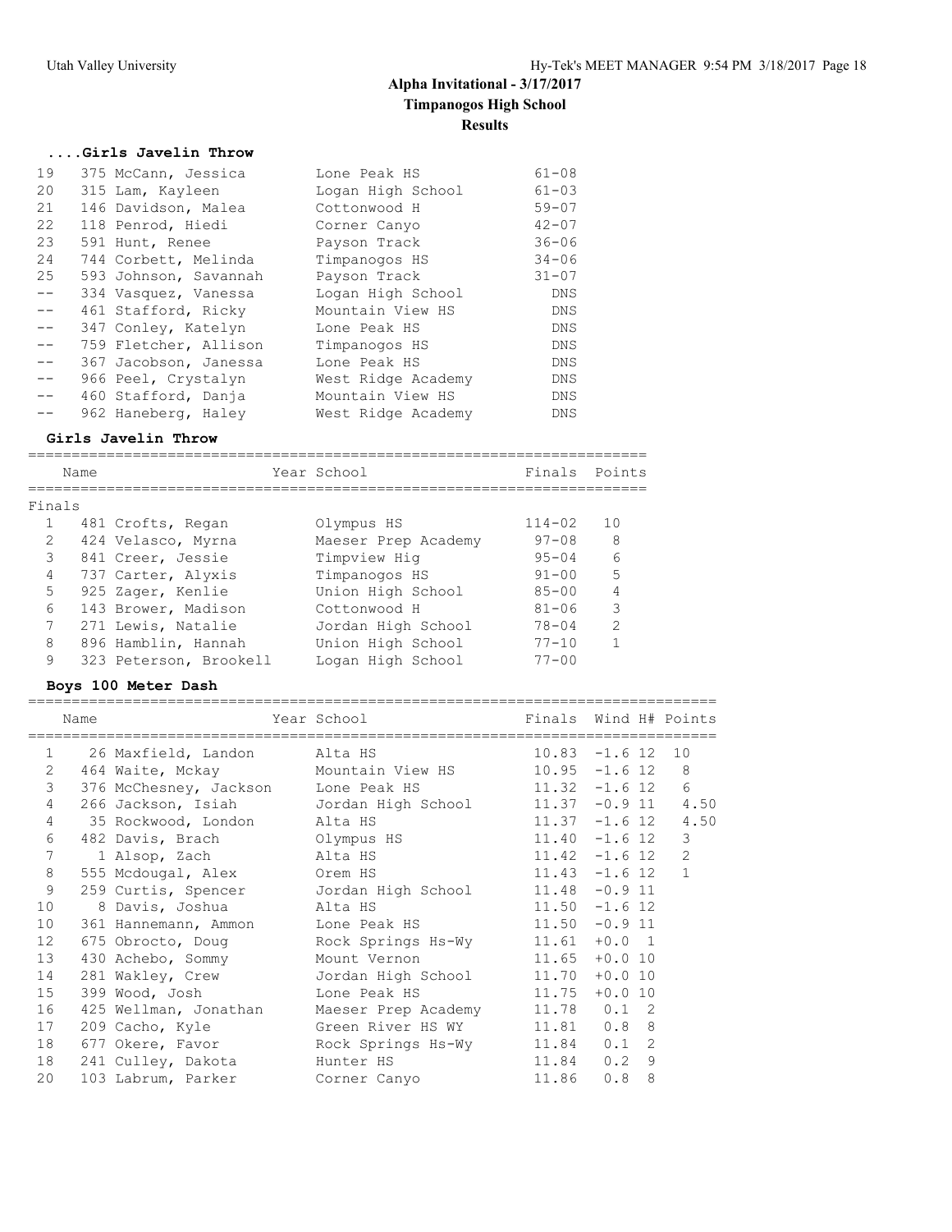# Alpha Invitational - 3/17/2017

## Timpanogos High School

### Results

#### ....Girls Javelin Throw

| Place | Name | School | Finals |
|---|---|---|---|
| 19 | 375 McCann, Jessica | Lone Peak HS | 61-08 |
| 20 | 315 Lam, Kayleen | Logan High School | 61-03 |
| 21 | 146 Davidson, Malea | Cottonwood H | 59-07 |
| 22 | 118 Penrod, Hiedi | Corner Canyo | 42-07 |
| 23 | 591 Hunt, Renee | Payson Track | 36-06 |
| 24 | 744 Corbett, Melinda | Timpanogos HS | 34-06 |
| 25 | 593 Johnson, Savannah | Payson Track | 31-07 |
| -- | 334 Vasquez, Vanessa | Logan High School | DNS |
| -- | 461 Stafford, Ricky | Mountain View HS | DNS |
| -- | 347 Conley, Katelyn | Lone Peak HS | DNS |
| -- | 759 Fletcher, Allison | Timpanogos HS | DNS |
| -- | 367 Jacobson, Janessa | Lone Peak HS | DNS |
| -- | 966 Peel, Crystalyn | West Ridge Academy | DNS |
| -- | 460 Stafford, Danja | Mountain View HS | DNS |
| -- | 962 Haneberg, Haley | West Ridge Academy | DNS |

#### Girls Javelin Throw

| | Name | Year | School | Finals | Points |
|---|---|---|---|---|---|
| **Finals** | | | | | |
| 1 | 481 Crofts, Regan | | Olympus HS | 114-02 | 10 |
| 2 | 424 Velasco, Myrna | | Maeser Prep Academy | 97-08 | 8 |
| 3 | 841 Creer, Jessie | | Timpview Hig | 95-04 | 6 |
| 4 | 737 Carter, Alyxis | | Timpanogos HS | 91-00 | 5 |
| 5 | 925 Zager, Kenlie | | Union High School | 85-00 | 4 |
| 6 | 143 Brower, Madison | | Cottonwood H | 81-06 | 3 |
| 7 | 271 Lewis, Natalie | | Jordan High School | 78-04 | 2 |
| 8 | 896 Hamblin, Hannah | | Union High School | 77-10 | 1 |
| 9 | 323 Peterson, Brookell | | Logan High School | 77-00 | |

#### Boys 100 Meter Dash

| | Name | Year | School | Finals | Wind | H# | Points |
|---|---|---|---|---|---|---|---|
| 1 | 26 Maxfield, Landon | | Alta HS | 10.83 | -1.6 | 12 | 10 |
| 2 | 464 Waite, Mckay | | Mountain View HS | 10.95 | -1.6 | 12 | 8 |
| 3 | 376 McChesney, Jackson | | Lone Peak HS | 11.32 | -1.6 | 12 | 6 |
| 4 | 266 Jackson, Isiah | | Jordan High School | 11.37 | -0.9 | 11 | 4.50 |
| 4 | 35 Rockwood, London | | Alta HS | 11.37 | -1.6 | 12 | 4.50 |
| 6 | 482 Davis, Brach | | Olympus HS | 11.40 | -1.6 | 12 | 3 |
| 7 | 1 Alsop, Zach | | Alta HS | 11.42 | -1.6 | 12 | 2 |
| 8 | 555 Mcdougal, Alex | | Orem HS | 11.43 | -1.6 | 12 | 1 |
| 9 | 259 Curtis, Spencer | | Jordan High School | 11.48 | -0.9 | 11 | |
| 10 | 8 Davis, Joshua | | Alta HS | 11.50 | -1.6 | 12 | |
| 10 | 361 Hannemann, Ammon | | Lone Peak HS | 11.50 | -0.9 | 11 | |
| 12 | 675 Obrocto, Doug | | Rock Springs Hs-Wy | 11.61 | +0.0 | 1 | |
| 13 | 430 Achebo, Sommy | | Mount Vernon | 11.65 | +0.0 | 10 | |
| 14 | 281 Wakley, Crew | | Jordan High School | 11.70 | +0.0 | 10 | |
| 15 | 399 Wood, Josh | | Lone Peak HS | 11.75 | +0.0 | 10 | |
| 16 | 425 Wellman, Jonathan | | Maeser Prep Academy | 11.78 | 0.1 | 2 | |
| 17 | 209 Cacho, Kyle | | Green River HS WY | 11.81 | 0.8 | 8 | |
| 18 | 677 Okere, Favor | | Rock Springs Hs-Wy | 11.84 | 0.1 | 2 | |
| 18 | 241 Culley, Dakota | | Hunter HS | 11.84 | 0.2 | 9 | |
| 20 | 103 Labrum, Parker | | Corner Canyo | 11.86 | 0.8 | 8 | |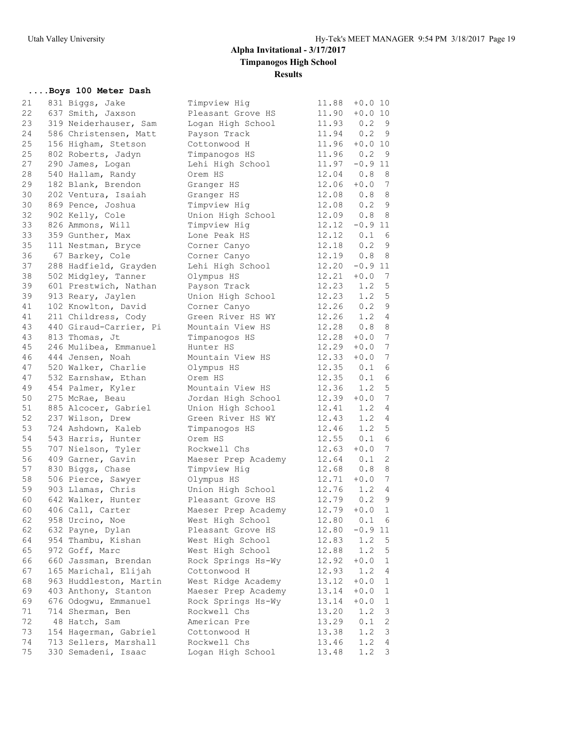## Alpha Invitational - 3/17/2017

**Timpanogos High School**

**Results**

### ....Boys 100 Meter Dash

| Place | # | Name | School | Time | Wind | H |
|---|---|---|---|---|---|---|
| 21 | 831 | Biggs, Jake | Timpview Hig | 11.88 | +0.0 | 10 |
| 22 | 637 | Smith, Jaxson | Pleasant Grove HS | 11.90 | +0.0 | 10 |
| 23 | 319 | Neiderhauser, Sam | Logan High School | 11.93 | 0.2 | 9 |
| 24 | 586 | Christensen, Matt | Payson Track | 11.94 | 0.2 | 9 |
| 25 | 156 | Higham, Stetson | Cottonwood H | 11.96 | +0.0 | 10 |
| 25 | 802 | Roberts, Jadyn | Timpanogos HS | 11.96 | 0.2 | 9 |
| 27 | 290 | James, Logan | Lehi High School | 11.97 | -0.9 | 11 |
| 28 | 540 | Hallam, Randy | Orem HS | 12.04 | 0.8 | 8 |
| 29 | 182 | Blank, Brendon | Granger HS | 12.06 | +0.0 | 7 |
| 30 | 202 | Ventura, Isaiah | Granger HS | 12.08 | 0.8 | 8 |
| 30 | 869 | Pence, Joshua | Timpview Hig | 12.08 | 0.2 | 9 |
| 32 | 902 | Kelly, Cole | Union High School | 12.09 | 0.8 | 8 |
| 33 | 826 | Ammons, Will | Timpview Hig | 12.12 | -0.9 | 11 |
| 33 | 359 | Gunther, Max | Lone Peak HS | 12.12 | 0.1 | 6 |
| 35 | 111 | Nestman, Bryce | Corner Canyo | 12.18 | 0.2 | 9 |
| 36 | 67 | Barkey, Cole | Corner Canyo | 12.19 | 0.8 | 8 |
| 37 | 288 | Hadfield, Grayden | Lehi High School | 12.20 | -0.9 | 11 |
| 38 | 502 | Midgley, Tanner | Olympus HS | 12.21 | +0.0 | 7 |
| 39 | 601 | Prestwich, Nathan | Payson Track | 12.23 | 1.2 | 5 |
| 39 | 913 | Reary, Jaylen | Union High School | 12.23 | 1.2 | 5 |
| 41 | 102 | Knowlton, David | Corner Canyo | 12.26 | 0.2 | 9 |
| 41 | 211 | Childress, Cody | Green River HS WY | 12.26 | 1.2 | 4 |
| 43 | 440 | Giraud-Carrier, Pi | Mountain View HS | 12.28 | 0.8 | 8 |
| 43 | 813 | Thomas, Jt | Timpanogos HS | 12.28 | +0.0 | 7 |
| 45 | 246 | Mulibea, Emmanuel | Hunter HS | 12.29 | +0.0 | 7 |
| 46 | 444 | Jensen, Noah | Mountain View HS | 12.33 | +0.0 | 7 |
| 47 | 520 | Walker, Charlie | Olympus HS | 12.35 | 0.1 | 6 |
| 47 | 532 | Earnshaw, Ethan | Orem HS | 12.35 | 0.1 | 6 |
| 49 | 454 | Palmer, Kyler | Mountain View HS | 12.36 | 1.2 | 5 |
| 50 | 275 | McRae, Beau | Jordan High School | 12.39 | +0.0 | 7 |
| 51 | 885 | Alcocer, Gabriel | Union High School | 12.41 | 1.2 | 4 |
| 52 | 237 | Wilson, Drew | Green River HS WY | 12.43 | 1.2 | 4 |
| 53 | 724 | Ashdown, Kaleb | Timpanogos HS | 12.46 | 1.2 | 5 |
| 54 | 543 | Harris, Hunter | Orem HS | 12.55 | 0.1 | 6 |
| 55 | 707 | Nielson, Tyler | Rockwell Chs | 12.63 | +0.0 | 7 |
| 56 | 409 | Garner, Gavin | Maeser Prep Academy | 12.64 | 0.1 | 2 |
| 57 | 830 | Biggs, Chase | Timpview Hig | 12.68 | 0.8 | 8 |
| 58 | 506 | Pierce, Sawyer | Olympus HS | 12.71 | +0.0 | 7 |
| 59 | 903 | Llamas, Chris | Union High School | 12.76 | 1.2 | 4 |
| 60 | 642 | Walker, Hunter | Pleasant Grove HS | 12.79 | 0.2 | 9 |
| 60 | 406 | Call, Carter | Maeser Prep Academy | 12.79 | +0.0 | 1 |
| 62 | 958 | Urcino, Noe | West High School | 12.80 | 0.1 | 6 |
| 62 | 632 | Payne, Dylan | Pleasant Grove HS | 12.80 | -0.9 | 11 |
| 64 | 954 | Thambu, Kishan | West High School | 12.83 | 1.2 | 5 |
| 65 | 972 | Goff, Marc | West High School | 12.88 | 1.2 | 5 |
| 66 | 660 | Jassman, Brendan | Rock Springs Hs-Wy | 12.92 | +0.0 | 1 |
| 67 | 165 | Marichal, Elijah | Cottonwood H | 12.93 | 1.2 | 4 |
| 68 | 963 | Huddleston, Martin | West Ridge Academy | 13.12 | +0.0 | 1 |
| 69 | 403 | Anthony, Stanton | Maeser Prep Academy | 13.14 | +0.0 | 1 |
| 69 | 676 | Odogwu, Emmanuel | Rock Springs Hs-Wy | 13.14 | +0.0 | 1 |
| 71 | 714 | Sherman, Ben | Rockwell Chs | 13.20 | 1.2 | 3 |
| 72 | 48 | Hatch, Sam | American Pre | 13.29 | 0.1 | 2 |
| 73 | 154 | Hagerman, Gabriel | Cottonwood H | 13.38 | 1.2 | 3 |
| 74 | 713 | Sellers, Marshall | Rockwell Chs | 13.46 | 1.2 | 4 |
| 75 | 330 | Semadeni, Isaac | Logan High School | 13.48 | 1.2 | 3 |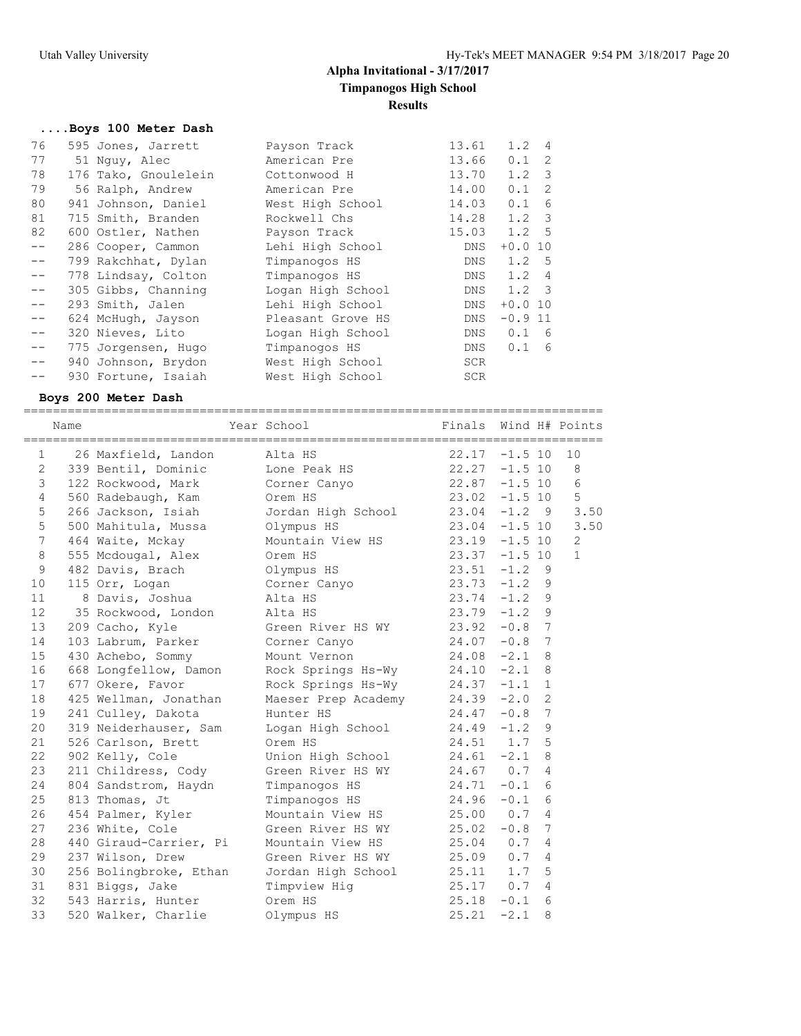# Alpha Invitational - 3/17/2017

## Timpanogos High School

### Results

#### ....Boys 100 Meter Dash

| Place | Name | School | Finals | Wind | H# |
|---|---|---|---|---|---|
| 76 | 595 Jones, Jarrett | Payson Track | 13.61 | 1.2 | 4 |
| 77 | 51 Nguy, Alec | American Pre | 13.66 | 0.1 | 2 |
| 78 | 176 Tako, Gnoulelein | Cottonwood H | 13.70 | 1.2 | 3 |
| 79 | 56 Ralph, Andrew | American Pre | 14.00 | 0.1 | 2 |
| 80 | 941 Johnson, Daniel | West High School | 14.03 | 0.1 | 6 |
| 81 | 715 Smith, Branden | Rockwell Chs | 14.28 | 1.2 | 3 |
| 82 | 600 Ostler, Nathen | Payson Track | 15.03 | 1.2 | 5 |
| -- | 286 Cooper, Cammon | Lehi High School | DNS | +0.0 | 10 |
| -- | 799 Rakchhat, Dylan | Timpanogos HS | DNS | 1.2 | 5 |
| -- | 778 Lindsay, Colton | Timpanogos HS | DNS | 1.2 | 4 |
| -- | 305 Gibbs, Channing | Logan High School | DNS | 1.2 | 3 |
| -- | 293 Smith, Jalen | Lehi High School | DNS | +0.0 | 10 |
| -- | 624 McHugh, Jayson | Pleasant Grove HS | DNS | -0.9 | 11 |
| -- | 320 Nieves, Lito | Logan High School | DNS | 0.1 | 6 |
| -- | 775 Jorgensen, Hugo | Timpanogos HS | DNS | 0.1 | 6 |
| -- | 940 Johnson, Brydon | West High School | SCR | | |
| -- | 930 Fortune, Isaiah | West High School | SCR | | |

#### Boys 200 Meter Dash

| Place | Name | Year School | Finals | Wind | H# | Points |
|---|---|---|---|---|---|---|
| 1 | 26 Maxfield, Landon | Alta HS | 22.17 | -1.5 | 10 | 10 |
| 2 | 339 Bentil, Dominic | Lone Peak HS | 22.27 | -1.5 | 10 | 8 |
| 3 | 122 Rockwood, Mark | Corner Canyo | 22.87 | -1.5 | 10 | 6 |
| 4 | 560 Radebaugh, Kam | Orem HS | 23.02 | -1.5 | 10 | 5 |
| 5 | 266 Jackson, Isiah | Jordan High School | 23.04 | -1.2 | 9 | 3.50 |
| 5 | 500 Mahitula, Mussa | Olympus HS | 23.04 | -1.5 | 10 | 3.50 |
| 7 | 464 Waite, Mckay | Mountain View HS | 23.19 | -1.5 | 10 | 2 |
| 8 | 555 Mcdougal, Alex | Orem HS | 23.37 | -1.5 | 10 | 1 |
| 9 | 482 Davis, Brach | Olympus HS | 23.51 | -1.2 | 9 | |
| 10 | 115 Orr, Logan | Corner Canyo | 23.73 | -1.2 | 9 | |
| 11 | 8 Davis, Joshua | Alta HS | 23.74 | -1.2 | 9 | |
| 12 | 35 Rockwood, London | Alta HS | 23.79 | -1.2 | 9 | |
| 13 | 209 Cacho, Kyle | Green River HS WY | 23.92 | -0.8 | 7 | |
| 14 | 103 Labrum, Parker | Corner Canyo | 24.07 | -0.8 | 7 | |
| 15 | 430 Achebo, Sommy | Mount Vernon | 24.08 | -2.1 | 8 | |
| 16 | 668 Longfellow, Damon | Rock Springs Hs-Wy | 24.10 | -2.1 | 8 | |
| 17 | 677 Okere, Favor | Rock Springs Hs-Wy | 24.37 | -1.1 | 1 | |
| 18 | 425 Wellman, Jonathan | Maeser Prep Academy | 24.39 | -2.0 | 2 | |
| 19 | 241 Culley, Dakota | Hunter HS | 24.47 | -0.8 | 7 | |
| 20 | 319 Neiderhauser, Sam | Logan High School | 24.49 | -1.2 | 9 | |
| 21 | 526 Carlson, Brett | Orem HS | 24.51 | 1.7 | 5 | |
| 22 | 902 Kelly, Cole | Union High School | 24.61 | -2.1 | 8 | |
| 23 | 211 Childress, Cody | Green River HS WY | 24.67 | 0.7 | 4 | |
| 24 | 804 Sandstrom, Haydn | Timpanogos HS | 24.71 | -0.1 | 6 | |
| 25 | 813 Thomas, Jt | Timpanogos HS | 24.96 | -0.1 | 6 | |
| 26 | 454 Palmer, Kyler | Mountain View HS | 25.00 | 0.7 | 4 | |
| 27 | 236 White, Cole | Green River HS WY | 25.02 | -0.8 | 7 | |
| 28 | 440 Giraud-Carrier, Pi | Mountain View HS | 25.04 | 0.7 | 4 | |
| 29 | 237 Wilson, Drew | Green River HS WY | 25.09 | 0.7 | 4 | |
| 30 | 256 Bolingbroke, Ethan | Jordan High School | 25.11 | 1.7 | 5 | |
| 31 | 831 Biggs, Jake | Timpview Hig | 25.17 | 0.7 | 4 | |
| 32 | 543 Harris, Hunter | Orem HS | 25.18 | -0.1 | 6 | |
| 33 | 520 Walker, Charlie | Olympus HS | 25.21 | -2.1 | 8 | |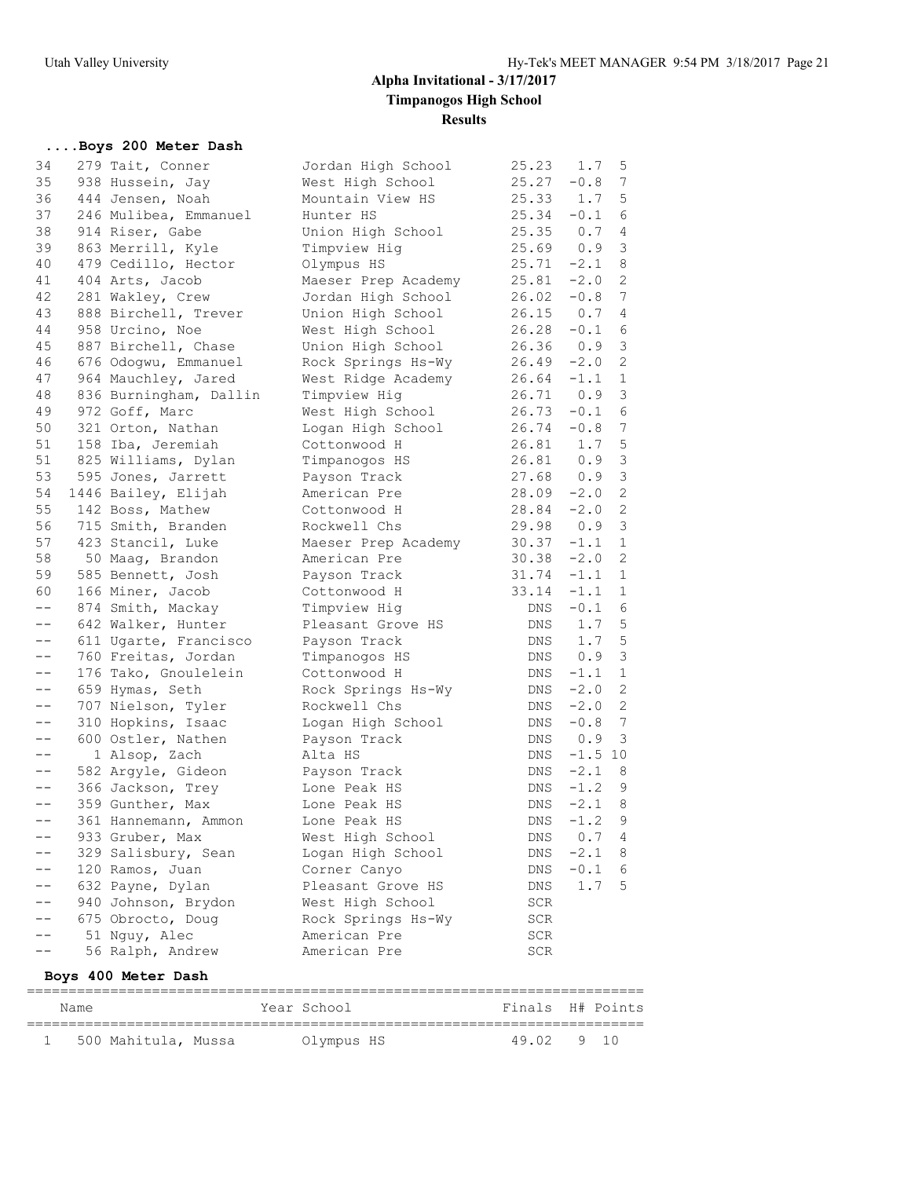# Alpha Invitational - 3/17/2017

## Timpanogos High School

## Results

### ....Boys 200 Meter Dash

| Place | No. | Name | School | Finals | Wind | H# |
|---|---|---|---|---|---|---|
| 34 | 279 | Tait, Conner | Jordan High School | 25.23 | 1.7 | 5 |
| 35 | 938 | Hussein, Jay | West High School | 25.27 | -0.8 | 7 |
| 36 | 444 | Jensen, Noah | Mountain View HS | 25.33 | 1.7 | 5 |
| 37 | 246 | Mulibea, Emmanuel | Hunter HS | 25.34 | -0.1 | 6 |
| 38 | 914 | Riser, Gabe | Union High School | 25.35 | 0.7 | 4 |
| 39 | 863 | Merrill, Kyle | Timpview Hig | 25.69 | 0.9 | 3 |
| 40 | 479 | Cedillo, Hector | Olympus HS | 25.71 | -2.1 | 8 |
| 41 | 404 | Arts, Jacob | Maeser Prep Academy | 25.81 | -2.0 | 2 |
| 42 | 281 | Wakley, Crew | Jordan High School | 26.02 | -0.8 | 7 |
| 43 | 888 | Birchell, Trever | Union High School | 26.15 | 0.7 | 4 |
| 44 | 958 | Urcino, Noe | West High School | 26.28 | -0.1 | 6 |
| 45 | 887 | Birchell, Chase | Union High School | 26.36 | 0.9 | 3 |
| 46 | 676 | Odogwu, Emmanuel | Rock Springs Hs-Wy | 26.49 | -2.0 | 2 |
| 47 | 964 | Mauchley, Jared | West Ridge Academy | 26.64 | -1.1 | 1 |
| 48 | 836 | Burningham, Dallin | Timpview Hig | 26.71 | 0.9 | 3 |
| 49 | 972 | Goff, Marc | West High School | 26.73 | -0.1 | 6 |
| 50 | 321 | Orton, Nathan | Logan High School | 26.74 | -0.8 | 7 |
| 51 | 158 | Iba, Jeremiah | Cottonwood H | 26.81 | 1.7 | 5 |
| 51 | 825 | Williams, Dylan | Timpanogos HS | 26.81 | 0.9 | 3 |
| 53 | 595 | Jones, Jarrett | Payson Track | 27.68 | 0.9 | 3 |
| 54 | 1446 | Bailey, Elijah | American Pre | 28.09 | -2.0 | 2 |
| 55 | 142 | Boss, Mathew | Cottonwood H | 28.84 | -2.0 | 2 |
| 56 | 715 | Smith, Branden | Rockwell Chs | 29.98 | 0.9 | 3 |
| 57 | 423 | Stancil, Luke | Maeser Prep Academy | 30.37 | -1.1 | 1 |
| 58 | 50 | Maag, Brandon | American Pre | 30.38 | -2.0 | 2 |
| 59 | 585 | Bennett, Josh | Payson Track | 31.74 | -1.1 | 1 |
| 60 | 166 | Miner, Jacob | Cottonwood H | 33.14 | -1.1 | 1 |
| -- | 874 | Smith, Mackay | Timpview Hig | DNS | -0.1 | 6 |
| -- | 642 | Walker, Hunter | Pleasant Grove HS | DNS | 1.7 | 5 |
| -- | 611 | Ugarte, Francisco | Payson Track | DNS | 1.7 | 5 |
| -- | 760 | Freitas, Jordan | Timpanogos HS | DNS | 0.9 | 3 |
| -- | 176 | Tako, Gnoulelein | Cottonwood H | DNS | -1.1 | 1 |
| -- | 659 | Hymas, Seth | Rock Springs Hs-Wy | DNS | -2.0 | 2 |
| -- | 707 | Nielson, Tyler | Rockwell Chs | DNS | -2.0 | 2 |
| -- | 310 | Hopkins, Isaac | Logan High School | DNS | -0.8 | 7 |
| -- | 600 | Ostler, Nathen | Payson Track | DNS | 0.9 | 3 |
| -- | 1 | Alsop, Zach | Alta HS | DNS | -1.5 | 10 |
| -- | 582 | Argyle, Gideon | Payson Track | DNS | -2.1 | 8 |
| -- | 366 | Jackson, Trey | Lone Peak HS | DNS | -1.2 | 9 |
| -- | 359 | Gunther, Max | Lone Peak HS | DNS | -2.1 | 8 |
| -- | 361 | Hannemann, Ammon | Lone Peak HS | DNS | -1.2 | 9 |
| -- | 933 | Gruber, Max | West High School | DNS | 0.7 | 4 |
| -- | 329 | Salisbury, Sean | Logan High School | DNS | -2.1 | 8 |
| -- | 120 | Ramos, Juan | Corner Canyo | DNS | -0.1 | 6 |
| -- | 632 | Payne, Dylan | Pleasant Grove HS | DNS | 1.7 | 5 |
| -- | 940 | Johnson, Brydon | West High School | SCR | | |
| -- | 675 | Obrocto, Doug | Rock Springs Hs-Wy | SCR | | |
| -- | 51 | Nguy, Alec | American Pre | SCR | | |
| -- | 56 | Ralph, Andrew | American Pre | SCR | | |

### Boys 400 Meter Dash

| Place | No. | Name | Year | School | Finals | H# | Points |
|---|---|---|---|---|---|---|---|
| 1 | 500 | Mahitula, Mussa | | Olympus HS | 49.02 | 9 | 10 |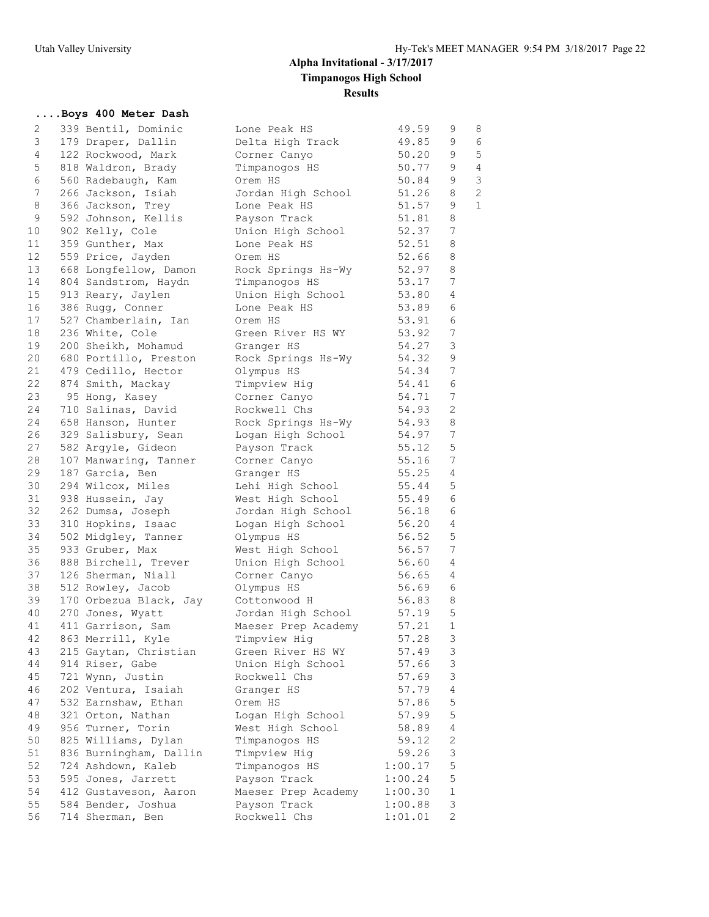# Alpha Invitational - 3/17/2017

## Timpanogos High School

### Results

#### ....Boys 400 Meter Dash

| Place | No. | Name | School | Time | Grade | Points |
|---|---|---|---|---|---|---|
| 2 | 339 | Bentil, Dominic | Lone Peak HS | 49.59 | 9 | 8 |
| 3 | 179 | Draper, Dallin | Delta High Track | 49.85 | 9 | 6 |
| 4 | 122 | Rockwood, Mark | Corner Canyo | 50.20 | 9 | 5 |
| 5 | 818 | Waldron, Brady | Timpanogos HS | 50.77 | 9 | 4 |
| 6 | 560 | Radebaugh, Kam | Orem HS | 50.84 | 9 | 3 |
| 7 | 266 | Jackson, Isiah | Jordan High School | 51.26 | 8 | 2 |
| 8 | 366 | Jackson, Trey | Lone Peak HS | 51.57 | 9 | 1 |
| 9 | 592 | Johnson, Kellis | Payson Track | 51.81 | 8 | |
| 10 | 902 | Kelly, Cole | Union High School | 52.37 | 7 | |
| 11 | 359 | Gunther, Max | Lone Peak HS | 52.51 | 8 | |
| 12 | 559 | Price, Jayden | Orem HS | 52.66 | 8 | |
| 13 | 668 | Longfellow, Damon | Rock Springs Hs-Wy | 52.97 | 8 | |
| 14 | 804 | Sandstrom, Haydn | Timpanogos HS | 53.17 | 7 | |
| 15 | 913 | Reary, Jaylen | Union High School | 53.80 | 4 | |
| 16 | 386 | Rugg, Conner | Lone Peak HS | 53.89 | 6 | |
| 17 | 527 | Chamberlain, Ian | Orem HS | 53.91 | 6 | |
| 18 | 236 | White, Cole | Green River HS WY | 53.92 | 7 | |
| 19 | 200 | Sheikh, Mohamud | Granger HS | 54.27 | 3 | |
| 20 | 680 | Portillo, Preston | Rock Springs Hs-Wy | 54.32 | 9 | |
| 21 | 479 | Cedillo, Hector | Olympus HS | 54.34 | 7 | |
| 22 | 874 | Smith, Mackay | Timpview Hig | 54.41 | 6 | |
| 23 | 95 | Hong, Kasey | Corner Canyo | 54.71 | 7 | |
| 24 | 710 | Salinas, David | Rockwell Chs | 54.93 | 2 | |
| 24 | 658 | Hanson, Hunter | Rock Springs Hs-Wy | 54.93 | 8 | |
| 26 | 329 | Salisbury, Sean | Logan High School | 54.97 | 7 | |
| 27 | 582 | Argyle, Gideon | Payson Track | 55.12 | 5 | |
| 28 | 107 | Manwaring, Tanner | Corner Canyo | 55.16 | 7 | |
| 29 | 187 | Garcia, Ben | Granger HS | 55.25 | 4 | |
| 30 | 294 | Wilcox, Miles | Lehi High School | 55.44 | 5 | |
| 31 | 938 | Hussein, Jay | West High School | 55.49 | 6 | |
| 32 | 262 | Dumsa, Joseph | Jordan High School | 56.18 | 6 | |
| 33 | 310 | Hopkins, Isaac | Logan High School | 56.20 | 4 | |
| 34 | 502 | Midgley, Tanner | Olympus HS | 56.52 | 5 | |
| 35 | 933 | Gruber, Max | West High School | 56.57 | 7 | |
| 36 | 888 | Birchell, Trever | Union High School | 56.60 | 4 | |
| 37 | 126 | Sherman, Niall | Corner Canyo | 56.65 | 4 | |
| 38 | 512 | Rowley, Jacob | Olympus HS | 56.69 | 6 | |
| 39 | 170 | Orbezua Black, Jay | Cottonwood H | 56.83 | 8 | |
| 40 | 270 | Jones, Wyatt | Jordan High School | 57.19 | 5 | |
| 41 | 411 | Garrison, Sam | Maeser Prep Academy | 57.21 | 1 | |
| 42 | 863 | Merrill, Kyle | Timpview Hig | 57.28 | 3 | |
| 43 | 215 | Gaytan, Christian | Green River HS WY | 57.49 | 3 | |
| 44 | 914 | Riser, Gabe | Union High School | 57.66 | 3 | |
| 45 | 721 | Wynn, Justin | Rockwell Chs | 57.69 | 3 | |
| 46 | 202 | Ventura, Isaiah | Granger HS | 57.79 | 4 | |
| 47 | 532 | Earnshaw, Ethan | Orem HS | 57.86 | 5 | |
| 48 | 321 | Orton, Nathan | Logan High School | 57.99 | 5 | |
| 49 | 956 | Turner, Torin | West High School | 58.89 | 4 | |
| 50 | 825 | Williams, Dylan | Timpanogos HS | 59.12 | 2 | |
| 51 | 836 | Burningham, Dallin | Timpview Hig | 59.26 | 3 | |
| 52 | 724 | Ashdown, Kaleb | Timpanogos HS | 1:00.17 | 5 | |
| 53 | 595 | Jones, Jarrett | Payson Track | 1:00.24 | 5 | |
| 54 | 412 | Gustaveson, Aaron | Maeser Prep Academy | 1:00.30 | 1 | |
| 55 | 584 | Bender, Joshua | Payson Track | 1:00.88 | 3 | |
| 56 | 714 | Sherman, Ben | Rockwell Chs | 1:01.01 | 2 | |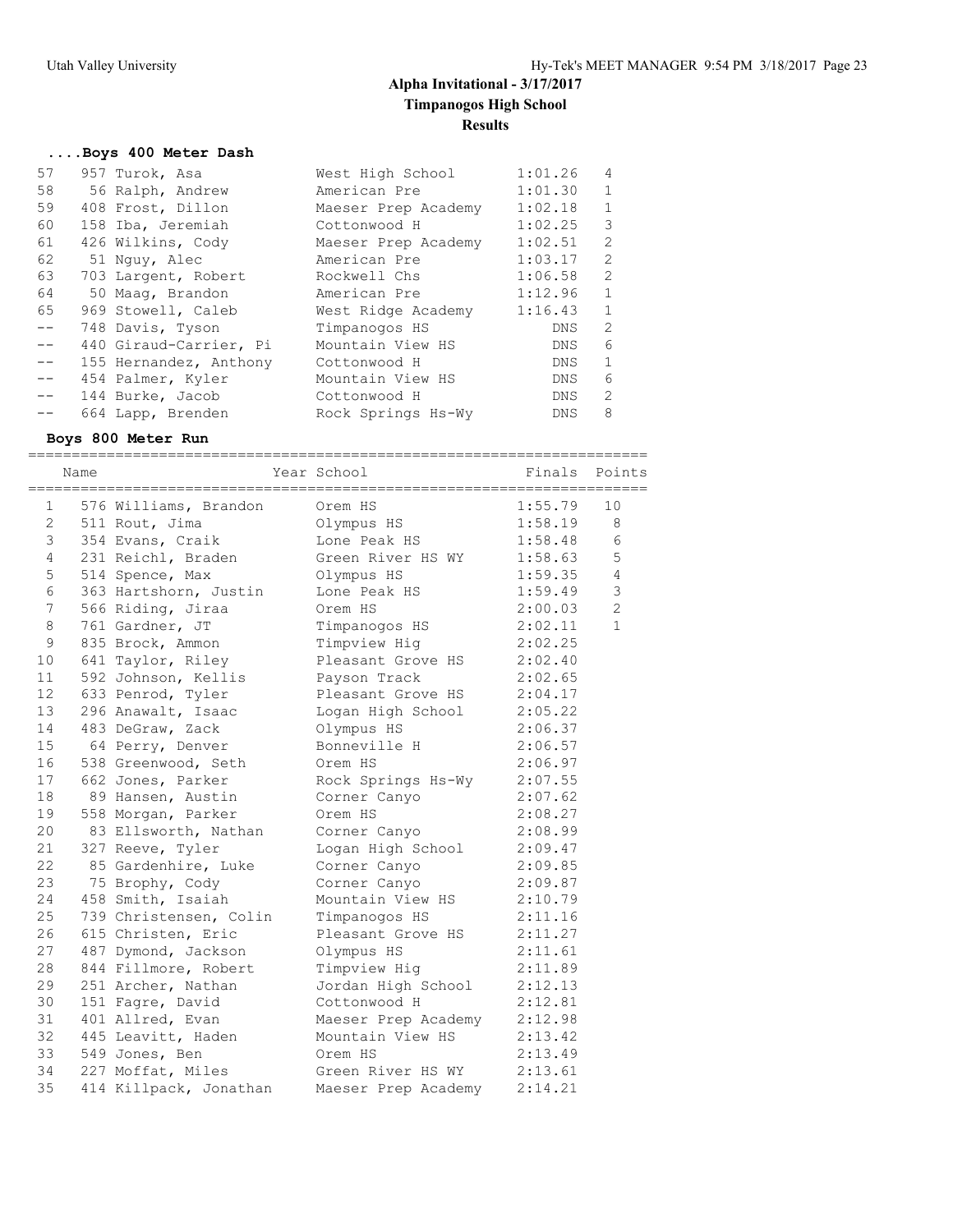# Alpha Invitational - 3/17/2017
## Timpanogos High School
### Results

#### ....Boys 400 Meter Dash

| Place | Name | School | Finals | H# |
|---|---|---|---|---|
| 57 | 957 Turok, Asa | West High School | 1:01.26 | 4 |
| 58 | 56 Ralph, Andrew | American Pre | 1:01.30 | 1 |
| 59 | 408 Frost, Dillon | Maeser Prep Academy | 1:02.18 | 1 |
| 60 | 158 Iba, Jeremiah | Cottonwood H | 1:02.25 | 3 |
| 61 | 426 Wilkins, Cody | Maeser Prep Academy | 1:02.51 | 2 |
| 62 | 51 Nguy, Alec | American Pre | 1:03.17 | 2 |
| 63 | 703 Largent, Robert | Rockwell Chs | 1:06.58 | 2 |
| 64 | 50 Maag, Brandon | American Pre | 1:12.96 | 1 |
| 65 | 969 Stowell, Caleb | West Ridge Academy | 1:16.43 | 1 |
| -- | 748 Davis, Tyson | Timpanogos HS | DNS | 2 |
| -- | 440 Giraud-Carrier, Pi | Mountain View HS | DNS | 6 |
| -- | 155 Hernandez, Anthony | Cottonwood H | DNS | 1 |
| -- | 454 Palmer, Kyler | Mountain View HS | DNS | 6 |
| -- | 144 Burke, Jacob | Cottonwood H | DNS | 2 |
| -- | 664 Lapp, Brenden | Rock Springs Hs-Wy | DNS | 8 |

#### Boys 800 Meter Run

| Place | Name | Year School | Finals | Points |
|---|---|---|---|---|
| 1 | 576 Williams, Brandon | Orem HS | 1:55.79 | 10 |
| 2 | 511 Rout, Jima | Olympus HS | 1:58.19 | 8 |
| 3 | 354 Evans, Craik | Lone Peak HS | 1:58.48 | 6 |
| 4 | 231 Reichl, Braden | Green River HS WY | 1:58.63 | 5 |
| 5 | 514 Spence, Max | Olympus HS | 1:59.35 | 4 |
| 6 | 363 Hartshorn, Justin | Lone Peak HS | 1:59.49 | 3 |
| 7 | 566 Riding, Jiraa | Orem HS | 2:00.03 | 2 |
| 8 | 761 Gardner, JT | Timpanogos HS | 2:02.11 | 1 |
| 9 | 835 Brock, Ammon | Timpview Hig | 2:02.25 | |
| 10 | 641 Taylor, Riley | Pleasant Grove HS | 2:02.40 | |
| 11 | 592 Johnson, Kellis | Payson Track | 2:02.65 | |
| 12 | 633 Penrod, Tyler | Pleasant Grove HS | 2:04.17 | |
| 13 | 296 Anawalt, Isaac | Logan High School | 2:05.22 | |
| 14 | 483 DeGraw, Zack | Olympus HS | 2:06.37 | |
| 15 | 64 Perry, Denver | Bonneville H | 2:06.57 | |
| 16 | 538 Greenwood, Seth | Orem HS | 2:06.97 | |
| 17 | 662 Jones, Parker | Rock Springs Hs-Wy | 2:07.55 | |
| 18 | 89 Hansen, Austin | Corner Canyo | 2:07.62 | |
| 19 | 558 Morgan, Parker | Orem HS | 2:08.27 | |
| 20 | 83 Ellsworth, Nathan | Corner Canyo | 2:08.99 | |
| 21 | 327 Reeve, Tyler | Logan High School | 2:09.47 | |
| 22 | 85 Gardenhire, Luke | Corner Canyo | 2:09.85 | |
| 23 | 75 Brophy, Cody | Corner Canyo | 2:09.87 | |
| 24 | 458 Smith, Isaiah | Mountain View HS | 2:10.79 | |
| 25 | 739 Christensen, Colin | Timpanogos HS | 2:11.16 | |
| 26 | 615 Christen, Eric | Pleasant Grove HS | 2:11.27 | |
| 27 | 487 Dymond, Jackson | Olympus HS | 2:11.61 | |
| 28 | 844 Fillmore, Robert | Timpview Hig | 2:11.89 | |
| 29 | 251 Archer, Nathan | Jordan High School | 2:12.13 | |
| 30 | 151 Fagre, David | Cottonwood H | 2:12.81 | |
| 31 | 401 Allred, Evan | Maeser Prep Academy | 2:12.98 | |
| 32 | 445 Leavitt, Haden | Mountain View HS | 2:13.42 | |
| 33 | 549 Jones, Ben | Orem HS | 2:13.49 | |
| 34 | 227 Moffat, Miles | Green River HS WY | 2:13.61 | |
| 35 | 414 Killpack, Jonathan | Maeser Prep Academy | 2:14.21 | |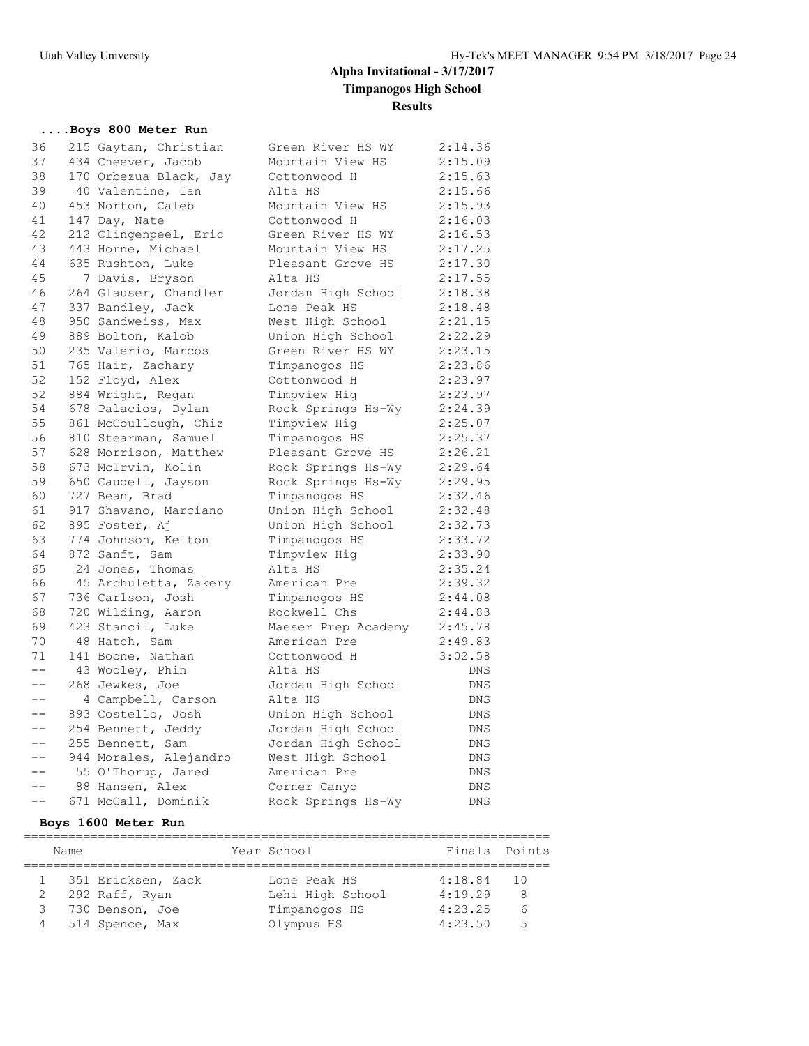## Alpha Invitational - 3/17/2017

**Timpanogos High School**

**Results**

### ....Boys 800 Meter Run

| Place | # | Name | School | Finals |
|---|---|---|---|---|
| 36 | 215 | Gaytan, Christian | Green River HS WY | 2:14.36 |
| 37 | 434 | Cheever, Jacob | Mountain View HS | 2:15.09 |
| 38 | 170 | Orbezua Black, Jay | Cottonwood H | 2:15.63 |
| 39 | 40 | Valentine, Ian | Alta HS | 2:15.66 |
| 40 | 453 | Norton, Caleb | Mountain View HS | 2:15.93 |
| 41 | 147 | Day, Nate | Cottonwood H | 2:16.03 |
| 42 | 212 | Clingenpeel, Eric | Green River HS WY | 2:16.53 |
| 43 | 443 | Horne, Michael | Mountain View HS | 2:17.25 |
| 44 | 635 | Rushton, Luke | Pleasant Grove HS | 2:17.30 |
| 45 | 7 | Davis, Bryson | Alta HS | 2:17.55 |
| 46 | 264 | Glauser, Chandler | Jordan High School | 2:18.38 |
| 47 | 337 | Bandley, Jack | Lone Peak HS | 2:18.48 |
| 48 | 950 | Sandweiss, Max | West High School | 2:21.15 |
| 49 | 889 | Bolton, Kalob | Union High School | 2:22.29 |
| 50 | 235 | Valerio, Marcos | Green River HS WY | 2:23.15 |
| 51 | 765 | Hair, Zachary | Timpanogos HS | 2:23.86 |
| 52 | 152 | Floyd, Alex | Cottonwood H | 2:23.97 |
| 52 | 884 | Wright, Regan | Timpview Hig | 2:23.97 |
| 54 | 678 | Palacios, Dylan | Rock Springs Hs-Wy | 2:24.39 |
| 55 | 861 | McCoullough, Chiz | Timpview Hig | 2:25.07 |
| 56 | 810 | Stearman, Samuel | Timpanogos HS | 2:25.37 |
| 57 | 628 | Morrison, Matthew | Pleasant Grove HS | 2:26.21 |
| 58 | 673 | McIrvin, Kolin | Rock Springs Hs-Wy | 2:29.64 |
| 59 | 650 | Caudell, Jayson | Rock Springs Hs-Wy | 2:29.95 |
| 60 | 727 | Bean, Brad | Timpanogos HS | 2:32.46 |
| 61 | 917 | Shavano, Marciano | Union High School | 2:32.48 |
| 62 | 895 | Foster, Aj | Union High School | 2:32.73 |
| 63 | 774 | Johnson, Kelton | Timpanogos HS | 2:33.72 |
| 64 | 872 | Sanft, Sam | Timpview Hig | 2:33.90 |
| 65 | 24 | Jones, Thomas | Alta HS | 2:35.24 |
| 66 | 45 | Archuletta, Zakery | American Pre | 2:39.32 |
| 67 | 736 | Carlson, Josh | Timpanogos HS | 2:44.08 |
| 68 | 720 | Wilding, Aaron | Rockwell Chs | 2:44.83 |
| 69 | 423 | Stancil, Luke | Maeser Prep Academy | 2:45.78 |
| 70 | 48 | Hatch, Sam | American Pre | 2:49.83 |
| 71 | 141 | Boone, Nathan | Cottonwood H | 3:02.58 |
| -- | 43 | Wooley, Phin | Alta HS | DNS |
| -- | 268 | Jewkes, Joe | Jordan High School | DNS |
| -- | 4 | Campbell, Carson | Alta HS | DNS |
| -- | 893 | Costello, Josh | Union High School | DNS |
| -- | 254 | Bennett, Jeddy | Jordan High School | DNS |
| -- | 255 | Bennett, Sam | Jordan High School | DNS |
| -- | 944 | Morales, Alejandro | West High School | DNS |
| -- | 55 | O'Thorup, Jared | American Pre | DNS |
| -- | 88 | Hansen, Alex | Corner Canyo | DNS |
| -- | 671 | McCall, Dominik | Rock Springs Hs-Wy | DNS |

### Boys 1600 Meter Run

| Place | Name | Year | School | Finals | Points |
|---|---|---|---|---|---|
| 1 | 351 Ericksen, Zack | | Lone Peak HS | 4:18.84 | 10 |
| 2 | 292 Raff, Ryan | | Lehi High School | 4:19.29 | 8 |
| 3 | 730 Benson, Joe | | Timpanogos HS | 4:23.25 | 6 |
| 4 | 514 Spence, Max | | Olympus HS | 4:23.50 | 5 |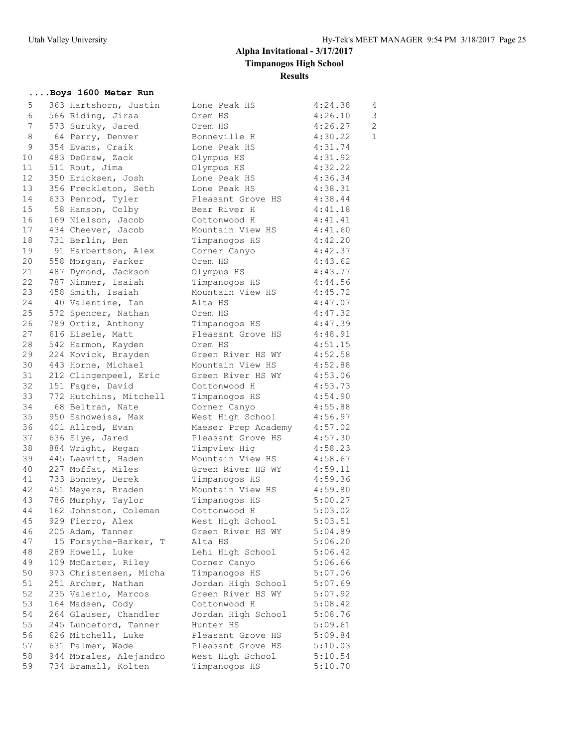# Alpha Invitational - 3/17/2017

## Timpanogos High School

### Results

**....Boys 1600 Meter Run**

| Place | No. | Name | School | Time | Points |
|---|---|---|---|---|---|
| 5 | 363 | Hartshorn, Justin | Lone Peak HS | 4:24.38 | 4 |
| 6 | 566 | Riding, Jiraa | Orem HS | 4:26.10 | 3 |
| 7 | 573 | Suruky, Jared | Orem HS | 4:26.27 | 2 |
| 8 | 64 | Perry, Denver | Bonneville H | 4:30.22 | 1 |
| 9 | 354 | Evans, Craik | Lone Peak HS | 4:31.74 | |
| 10 | 483 | DeGraw, Zack | Olympus HS | 4:31.92 | |
| 11 | 511 | Rout, Jima | Olympus HS | 4:32.22 | |
| 12 | 350 | Ericksen, Josh | Lone Peak HS | 4:36.34 | |
| 13 | 356 | Freckleton, Seth | Lone Peak HS | 4:38.31 | |
| 14 | 633 | Penrod, Tyler | Pleasant Grove HS | 4:38.44 | |
| 15 | 58 | Hamson, Colby | Bear River H | 4:41.18 | |
| 16 | 169 | Nielson, Jacob | Cottonwood H | 4:41.41 | |
| 17 | 434 | Cheever, Jacob | Mountain View HS | 4:41.60 | |
| 18 | 731 | Berlin, Ben | Timpanogos HS | 4:42.20 | |
| 19 | 91 | Harbertson, Alex | Corner Canyo | 4:42.37 | |
| 20 | 558 | Morgan, Parker | Orem HS | 4:43.62 | |
| 21 | 487 | Dymond, Jackson | Olympus HS | 4:43.77 | |
| 22 | 787 | Nimmer, Isaiah | Timpanogos HS | 4:44.56 | |
| 23 | 458 | Smith, Isaiah | Mountain View HS | 4:45.72 | |
| 24 | 40 | Valentine, Ian | Alta HS | 4:47.07 | |
| 25 | 572 | Spencer, Nathan | Orem HS | 4:47.32 | |
| 26 | 789 | Ortiz, Anthony | Timpanogos HS | 4:47.39 | |
| 27 | 616 | Eisele, Matt | Pleasant Grove HS | 4:48.91 | |
| 28 | 542 | Harmon, Kayden | Orem HS | 4:51.15 | |
| 29 | 224 | Kovick, Brayden | Green River HS WY | 4:52.58 | |
| 30 | 443 | Horne, Michael | Mountain View HS | 4:52.88 | |
| 31 | 212 | Clingenpeel, Eric | Green River HS WY | 4:53.06 | |
| 32 | 151 | Fagre, David | Cottonwood H | 4:53.73 | |
| 33 | 772 | Hutchins, Mitchell | Timpanogos HS | 4:54.90 | |
| 34 | 68 | Beltran, Nate | Corner Canyo | 4:55.88 | |
| 35 | 950 | Sandweiss, Max | West High School | 4:56.97 | |
| 36 | 401 | Allred, Evan | Maeser Prep Academy | 4:57.02 | |
| 37 | 636 | Slye, Jared | Pleasant Grove HS | 4:57.30 | |
| 38 | 884 | Wright, Regan | Timpview Hig | 4:58.23 | |
| 39 | 445 | Leavitt, Haden | Mountain View HS | 4:58.67 | |
| 40 | 227 | Moffat, Miles | Green River HS WY | 4:59.11 | |
| 41 | 733 | Bonney, Derek | Timpanogos HS | 4:59.36 | |
| 42 | 451 | Meyers, Braden | Mountain View HS | 4:59.80 | |
| 43 | 786 | Murphy, Taylor | Timpanogos HS | 5:00.27 | |
| 44 | 162 | Johnston, Coleman | Cottonwood H | 5:03.02 | |
| 45 | 929 | Fierro, Alex | West High School | 5:03.51 | |
| 46 | 205 | Adam, Tanner | Green River HS WY | 5:04.89 | |
| 47 | 15 | Forsythe-Barker, T | Alta HS | 5:06.20 | |
| 48 | 289 | Howell, Luke | Lehi High School | 5:06.42 | |
| 49 | 109 | McCarter, Riley | Corner Canyo | 5:06.66 | |
| 50 | 973 | Christensen, Micha | Timpanogos HS | 5:07.06 | |
| 51 | 251 | Archer, Nathan | Jordan High School | 5:07.69 | |
| 52 | 235 | Valerio, Marcos | Green River HS WY | 5:07.92 | |
| 53 | 164 | Madsen, Cody | Cottonwood H | 5:08.42 | |
| 54 | 264 | Glauser, Chandler | Jordan High School | 5:08.76 | |
| 55 | 245 | Lunceford, Tanner | Hunter HS | 5:09.61 | |
| 56 | 626 | Mitchell, Luke | Pleasant Grove HS | 5:09.84 | |
| 57 | 631 | Palmer, Wade | Pleasant Grove HS | 5:10.03 | |
| 58 | 944 | Morales, Alejandro | West High School | 5:10.54 | |
| 59 | 734 | Bramall, Kolten | Timpanogos HS | 5:10.70 | |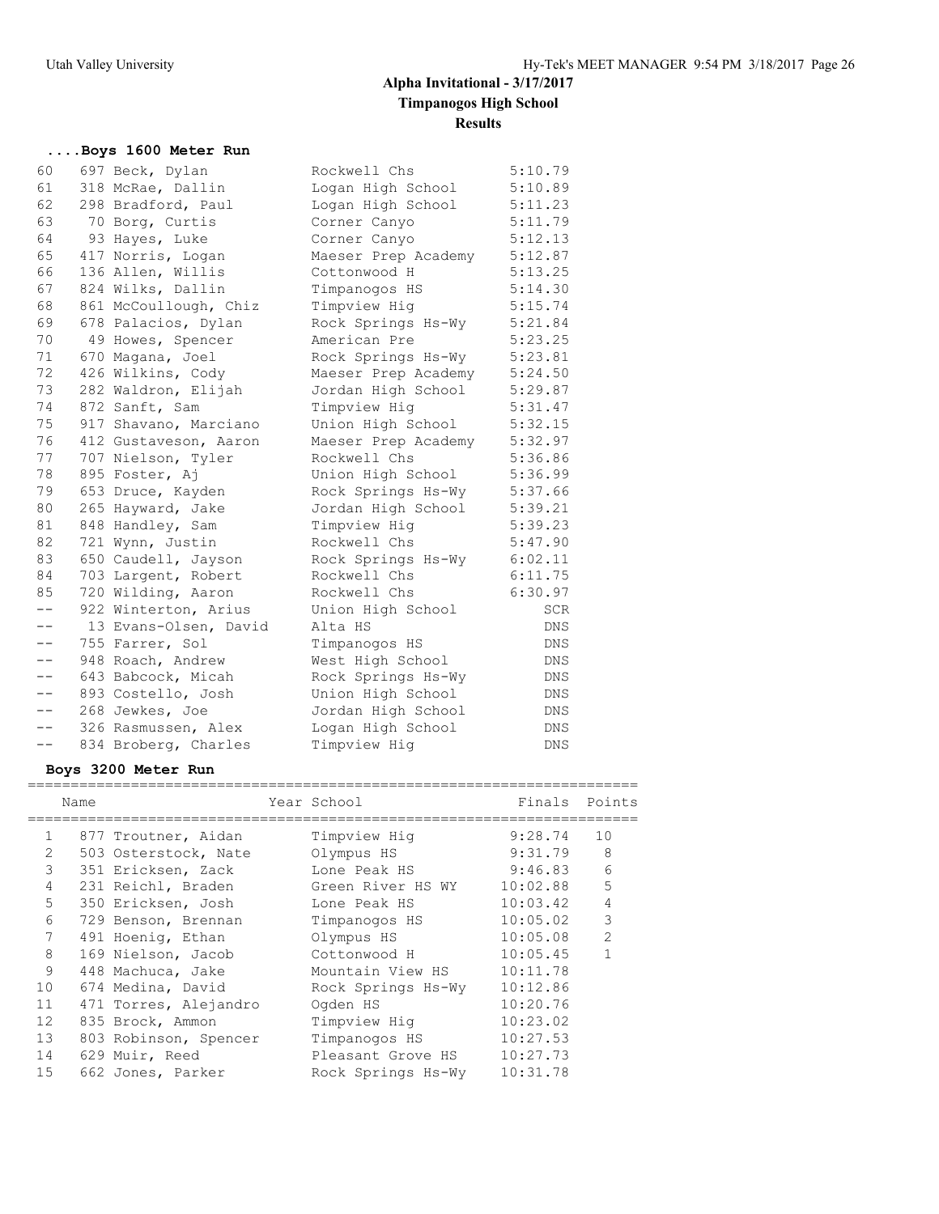# Alpha Invitational - 3/17/2017
## Timpanogos High School
### Results

#### ....Boys 1600 Meter Run

| Place | Name | School | Finals |
|---|---|---|---|
| 60 | 697 Beck, Dylan | Rockwell Chs | 5:10.79 |
| 61 | 318 McRae, Dallin | Logan High School | 5:10.89 |
| 62 | 298 Bradford, Paul | Logan High School | 5:11.23 |
| 63 | 70 Borg, Curtis | Corner Canyo | 5:11.79 |
| 64 | 93 Hayes, Luke | Corner Canyo | 5:12.13 |
| 65 | 417 Norris, Logan | Maeser Prep Academy | 5:12.87 |
| 66 | 136 Allen, Willis | Cottonwood H | 5:13.25 |
| 67 | 824 Wilks, Dallin | Timpanogos HS | 5:14.30 |
| 68 | 861 McCoullough, Chiz | Timpview Hig | 5:15.74 |
| 69 | 678 Palacios, Dylan | Rock Springs Hs-Wy | 5:21.84 |
| 70 | 49 Howes, Spencer | American Pre | 5:23.25 |
| 71 | 670 Magana, Joel | Rock Springs Hs-Wy | 5:23.81 |
| 72 | 426 Wilkins, Cody | Maeser Prep Academy | 5:24.50 |
| 73 | 282 Waldron, Elijah | Jordan High School | 5:29.87 |
| 74 | 872 Sanft, Sam | Timpview Hig | 5:31.47 |
| 75 | 917 Shavano, Marciano | Union High School | 5:32.15 |
| 76 | 412 Gustaveson, Aaron | Maeser Prep Academy | 5:32.97 |
| 77 | 707 Nielson, Tyler | Rockwell Chs | 5:36.86 |
| 78 | 895 Foster, Aj | Union High School | 5:36.99 |
| 79 | 653 Druce, Kayden | Rock Springs Hs-Wy | 5:37.66 |
| 80 | 265 Hayward, Jake | Jordan High School | 5:39.21 |
| 81 | 848 Handley, Sam | Timpview Hig | 5:39.23 |
| 82 | 721 Wynn, Justin | Rockwell Chs | 5:47.90 |
| 83 | 650 Caudell, Jayson | Rock Springs Hs-Wy | 6:02.11 |
| 84 | 703 Largent, Robert | Rockwell Chs | 6:11.75 |
| 85 | 720 Wilding, Aaron | Rockwell Chs | 6:30.97 |
| -- | 922 Winterton, Arius | Union High School | SCR |
| -- | 13 Evans-Olsen, David | Alta HS | DNS |
| -- | 755 Farrer, Sol | Timpanogos HS | DNS |
| -- | 948 Roach, Andrew | West High School | DNS |
| -- | 643 Babcock, Micah | Rock Springs Hs-Wy | DNS |
| -- | 893 Costello, Josh | Union High School | DNS |
| -- | 268 Jewkes, Joe | Jordan High School | DNS |
| -- | 326 Rasmussen, Alex | Logan High School | DNS |
| -- | 834 Broberg, Charles | Timpview Hig | DNS |

#### Boys 3200 Meter Run

| Place | Name | Year | School | Finals | Points |
|---|---|---|---|---|---|
| 1 | 877 Troutner, Aidan | | Timpview Hig | 9:28.74 | 10 |
| 2 | 503 Osterstock, Nate | | Olympus HS | 9:31.79 | 8 |
| 3 | 351 Ericksen, Zack | | Lone Peak HS | 9:46.83 | 6 |
| 4 | 231 Reichl, Braden | | Green River HS WY | 10:02.88 | 5 |
| 5 | 350 Ericksen, Josh | | Lone Peak HS | 10:03.42 | 4 |
| 6 | 729 Benson, Brennan | | Timpanogos HS | 10:05.02 | 3 |
| 7 | 491 Hoenig, Ethan | | Olympus HS | 10:05.08 | 2 |
| 8 | 169 Nielson, Jacob | | Cottonwood H | 10:05.45 | 1 |
| 9 | 448 Machuca, Jake | | Mountain View HS | 10:11.78 | |
| 10 | 674 Medina, David | | Rock Springs Hs-Wy | 10:12.86 | |
| 11 | 471 Torres, Alejandro | | Ogden HS | 10:20.76 | |
| 12 | 835 Brock, Ammon | | Timpview Hig | 10:23.02 | |
| 13 | 803 Robinson, Spencer | | Timpanogos HS | 10:27.53 | |
| 14 | 629 Muir, Reed | | Pleasant Grove HS | 10:27.73 | |
| 15 | 662 Jones, Parker | | Rock Springs Hs-Wy | 10:31.78 | |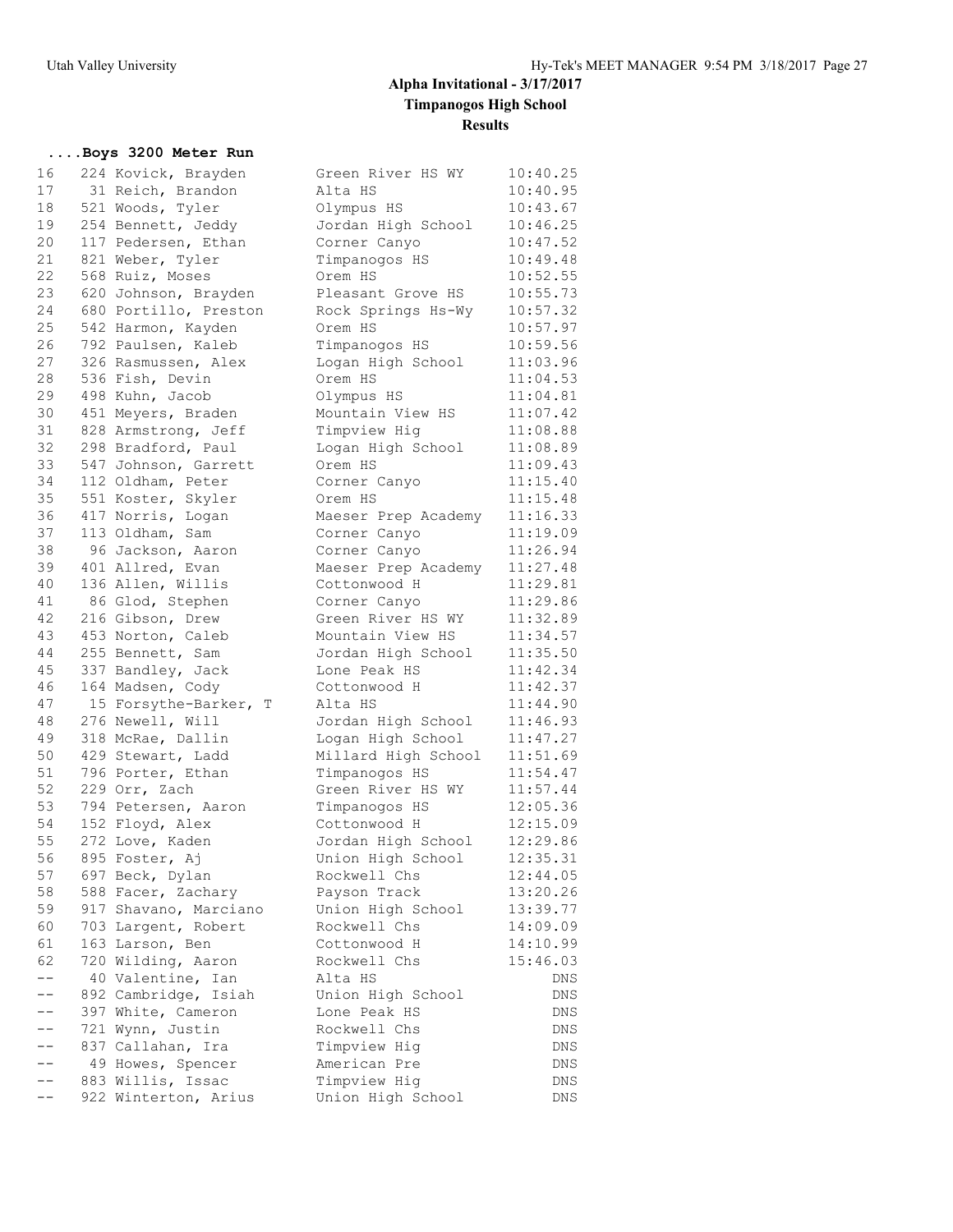# Alpha Invitational - 3/17/2017

## Timpanogos High School

### Results

#### ....Boys 3200 Meter Run

| Place | No. | Name | School | Time |
|---|---|---|---|---|
| 16 | 224 | Kovick, Brayden | Green River HS WY | 10:40.25 |
| 17 | 31 | Reich, Brandon | Alta HS | 10:40.95 |
| 18 | 521 | Woods, Tyler | Olympus HS | 10:43.67 |
| 19 | 254 | Bennett, Jeddy | Jordan High School | 10:46.25 |
| 20 | 117 | Pedersen, Ethan | Corner Canyo | 10:47.52 |
| 21 | 821 | Weber, Tyler | Timpanogos HS | 10:49.48 |
| 22 | 568 | Ruiz, Moses | Orem HS | 10:52.55 |
| 23 | 620 | Johnson, Brayden | Pleasant Grove HS | 10:55.73 |
| 24 | 680 | Portillo, Preston | Rock Springs Hs-Wy | 10:57.32 |
| 25 | 542 | Harmon, Kayden | Orem HS | 10:57.97 |
| 26 | 792 | Paulsen, Kaleb | Timpanogos HS | 10:59.56 |
| 27 | 326 | Rasmussen, Alex | Logan High School | 11:03.96 |
| 28 | 536 | Fish, Devin | Orem HS | 11:04.53 |
| 29 | 498 | Kuhn, Jacob | Olympus HS | 11:04.81 |
| 30 | 451 | Meyers, Braden | Mountain View HS | 11:07.42 |
| 31 | 828 | Armstrong, Jeff | Timpview Hig | 11:08.88 |
| 32 | 298 | Bradford, Paul | Logan High School | 11:08.89 |
| 33 | 547 | Johnson, Garrett | Orem HS | 11:09.43 |
| 34 | 112 | Oldham, Peter | Corner Canyo | 11:15.40 |
| 35 | 551 | Koster, Skyler | Orem HS | 11:15.48 |
| 36 | 417 | Norris, Logan | Maeser Prep Academy | 11:16.33 |
| 37 | 113 | Oldham, Sam | Corner Canyo | 11:19.09 |
| 38 | 96 | Jackson, Aaron | Corner Canyo | 11:26.94 |
| 39 | 401 | Allred, Evan | Maeser Prep Academy | 11:27.48 |
| 40 | 136 | Allen, Willis | Cottonwood H | 11:29.81 |
| 41 | 86 | Glod, Stephen | Corner Canyo | 11:29.86 |
| 42 | 216 | Gibson, Drew | Green River HS WY | 11:32.89 |
| 43 | 453 | Norton, Caleb | Mountain View HS | 11:34.57 |
| 44 | 255 | Bennett, Sam | Jordan High School | 11:35.50 |
| 45 | 337 | Bandley, Jack | Lone Peak HS | 11:42.34 |
| 46 | 164 | Madsen, Cody | Cottonwood H | 11:42.37 |
| 47 | 15 | Forsythe-Barker, T | Alta HS | 11:44.90 |
| 48 | 276 | Newell, Will | Jordan High School | 11:46.93 |
| 49 | 318 | McRae, Dallin | Logan High School | 11:47.27 |
| 50 | 429 | Stewart, Ladd | Millard High School | 11:51.69 |
| 51 | 796 | Porter, Ethan | Timpanogos HS | 11:54.47 |
| 52 | 229 | Orr, Zach | Green River HS WY | 11:57.44 |
| 53 | 794 | Petersen, Aaron | Timpanogos HS | 12:05.36 |
| 54 | 152 | Floyd, Alex | Cottonwood H | 12:15.09 |
| 55 | 272 | Love, Kaden | Jordan High School | 12:29.86 |
| 56 | 895 | Foster, Aj | Union High School | 12:35.31 |
| 57 | 697 | Beck, Dylan | Rockwell Chs | 12:44.05 |
| 58 | 588 | Facer, Zachary | Payson Track | 13:20.26 |
| 59 | 917 | Shavano, Marciano | Union High School | 13:39.77 |
| 60 | 703 | Largent, Robert | Rockwell Chs | 14:09.09 |
| 61 | 163 | Larson, Ben | Cottonwood H | 14:10.99 |
| 62 | 720 | Wilding, Aaron | Rockwell Chs | 15:46.03 |
| -- | 40 | Valentine, Ian | Alta HS | DNS |
| -- | 892 | Cambridge, Isiah | Union High School | DNS |
| -- | 397 | White, Cameron | Lone Peak HS | DNS |
| -- | 721 | Wynn, Justin | Rockwell Chs | DNS |
| -- | 837 | Callahan, Ira | Timpview Hig | DNS |
| -- | 49 | Howes, Spencer | American Pre | DNS |
| -- | 883 | Willis, Issac | Timpview Hig | DNS |
| -- | 922 | Winterton, Arius | Union High School | DNS |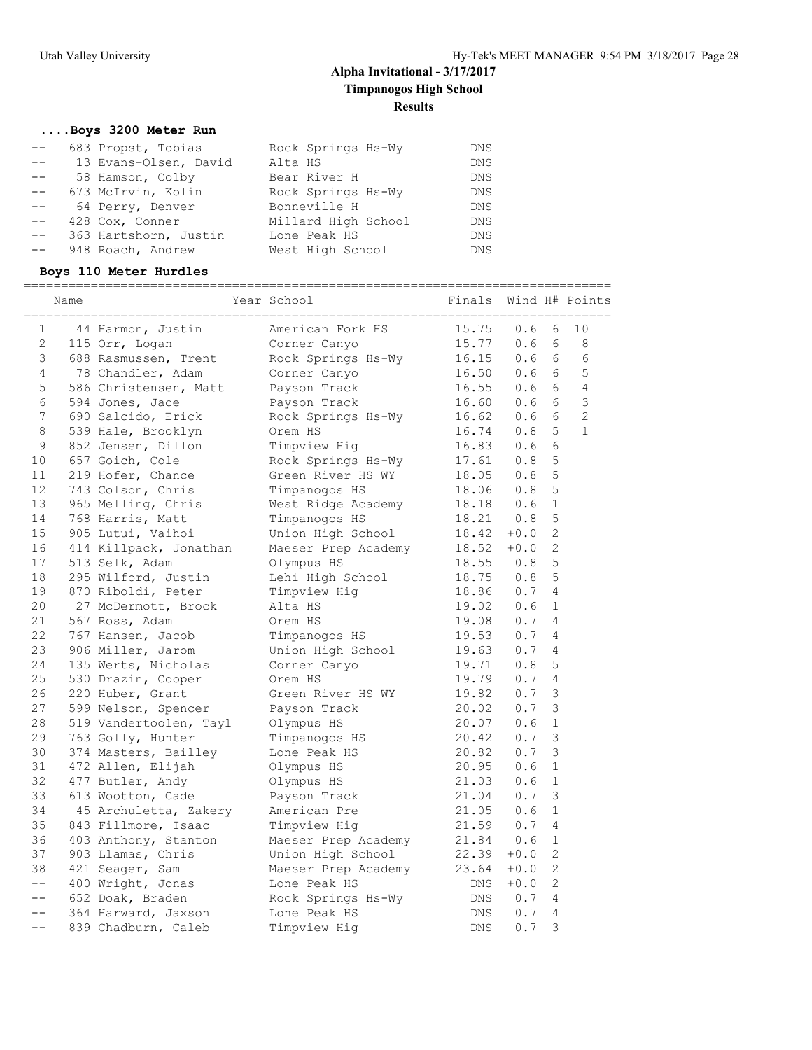# Alpha Invitational - 3/17/2017

## Timpanogos High School

### Results

#### ....Boys 3200 Meter Run

| Place | Name | Year | School | Finals |
|---|---|---|---|---|
| -- | 683 Propst, Tobias | | Rock Springs Hs-Wy | DNS |
| -- | 13 Evans-Olsen, David | | Alta HS | DNS |
| -- | 58 Hamson, Colby | | Bear River H | DNS |
| -- | 673 McIrvin, Kolin | | Rock Springs Hs-Wy | DNS |
| -- | 64 Perry, Denver | | Bonneville H | DNS |
| -- | 428 Cox, Conner | | Millard High School | DNS |
| -- | 363 Hartshorn, Justin | | Lone Peak HS | DNS |
| -- | 948 Roach, Andrew | | West High School | DNS |

#### Boys 110 Meter Hurdles

| Place | Name | Year | School | Finals | Wind | H# | Points |
|---|---|---|---|---|---|---|---|
| 1 | 44 Harmon, Justin | | American Fork HS | 15.75 | 0.6 | 6 | 10 |
| 2 | 115 Orr, Logan | | Corner Canyo | 15.77 | 0.6 | 6 | 8 |
| 3 | 688 Rasmussen, Trent | | Rock Springs Hs-Wy | 16.15 | 0.6 | 6 | 6 |
| 4 | 78 Chandler, Adam | | Corner Canyo | 16.50 | 0.6 | 6 | 5 |
| 5 | 586 Christensen, Matt | | Payson Track | 16.55 | 0.6 | 6 | 4 |
| 6 | 594 Jones, Jace | | Payson Track | 16.60 | 0.6 | 6 | 3 |
| 7 | 690 Salcido, Erick | | Rock Springs Hs-Wy | 16.62 | 0.6 | 6 | 2 |
| 8 | 539 Hale, Brooklyn | | Orem HS | 16.74 | 0.8 | 5 | 1 |
| 9 | 852 Jensen, Dillon | | Timpview Hig | 16.83 | 0.6 | 6 | |
| 10 | 657 Goich, Cole | | Rock Springs Hs-Wy | 17.61 | 0.8 | 5 | |
| 11 | 219 Hofer, Chance | | Green River HS WY | 18.05 | 0.8 | 5 | |
| 12 | 743 Colson, Chris | | Timpanogos HS | 18.06 | 0.8 | 5 | |
| 13 | 965 Melling, Chris | | West Ridge Academy | 18.18 | 0.6 | 1 | |
| 14 | 768 Harris, Matt | | Timpanogos HS | 18.21 | 0.8 | 5 | |
| 15 | 905 Lutui, Vaihoi | | Union High School | 18.42 | +0.0 | 2 | |
| 16 | 414 Killpack, Jonathan | | Maeser Prep Academy | 18.52 | +0.0 | 2 | |
| 17 | 513 Selk, Adam | | Olympus HS | 18.55 | 0.8 | 5 | |
| 18 | 295 Wilford, Justin | | Lehi High School | 18.75 | 0.8 | 5 | |
| 19 | 870 Riboldi, Peter | | Timpview Hig | 18.86 | 0.7 | 4 | |
| 20 | 27 McDermott, Brock | | Alta HS | 19.02 | 0.6 | 1 | |
| 21 | 567 Ross, Adam | | Orem HS | 19.08 | 0.7 | 4 | |
| 22 | 767 Hansen, Jacob | | Timpanogos HS | 19.53 | 0.7 | 4 | |
| 23 | 906 Miller, Jarom | | Union High School | 19.63 | 0.7 | 4 | |
| 24 | 135 Werts, Nicholas | | Corner Canyo | 19.71 | 0.8 | 5 | |
| 25 | 530 Drazin, Cooper | | Orem HS | 19.79 | 0.7 | 4 | |
| 26 | 220 Huber, Grant | | Green River HS WY | 19.82 | 0.7 | 3 | |
| 27 | 599 Nelson, Spencer | | Payson Track | 20.02 | 0.7 | 3 | |
| 28 | 519 Vandertoolen, Tayl | | Olympus HS | 20.07 | 0.6 | 1 | |
| 29 | 763 Golly, Hunter | | Timpanogos HS | 20.42 | 0.7 | 3 | |
| 30 | 374 Masters, Bailley | | Lone Peak HS | 20.82 | 0.7 | 3 | |
| 31 | 472 Allen, Elijah | | Olympus HS | 20.95 | 0.6 | 1 | |
| 32 | 477 Butler, Andy | | Olympus HS | 21.03 | 0.6 | 1 | |
| 33 | 613 Wootton, Cade | | Payson Track | 21.04 | 0.7 | 3 | |
| 34 | 45 Archuletta, Zakery | | American Pre | 21.05 | 0.6 | 1 | |
| 35 | 843 Fillmore, Isaac | | Timpview Hig | 21.59 | 0.7 | 4 | |
| 36 | 403 Anthony, Stanton | | Maeser Prep Academy | 21.84 | 0.6 | 1 | |
| 37 | 903 Llamas, Chris | | Union High School | 22.39 | +0.0 | 2 | |
| 38 | 421 Seager, Sam | | Maeser Prep Academy | 23.64 | +0.0 | 2 | |
| -- | 400 Wright, Jonas | | Lone Peak HS | DNS | +0.0 | 2 | |
| -- | 652 Doak, Braden | | Rock Springs Hs-Wy | DNS | 0.7 | 4 | |
| -- | 364 Harward, Jaxson | | Lone Peak HS | DNS | 0.7 | 4 | |
| -- | 839 Chadburn, Caleb | | Timpview Hig | DNS | 0.7 | 3 | |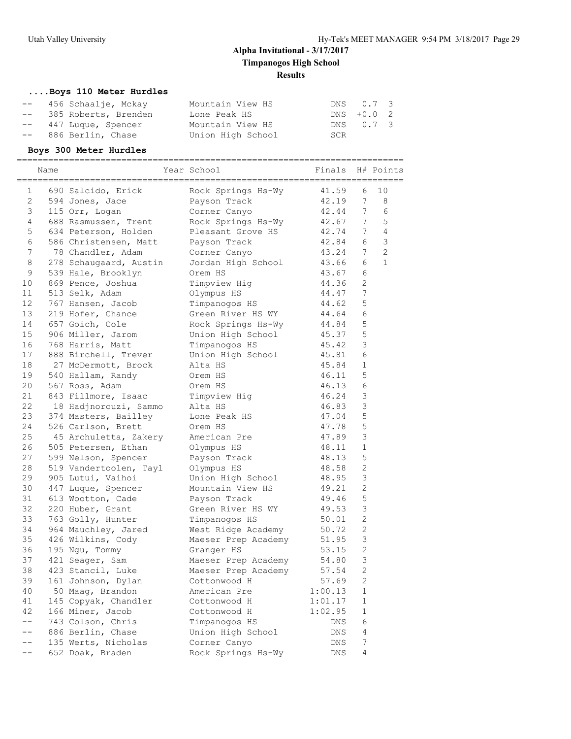## Alpha Invitational - 3/17/2017

**Timpanogos High School**

**Results**

### ....Boys 110 Meter Hurdles

| Place | Name | School | Finals | Wind | H# |
|---|---|---|---|---|---|
| -- | 456 Schaalje, Mckay | Mountain View HS | DNS | 0.7 | 3 |
| -- | 385 Roberts, Brenden | Lone Peak HS | DNS | +0.0 | 2 |
| -- | 447 Luque, Spencer | Mountain View HS | DNS | 0.7 | 3 |
| -- | 886 Berlin, Chase | Union High School | SCR | | |

### Boys 300 Meter Hurdles

| Place | Name | Year | School | Finals | H# | Points |
|---|---|---|---|---|---|---|
| 1 | 690 Salcido, Erick | | Rock Springs Hs-Wy | 41.59 | 6 | 10 |
| 2 | 594 Jones, Jace | | Payson Track | 42.19 | 7 | 8 |
| 3 | 115 Orr, Logan | | Corner Canyo | 42.44 | 7 | 6 |
| 4 | 688 Rasmussen, Trent | | Rock Springs Hs-Wy | 42.67 | 7 | 5 |
| 5 | 634 Peterson, Holden | | Pleasant Grove HS | 42.74 | 7 | 4 |
| 6 | 586 Christensen, Matt | | Payson Track | 42.84 | 6 | 3 |
| 7 | 78 Chandler, Adam | | Corner Canyo | 43.24 | 7 | 2 |
| 8 | 278 Schaugaard, Austin | | Jordan High School | 43.66 | 6 | 1 |
| 9 | 539 Hale, Brooklyn | | Orem HS | 43.67 | 6 | |
| 10 | 869 Pence, Joshua | | Timpview Hig | 44.36 | 2 | |
| 11 | 513 Selk, Adam | | Olympus HS | 44.47 | 7 | |
| 12 | 767 Hansen, Jacob | | Timpanogos HS | 44.62 | 5 | |
| 13 | 219 Hofer, Chance | | Green River HS WY | 44.64 | 6 | |
| 14 | 657 Goich, Cole | | Rock Springs Hs-Wy | 44.84 | 5 | |
| 15 | 906 Miller, Jarom | | Union High School | 45.37 | 5 | |
| 16 | 768 Harris, Matt | | Timpanogos HS | 45.42 | 3 | |
| 17 | 888 Birchell, Trever | | Union High School | 45.81 | 6 | |
| 18 | 27 McDermott, Brock | | Alta HS | 45.84 | 1 | |
| 19 | 540 Hallam, Randy | | Orem HS | 46.11 | 5 | |
| 20 | 567 Ross, Adam | | Orem HS | 46.13 | 6 | |
| 21 | 843 Fillmore, Isaac | | Timpview Hig | 46.24 | 3 | |
| 22 | 18 Hadjnorouzi, Sammo | | Alta HS | 46.83 | 3 | |
| 23 | 374 Masters, Bailley | | Lone Peak HS | 47.04 | 5 | |
| 24 | 526 Carlson, Brett | | Orem HS | 47.78 | 5 | |
| 25 | 45 Archuletta, Zakery | | American Pre | 47.89 | 3 | |
| 26 | 505 Petersen, Ethan | | Olympus HS | 48.11 | 1 | |
| 27 | 599 Nelson, Spencer | | Payson Track | 48.13 | 5 | |
| 28 | 519 Vandertoolen, Tayl | | Olympus HS | 48.58 | 2 | |
| 29 | 905 Lutui, Vaihoi | | Union High School | 48.95 | 3 | |
| 30 | 447 Luque, Spencer | | Mountain View HS | 49.21 | 2 | |
| 31 | 613 Wootton, Cade | | Payson Track | 49.46 | 5 | |
| 32 | 220 Huber, Grant | | Green River HS WY | 49.53 | 3 | |
| 33 | 763 Golly, Hunter | | Timpanogos HS | 50.01 | 2 | |
| 34 | 964 Mauchley, Jared | | West Ridge Academy | 50.72 | 2 | |
| 35 | 426 Wilkins, Cody | | Maeser Prep Academy | 51.95 | 3 | |
| 36 | 195 Ngu, Tommy | | Granger HS | 53.15 | 2 | |
| 37 | 421 Seager, Sam | | Maeser Prep Academy | 54.80 | 3 | |
| 38 | 423 Stancil, Luke | | Maeser Prep Academy | 57.54 | 2 | |
| 39 | 161 Johnson, Dylan | | Cottonwood H | 57.69 | 2 | |
| 40 | 50 Maag, Brandon | | American Pre | 1:00.13 | 1 | |
| 41 | 145 Copyak, Chandler | | Cottonwood H | 1:01.17 | 1 | |
| 42 | 166 Miner, Jacob | | Cottonwood H | 1:02.95 | 1 | |
| -- | 743 Colson, Chris | | Timpanogos HS | DNS | 6 | |
| -- | 886 Berlin, Chase | | Union High School | DNS | 4 | |
| -- | 135 Werts, Nicholas | | Corner Canyo | DNS | 7 | |
| -- | 652 Doak, Braden | | Rock Springs Hs-Wy | DNS | 4 | |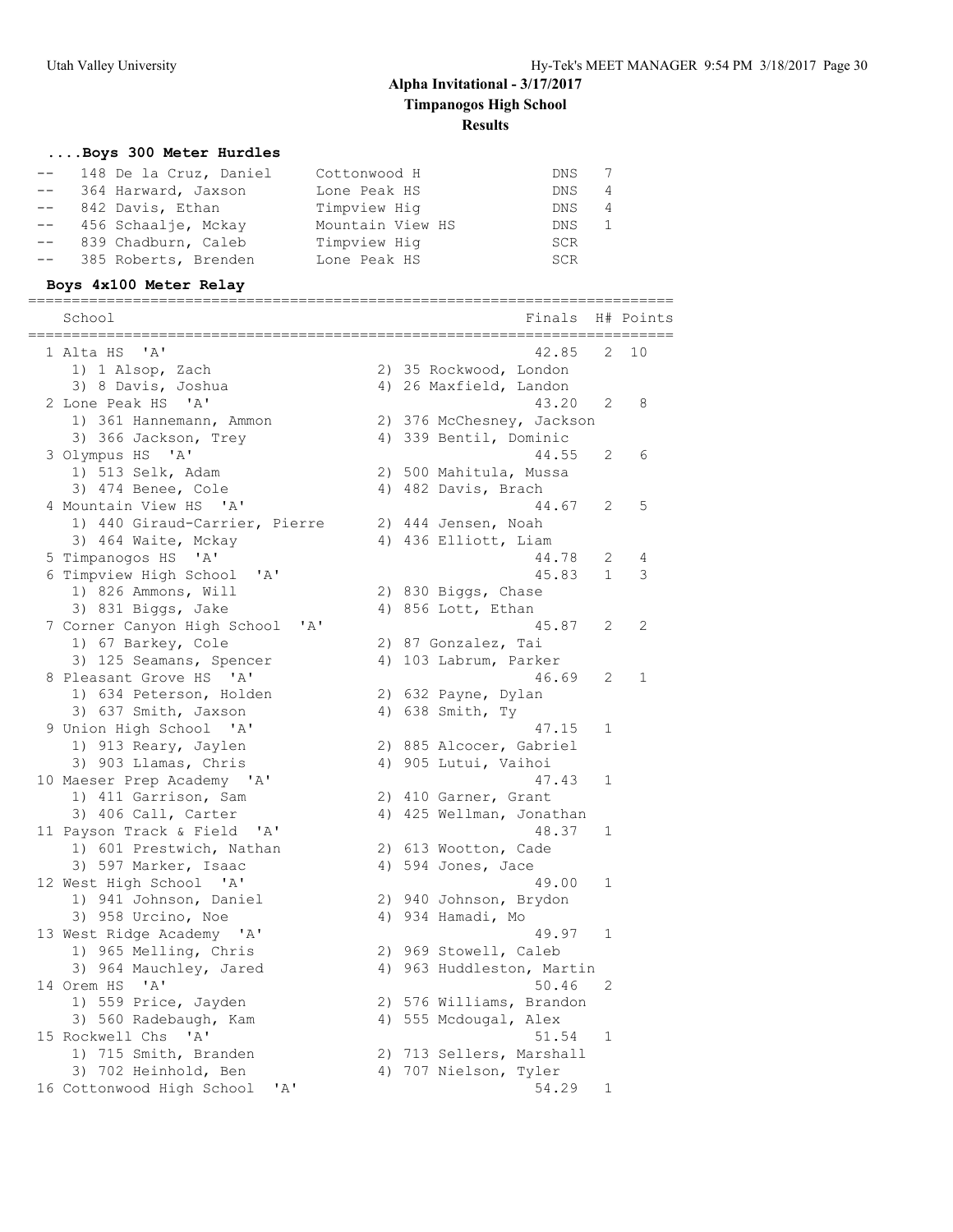## Alpha Invitational - 3/17/2017
### Timpanogos High School
### Results

#### ....Boys 300 Meter Hurdles

| Place | Name | School | Finals | H# |
|---|---|---|---|---|
| -- | 148 De la Cruz, Daniel | Cottonwood H | DNS | 7 |
| -- | 364 Harward, Jaxson | Lone Peak HS | DNS | 4 |
| -- | 842 Davis, Ethan | Timpview Hig | DNS | 4 |
| -- | 456 Schaalje, Mckay | Mountain View HS | DNS | 1 |
| -- | 839 Chadburn, Caleb | Timpview Hig | SCR | |
| -- | 385 Roberts, Brenden | Lone Peak HS | SCR | |

#### Boys 4x100 Meter Relay

| Place | School | Finals | H# | Points |
|---|---|---|---|---|
| 1 | Alta HS 'A' | 42.85 | 2 | 10 |
| | 1) 1 Alsop, Zach; 2) 35 Rockwood, London; 3) 8 Davis, Joshua; 4) 26 Maxfield, Landon | | | |
| 2 | Lone Peak HS 'A' | 43.20 | 2 | 8 |
| | 1) 361 Hannemann, Ammon; 2) 376 McChesney, Jackson; 3) 366 Jackson, Trey; 4) 339 Bentil, Dominic | | | |
| 3 | Olympus HS 'A' | 44.55 | 2 | 6 |
| | 1) 513 Selk, Adam; 2) 500 Mahitula, Mussa; 3) 474 Benee, Cole; 4) 482 Davis, Brach | | | |
| 4 | Mountain View HS 'A' | 44.67 | 2 | 5 |
| | 1) 440 Giraud-Carrier, Pierre; 2) 444 Jensen, Noah; 3) 464 Waite, Mckay; 4) 436 Elliott, Liam | | | |
| 5 | Timpanogos HS 'A' | 44.78 | 2 | 4 |
| 6 | Timpview High School 'A' | 45.83 | 1 | 3 |
| | 1) 826 Ammons, Will; 2) 830 Biggs, Chase; 3) 831 Biggs, Jake; 4) 856 Lott, Ethan | | | |
| 7 | Corner Canyon High School 'A' | 45.87 | 2 | 2 |
| | 1) 67 Barkey, Cole; 2) 87 Gonzalez, Tai; 3) 125 Seamans, Spencer; 4) 103 Labrum, Parker | | | |
| 8 | Pleasant Grove HS 'A' | 46.69 | 2 | 1 |
| | 1) 634 Peterson, Holden; 2) 632 Payne, Dylan; 3) 637 Smith, Jaxson; 4) 638 Smith, Ty | | | |
| 9 | Union High School 'A' | 47.15 | 1 | |
| | 1) 913 Reary, Jaylen; 2) 885 Alcocer, Gabriel; 3) 903 Llamas, Chris; 4) 905 Lutui, Vaihoi | | | |
| 10 | Maeser Prep Academy 'A' | 47.43 | 1 | |
| | 1) 411 Garrison, Sam; 2) 410 Garner, Grant; 3) 406 Call, Carter; 4) 425 Wellman, Jonathan | | | |
| 11 | Payson Track & Field 'A' | 48.37 | 1 | |
| | 1) 601 Prestwich, Nathan; 2) 613 Wootton, Cade; 3) 597 Marker, Isaac; 4) 594 Jones, Jace | | | |
| 12 | West High School 'A' | 49.00 | 1 | |
| | 1) 941 Johnson, Daniel; 2) 940 Johnson, Brydon; 3) 958 Urcino, Noe; 4) 934 Hamadi, Mo | | | |
| 13 | West Ridge Academy 'A' | 49.97 | 1 | |
| | 1) 965 Melling, Chris; 2) 969 Stowell, Caleb; 3) 964 Mauchley, Jared; 4) 963 Huddleston, Martin | | | |
| 14 | Orem HS 'A' | 50.46 | 2 | |
| | 1) 559 Price, Jayden; 2) 576 Williams, Brandon; 3) 560 Radebaugh, Kam; 4) 555 Mcdougal, Alex | | | |
| 15 | Rockwell Chs 'A' | 51.54 | 1 | |
| | 1) 715 Smith, Branden; 2) 713 Sellers, Marshall; 3) 702 Heinhold, Ben; 4) 707 Nielson, Tyler | | | |
| 16 | Cottonwood High School 'A' | 54.29 | 1 | |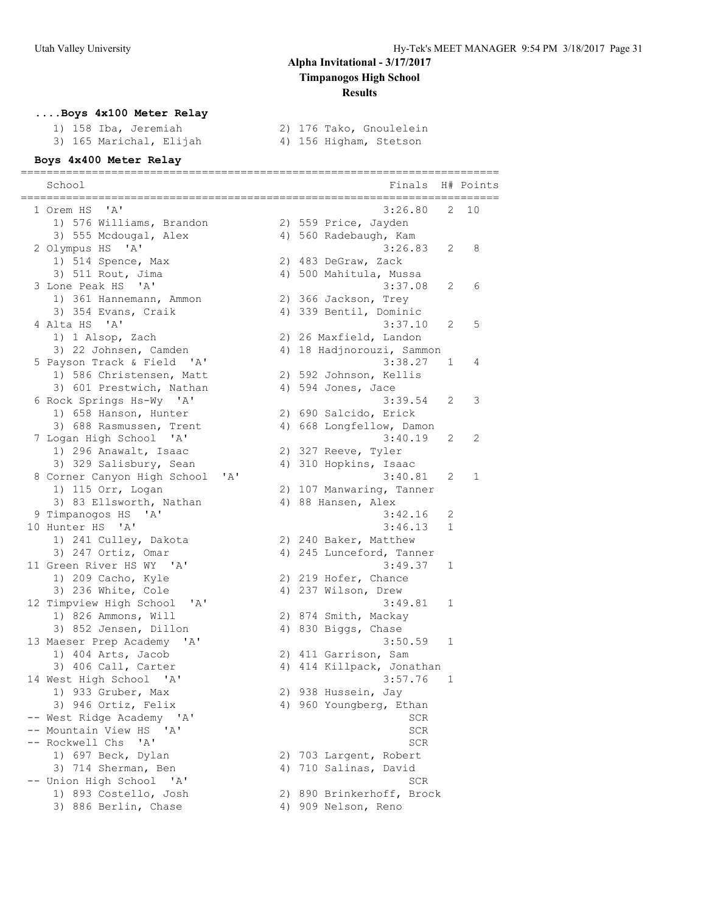# Alpha Invitational - 3/17/2017
## Timpanogos High School
### Results

**....Boys 4x100 Meter Relay**

1) 158 Iba, Jeremiah
2) 176 Tako, Gnoulelein
3) 165 Marichal, Elijah
4) 156 Higham, Stetson

**Boys 4x400 Meter Relay**

| | School | Finals | H# | Points |
|---|---|---|---|---|
| 1 | Orem HS 'A' | 3:26.80 | 2 | 10 |
| | 1) 576 Williams, Brandon 2) 559 Price, Jayden 3) 555 Mcdougal, Alex 4) 560 Radebaugh, Kam | | | |
| 2 | Olympus HS 'A' | 3:26.83 | 2 | 8 |
| | 1) 514 Spence, Max 2) 483 DeGraw, Zack 3) 511 Rout, Jima 4) 500 Mahitula, Mussa | | | |
| 3 | Lone Peak HS 'A' | 3:37.08 | 2 | 6 |
| | 1) 361 Hannemann, Ammon 2) 366 Jackson, Trey 3) 354 Evans, Craik 4) 339 Bentil, Dominic | | | |
| 4 | Alta HS 'A' | 3:37.10 | 2 | 5 |
| | 1) 1 Alsop, Zach 2) 26 Maxfield, Landon 3) 22 Johnsen, Camden 4) 18 Hadjnorouzi, Sammon | | | |
| 5 | Payson Track & Field 'A' | 3:38.27 | 1 | 4 |
| | 1) 586 Christensen, Matt 2) 592 Johnson, Kellis 3) 601 Prestwich, Nathan 4) 594 Jones, Jace | | | |
| 6 | Rock Springs Hs-Wy 'A' | 3:39.54 | 2 | 3 |
| | 1) 658 Hanson, Hunter 2) 690 Salcido, Erick 3) 688 Rasmussen, Trent 4) 668 Longfellow, Damon | | | |
| 7 | Logan High School 'A' | 3:40.19 | 2 | 2 |
| | 1) 296 Anawalt, Isaac 2) 327 Reeve, Tyler 3) 329 Salisbury, Sean 4) 310 Hopkins, Isaac | | | |
| 8 | Corner Canyon High School 'A' | 3:40.81 | 2 | 1 |
| | 1) 115 Orr, Logan 2) 107 Manwaring, Tanner 3) 83 Ellsworth, Nathan 4) 88 Hansen, Alex | | | |
| 9 | Timpanogos HS 'A' | 3:42.16 | 2 | |
| 10 | Hunter HS 'A' | 3:46.13 | 1 | |
| | 1) 241 Culley, Dakota 2) 240 Baker, Matthew 3) 247 Ortiz, Omar 4) 245 Lunceford, Tanner | | | |
| 11 | Green River HS WY 'A' | 3:49.37 | 1 | |
| | 1) 209 Cacho, Kyle 2) 219 Hofer, Chance 3) 236 White, Cole 4) 237 Wilson, Drew | | | |
| 12 | Timpview High School 'A' | 3:49.81 | 1 | |
| | 1) 826 Ammons, Will 2) 874 Smith, Mackay 3) 852 Jensen, Dillon 4) 830 Biggs, Chase | | | |
| 13 | Maeser Prep Academy 'A' | 3:50.59 | 1 | |
| | 1) 404 Arts, Jacob 2) 411 Garrison, Sam 3) 406 Call, Carter 4) 414 Killpack, Jonathan | | | |
| 14 | West High School 'A' | 3:57.76 | 1 | |
| | 1) 933 Gruber, Max 2) 938 Hussein, Jay 3) 946 Ortiz, Felix 4) 960 Youngberg, Ethan | | | |
| -- | West Ridge Academy 'A' | SCR | | |
| -- | Mountain View HS 'A' | SCR | | |
| -- | Rockwell Chs 'A' | SCR | | |
| | 1) 697 Beck, Dylan 2) 703 Largent, Robert 3) 714 Sherman, Ben 4) 710 Salinas, David | | | |
| -- | Union High School 'A' | SCR | | |
| | 1) 893 Costello, Josh 2) 890 Brinkerhoff, Brock 3) 886 Berlin, Chase 4) 909 Nelson, Reno | | | |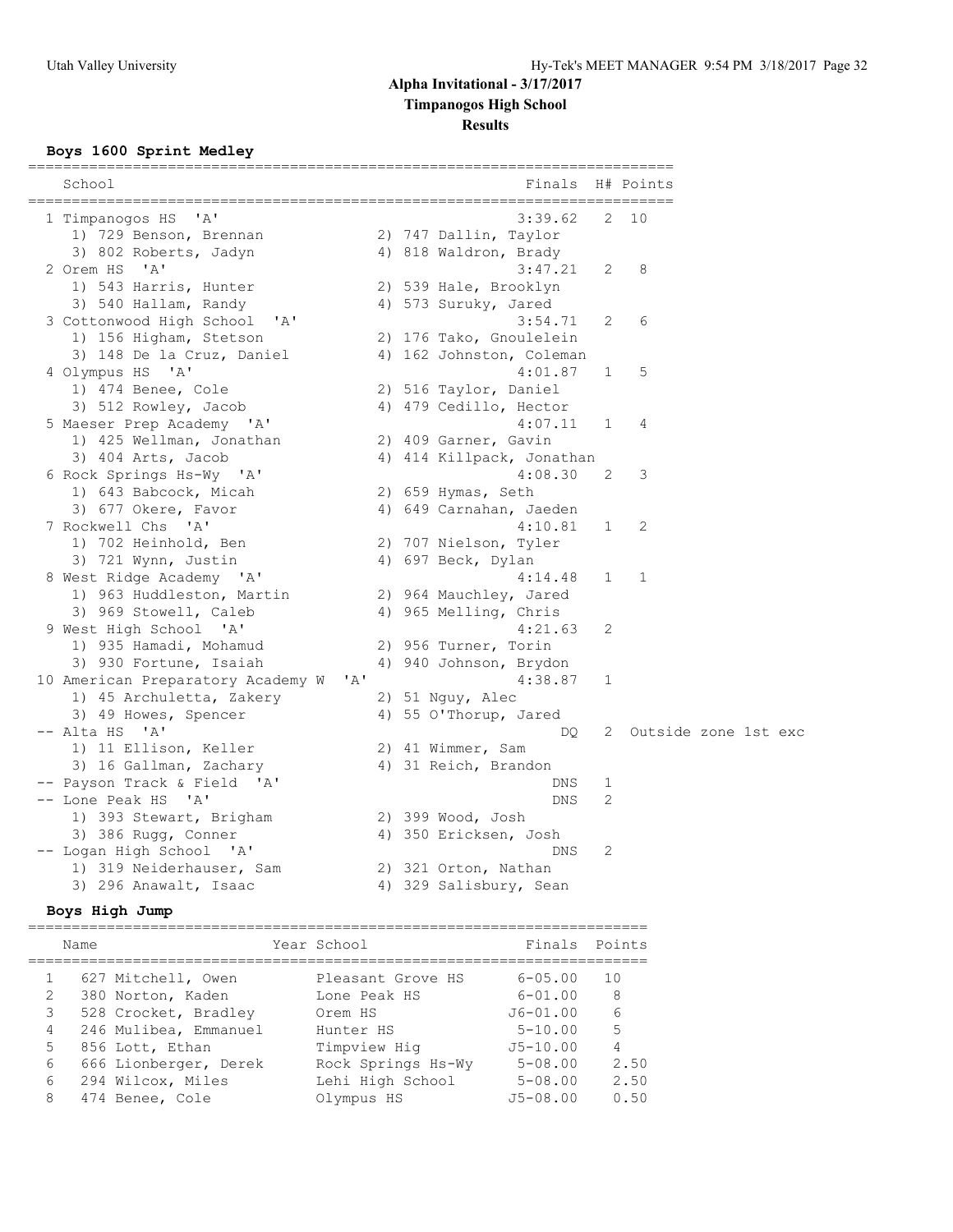# Alpha Invitational - 3/17/2017

## Timpanogos High School

## Results

### Boys 1600 Sprint Medley

| | School | Finals | H# | Points |
|---|---|---|---|---|
| 1 | Timpanogos HS 'A' | 3:39.62 | 2 | 10 |
| | 1) 729 Benson, Brennan; 2) 747 Dallin, Taylor; 3) 802 Roberts, Jadyn; 4) 818 Waldron, Brady | | | |
| 2 | Orem HS 'A' | 3:47.21 | 2 | 8 |
| | 1) 543 Harris, Hunter; 2) 539 Hale, Brooklyn; 3) 540 Hallam, Randy; 4) 573 Suruky, Jared | | | |
| 3 | Cottonwood High School 'A' | 3:54.71 | 2 | 6 |
| | 1) 156 Higham, Stetson; 2) 176 Tako, Gnoulelein; 3) 148 De la Cruz, Daniel; 4) 162 Johnston, Coleman | | | |
| 4 | Olympus HS 'A' | 4:01.87 | 1 | 5 |
| | 1) 474 Benee, Cole; 2) 516 Taylor, Daniel; 3) 512 Rowley, Jacob; 4) 479 Cedillo, Hector | | | |
| 5 | Maeser Prep Academy 'A' | 4:07.11 | 1 | 4 |
| | 1) 425 Wellman, Jonathan; 2) 409 Garner, Gavin; 3) 404 Arts, Jacob; 4) 414 Killpack, Jonathan | | | |
| 6 | Rock Springs Hs-Wy 'A' | 4:08.30 | 2 | 3 |
| | 1) 643 Babcock, Micah; 2) 659 Hymas, Seth; 3) 677 Okere, Favor; 4) 649 Carnahan, Jaeden | | | |
| 7 | Rockwell Chs 'A' | 4:10.81 | 1 | 2 |
| | 1) 702 Heinhold, Ben; 2) 707 Nielson, Tyler; 3) 721 Wynn, Justin; 4) 697 Beck, Dylan | | | |
| 8 | West Ridge Academy 'A' | 4:14.48 | 1 | 1 |
| | 1) 963 Huddleston, Martin; 2) 964 Mauchley, Jared; 3) 969 Stowell, Caleb; 4) 965 Melling, Chris | | | |
| 9 | West High School 'A' | 4:21.63 | 2 | |
| | 1) 935 Hamadi, Mohamud; 2) 956 Turner, Torin; 3) 930 Fortune, Isaiah; 4) 940 Johnson, Brydon | | | |
| 10 | American Preparatory Academy W 'A' | 4:38.87 | 1 | |
| | 1) 45 Archuletta, Zakery; 2) 51 Nguy, Alec; 3) 49 Howes, Spencer; 4) 55 O'Thorup, Jared | | | |
| -- | Alta HS 'A' | DQ | 2 | Outside zone 1st exc |
| | 1) 11 Ellison, Keller; 2) 41 Wimmer, Sam; 3) 16 Gallman, Zachary; 4) 31 Reich, Brandon | | | |
| -- | Payson Track & Field 'A' | DNS | 1 | |
| -- | Lone Peak HS 'A' | DNS | 2 | |
| | 1) 393 Stewart, Brigham; 2) 399 Wood, Josh; 3) 386 Rugg, Conner; 4) 350 Ericksen, Josh | | | |
| -- | Logan High School 'A' | DNS | 2 | |
| | 1) 319 Neiderhauser, Sam; 2) 321 Orton, Nathan; 3) 296 Anawalt, Isaac; 4) 329 Salisbury, Sean | | | |

### Boys High Jump

| | Name | Year | School | Finals | Points |
|---|---|---|---|---|---|
| 1 | 627 Mitchell, Owen | | Pleasant Grove HS | 6-05.00 | 10 |
| 2 | 380 Norton, Kaden | | Lone Peak HS | 6-01.00 | 8 |
| 3 | 528 Crocket, Bradley | | Orem HS | J6-01.00 | 6 |
| 4 | 246 Mulibea, Emmanuel | | Hunter HS | 5-10.00 | 5 |
| 5 | 856 Lott, Ethan | | Timpview Hig | J5-10.00 | 4 |
| 6 | 666 Lionberger, Derek | | Rock Springs Hs-Wy | 5-08.00 | 2.50 |
| 6 | 294 Wilcox, Miles | | Lehi High School | 5-08.00 | 2.50 |
| 8 | 474 Benee, Cole | | Olympus HS | J5-08.00 | 0.50 |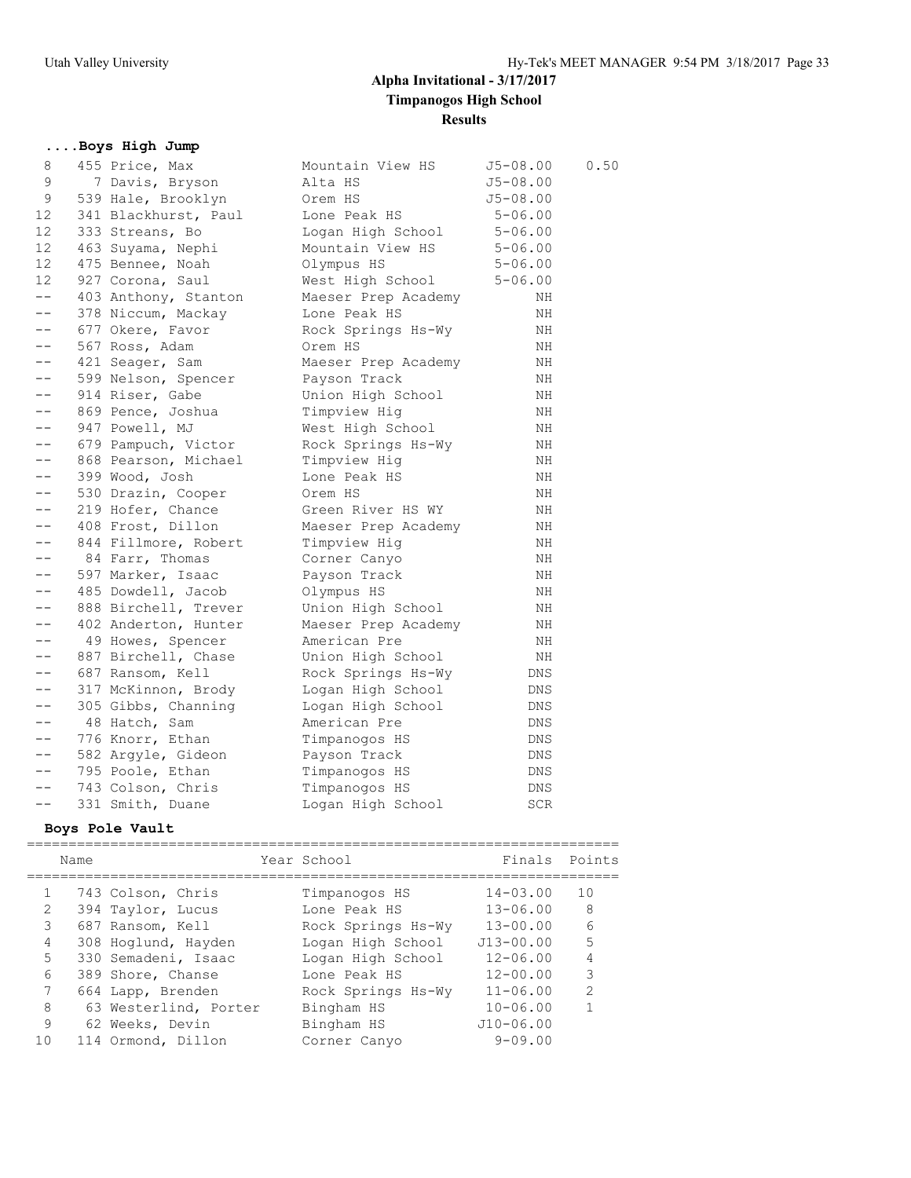# Alpha Invitational - 3/17/2017

**Timpanogos High School**

**Results**

### ....Boys High Jump

| Place | Name | Year School | Finals | Points |
|---|---|---|---|---|
| 8 | 455 Price, Max | Mountain View HS | J5-08.00 | 0.50 |
| 9 | 7 Davis, Bryson | Alta HS | J5-08.00 | |
| 9 | 539 Hale, Brooklyn | Orem HS | J5-08.00 | |
| 12 | 341 Blackhurst, Paul | Lone Peak HS | 5-06.00 | |
| 12 | 333 Streans, Bo | Logan High School | 5-06.00 | |
| 12 | 463 Suyama, Nephi | Mountain View HS | 5-06.00 | |
| 12 | 475 Bennee, Noah | Olympus HS | 5-06.00 | |
| 12 | 927 Corona, Saul | West High School | 5-06.00 | |
| -- | 403 Anthony, Stanton | Maeser Prep Academy | NH | |
| -- | 378 Niccum, Mackay | Lone Peak HS | NH | |
| -- | 677 Okere, Favor | Rock Springs Hs-Wy | NH | |
| -- | 567 Ross, Adam | Orem HS | NH | |
| -- | 421 Seager, Sam | Maeser Prep Academy | NH | |
| -- | 599 Nelson, Spencer | Payson Track | NH | |
| -- | 914 Riser, Gabe | Union High School | NH | |
| -- | 869 Pence, Joshua | Timpview Hig | NH | |
| -- | 947 Powell, MJ | West High School | NH | |
| -- | 679 Pampuch, Victor | Rock Springs Hs-Wy | NH | |
| -- | 868 Pearson, Michael | Timpview Hig | NH | |
| -- | 399 Wood, Josh | Lone Peak HS | NH | |
| -- | 530 Drazin, Cooper | Orem HS | NH | |
| -- | 219 Hofer, Chance | Green River HS WY | NH | |
| -- | 408 Frost, Dillon | Maeser Prep Academy | NH | |
| -- | 844 Fillmore, Robert | Timpview Hig | NH | |
| -- | 84 Farr, Thomas | Corner Canyo | NH | |
| -- | 597 Marker, Isaac | Payson Track | NH | |
| -- | 485 Dowdell, Jacob | Olympus HS | NH | |
| -- | 888 Birchell, Trever | Union High School | NH | |
| -- | 402 Anderton, Hunter | Maeser Prep Academy | NH | |
| -- | 49 Howes, Spencer | American Pre | NH | |
| -- | 887 Birchell, Chase | Union High School | NH | |
| -- | 687 Ransom, Kell | Rock Springs Hs-Wy | DNS | |
| -- | 317 McKinnon, Brody | Logan High School | DNS | |
| -- | 305 Gibbs, Channing | Logan High School | DNS | |
| -- | 48 Hatch, Sam | American Pre | DNS | |
| -- | 776 Knorr, Ethan | Timpanogos HS | DNS | |
| -- | 582 Argyle, Gideon | Payson Track | DNS | |
| -- | 795 Poole, Ethan | Timpanogos HS | DNS | |
| -- | 743 Colson, Chris | Timpanogos HS | DNS | |
| -- | 331 Smith, Duane | Logan High School | SCR | |

### Boys Pole Vault

| Place | Name | Year School | Finals | Points |
|---|---|---|---|---|
| 1 | 743 Colson, Chris | Timpanogos HS | 14-03.00 | 10 |
| 2 | 394 Taylor, Lucus | Lone Peak HS | 13-06.00 | 8 |
| 3 | 687 Ransom, Kell | Rock Springs Hs-Wy | 13-00.00 | 6 |
| 4 | 308 Hoglund, Hayden | Logan High School | J13-00.00 | 5 |
| 5 | 330 Semadeni, Isaac | Logan High School | 12-06.00 | 4 |
| 6 | 389 Shore, Chanse | Lone Peak HS | 12-00.00 | 3 |
| 7 | 664 Lapp, Brenden | Rock Springs Hs-Wy | 11-06.00 | 2 |
| 8 | 63 Westerlind, Porter | Bingham HS | 10-06.00 | 1 |
| 9 | 62 Weeks, Devin | Bingham HS | J10-06.00 | |
| 10 | 114 Ormond, Dillon | Corner Canyo | 9-09.00 | |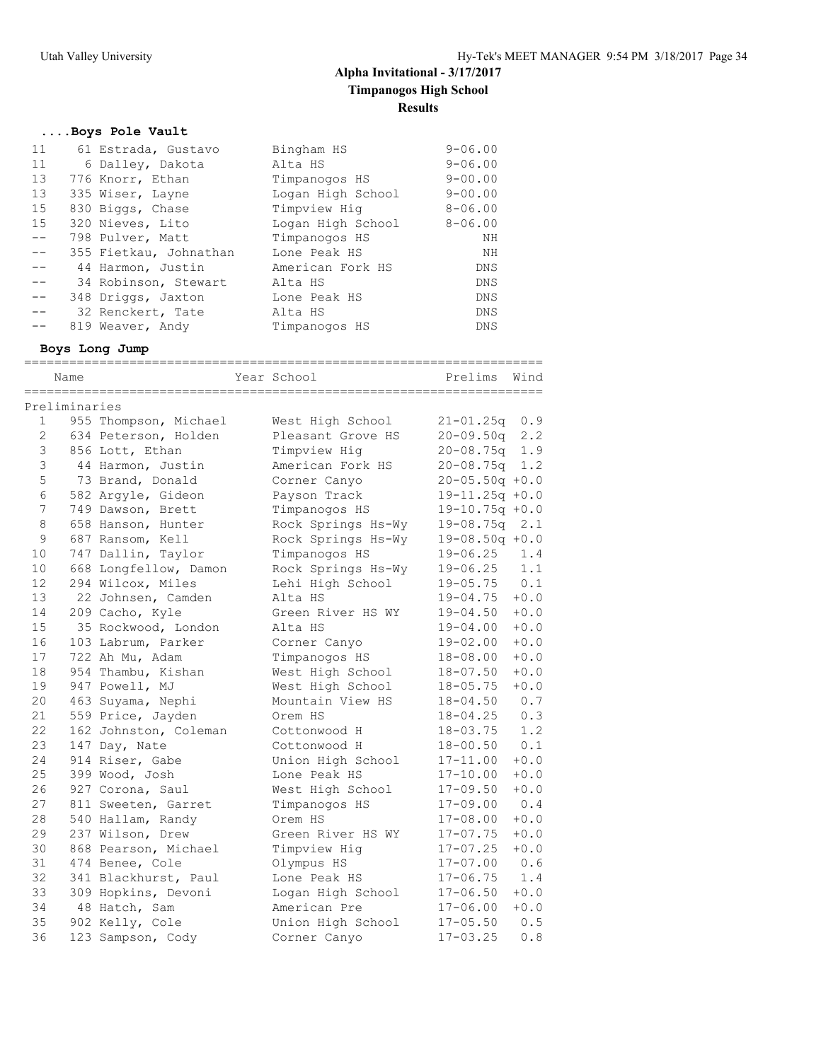# Alpha Invitational - 3/17/2017

**Timpanogos High School**

**Results**

### ....Boys Pole Vault

| Place | Name | School | Mark |
|---|---|---|---|
| 11 | 61 Estrada, Gustavo | Bingham HS | 9-06.00 |
| 11 | 6 Dalley, Dakota | Alta HS | 9-06.00 |
| 13 | 776 Knorr, Ethan | Timpanogos HS | 9-00.00 |
| 13 | 335 Wiser, Layne | Logan High School | 9-00.00 |
| 15 | 830 Biggs, Chase | Timpview Hig | 8-06.00 |
| 15 | 320 Nieves, Lito | Logan High School | 8-06.00 |
| -- | 798 Pulver, Matt | Timpanogos HS | NH |
| -- | 355 Fietkau, Johnathan | Lone Peak HS | NH |
| -- | 44 Harmon, Justin | American Fork HS | DNS |
| -- | 34 Robinson, Stewart | Alta HS | DNS |
| -- | 348 Driggs, Jaxton | Lone Peak HS | DNS |
| -- | 32 Renckert, Tate | Alta HS | DNS |
| -- | 819 Weaver, Andy | Timpanogos HS | DNS |

### Boys Long Jump

**Preliminaries**

| Place | Name | Year | School | Prelims | Wind |
|---|---|---|---|---|---|
| 1 | 955 Thompson, Michael | | West High School | 21-01.25q | 0.9 |
| 2 | 634 Peterson, Holden | | Pleasant Grove HS | 20-09.50q | 2.2 |
| 3 | 856 Lott, Ethan | | Timpview Hig | 20-08.75q | 1.9 |
| 3 | 44 Harmon, Justin | | American Fork HS | 20-08.75q | 1.2 |
| 5 | 73 Brand, Donald | | Corner Canyo | 20-05.50q | +0.0 |
| 6 | 582 Argyle, Gideon | | Payson Track | 19-11.25q | +0.0 |
| 7 | 749 Dawson, Brett | | Timpanogos HS | 19-10.75q | +0.0 |
| 8 | 658 Hanson, Hunter | | Rock Springs Hs-Wy | 19-08.75q | 2.1 |
| 9 | 687 Ransom, Kell | | Rock Springs Hs-Wy | 19-08.50q | +0.0 |
| 10 | 747 Dallin, Taylor | | Timpanogos HS | 19-06.25 | 1.4 |
| 10 | 668 Longfellow, Damon | | Rock Springs Hs-Wy | 19-06.25 | 1.1 |
| 12 | 294 Wilcox, Miles | | Lehi High School | 19-05.75 | 0.1 |
| 13 | 22 Johnsen, Camden | | Alta HS | 19-04.75 | +0.0 |
| 14 | 209 Cacho, Kyle | | Green River HS WY | 19-04.50 | +0.0 |
| 15 | 35 Rockwood, London | | Alta HS | 19-04.00 | +0.0 |
| 16 | 103 Labrum, Parker | | Corner Canyo | 19-02.00 | +0.0 |
| 17 | 722 Ah Mu, Adam | | Timpanogos HS | 18-08.00 | +0.0 |
| 18 | 954 Thambu, Kishan | | West High School | 18-07.50 | +0.0 |
| 19 | 947 Powell, MJ | | West High School | 18-05.75 | +0.0 |
| 20 | 463 Suyama, Nephi | | Mountain View HS | 18-04.50 | 0.7 |
| 21 | 559 Price, Jayden | | Orem HS | 18-04.25 | 0.3 |
| 22 | 162 Johnston, Coleman | | Cottonwood H | 18-03.75 | 1.2 |
| 23 | 147 Day, Nate | | Cottonwood H | 18-00.50 | 0.1 |
| 24 | 914 Riser, Gabe | | Union High School | 17-11.00 | +0.0 |
| 25 | 399 Wood, Josh | | Lone Peak HS | 17-10.00 | +0.0 |
| 26 | 927 Corona, Saul | | West High School | 17-09.50 | +0.0 |
| 27 | 811 Sweeten, Garret | | Timpanogos HS | 17-09.00 | 0.4 |
| 28 | 540 Hallam, Randy | | Orem HS | 17-08.00 | +0.0 |
| 29 | 237 Wilson, Drew | | Green River HS WY | 17-07.75 | +0.0 |
| 30 | 868 Pearson, Michael | | Timpview Hig | 17-07.25 | +0.0 |
| 31 | 474 Benee, Cole | | Olympus HS | 17-07.00 | 0.6 |
| 32 | 341 Blackhurst, Paul | | Lone Peak HS | 17-06.75 | 1.4 |
| 33 | 309 Hopkins, Devoni | | Logan High School | 17-06.50 | +0.0 |
| 34 | 48 Hatch, Sam | | American Pre | 17-06.00 | +0.0 |
| 35 | 902 Kelly, Cole | | Union High School | 17-05.50 | 0.5 |
| 36 | 123 Sampson, Cody | | Corner Canyo | 17-03.25 | 0.8 |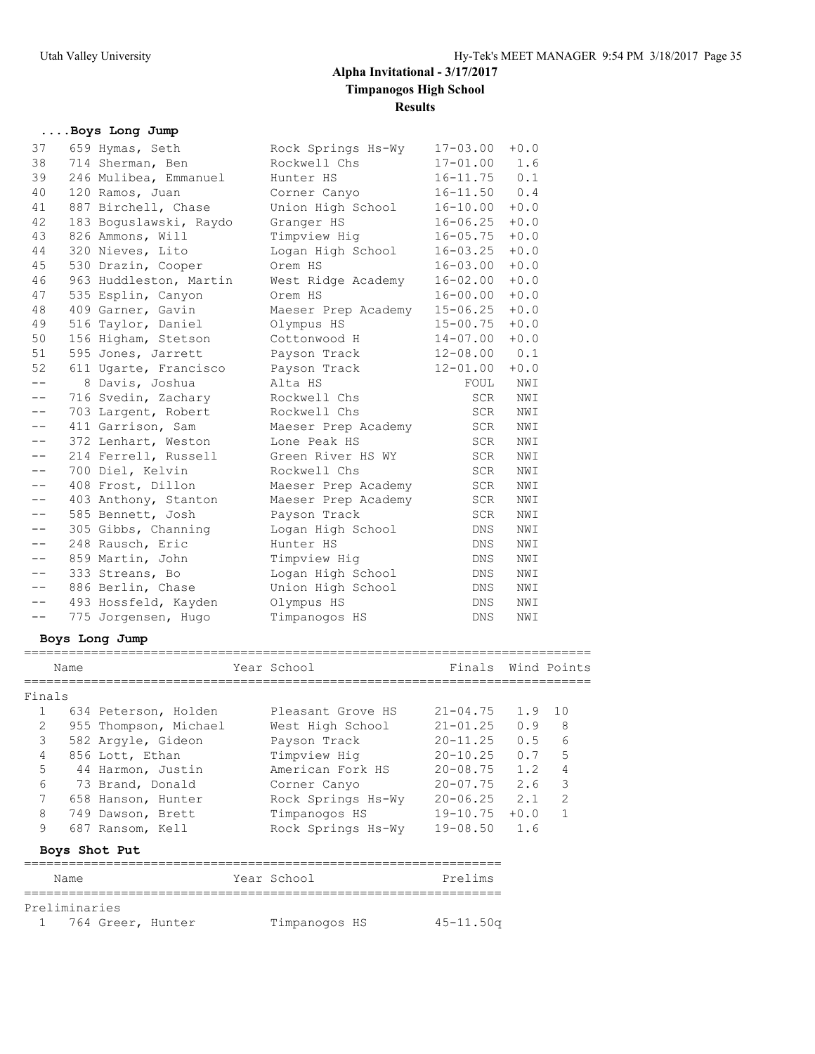## Alpha Invitational - 3/17/2017

### Timpanogos High School

### Results

#### ....Boys Long Jump

| Place | Name | School | Mark | Wind |
|---|---|---|---|---|
| 37 | 659 Hymas, Seth | Rock Springs Hs-Wy | 17-03.00 | +0.0 |
| 38 | 714 Sherman, Ben | Rockwell Chs | 17-01.00 | 1.6 |
| 39 | 246 Mulibea, Emmanuel | Hunter HS | 16-11.75 | 0.1 |
| 40 | 120 Ramos, Juan | Corner Canyo | 16-11.50 | 0.4 |
| 41 | 887 Birchell, Chase | Union High School | 16-10.00 | +0.0 |
| 42 | 183 Boguslawski, Raydo | Granger HS | 16-06.25 | +0.0 |
| 43 | 826 Ammons, Will | Timpview Hig | 16-05.75 | +0.0 |
| 44 | 320 Nieves, Lito | Logan High School | 16-03.25 | +0.0 |
| 45 | 530 Drazin, Cooper | Orem HS | 16-03.00 | +0.0 |
| 46 | 963 Huddleston, Martin | West Ridge Academy | 16-02.00 | +0.0 |
| 47 | 535 Esplin, Canyon | Orem HS | 16-00.00 | +0.0 |
| 48 | 409 Garner, Gavin | Maeser Prep Academy | 15-06.25 | +0.0 |
| 49 | 516 Taylor, Daniel | Olympus HS | 15-00.75 | +0.0 |
| 50 | 156 Higham, Stetson | Cottonwood H | 14-07.00 | +0.0 |
| 51 | 595 Jones, Jarrett | Payson Track | 12-08.00 | 0.1 |
| 52 | 611 Ugarte, Francisco | Payson Track | 12-01.00 | +0.0 |
| -- | 8 Davis, Joshua | Alta HS | FOUL | NWI |
| -- | 716 Svedin, Zachary | Rockwell Chs | SCR | NWI |
| -- | 703 Largent, Robert | Rockwell Chs | SCR | NWI |
| -- | 411 Garrison, Sam | Maeser Prep Academy | SCR | NWI |
| -- | 372 Lenhart, Weston | Lone Peak HS | SCR | NWI |
| -- | 214 Ferrell, Russell | Green River HS WY | SCR | NWI |
| -- | 700 Diel, Kelvin | Rockwell Chs | SCR | NWI |
| -- | 408 Frost, Dillon | Maeser Prep Academy | SCR | NWI |
| -- | 403 Anthony, Stanton | Maeser Prep Academy | SCR | NWI |
| -- | 585 Bennett, Josh | Payson Track | SCR | NWI |
| -- | 305 Gibbs, Channing | Logan High School | DNS | NWI |
| -- | 248 Rausch, Eric | Hunter HS | DNS | NWI |
| -- | 859 Martin, John | Timpview Hig | DNS | NWI |
| -- | 333 Streans, Bo | Logan High School | DNS | NWI |
| -- | 886 Berlin, Chase | Union High School | DNS | NWI |
| -- | 493 Hossfeld, Kayden | Olympus HS | DNS | NWI |
| -- | 775 Jorgensen, Hugo | Timpanogos HS | DNS | NWI |

#### Boys Long Jump

| | Name | Year School | Finals | Wind | Points |
|---|---|---|---|---|---|
| **Finals** | | | | | |
| 1 | 634 Peterson, Holden | Pleasant Grove HS | 21-04.75 | 1.9 | 10 |
| 2 | 955 Thompson, Michael | West High School | 21-01.25 | 0.9 | 8 |
| 3 | 582 Argyle, Gideon | Payson Track | 20-11.25 | 0.5 | 6 |
| 4 | 856 Lott, Ethan | Timpview Hig | 20-10.25 | 0.7 | 5 |
| 5 | 44 Harmon, Justin | American Fork HS | 20-08.75 | 1.2 | 4 |
| 6 | 73 Brand, Donald | Corner Canyo | 20-07.75 | 2.6 | 3 |
| 7 | 658 Hanson, Hunter | Rock Springs Hs-Wy | 20-06.25 | 2.1 | 2 |
| 8 | 749 Dawson, Brett | Timpanogos HS | 19-10.75 | +0.0 | 1 |
| 9 | 687 Ransom, Kell | Rock Springs Hs-Wy | 19-08.50 | 1.6 | |

#### Boys Shot Put

| | Name | Year School | Prelims |
|---|---|---|---|
| **Preliminaries** | | | |
| 1 | 764 Greer, Hunter | Timpanogos HS | 45-11.50q |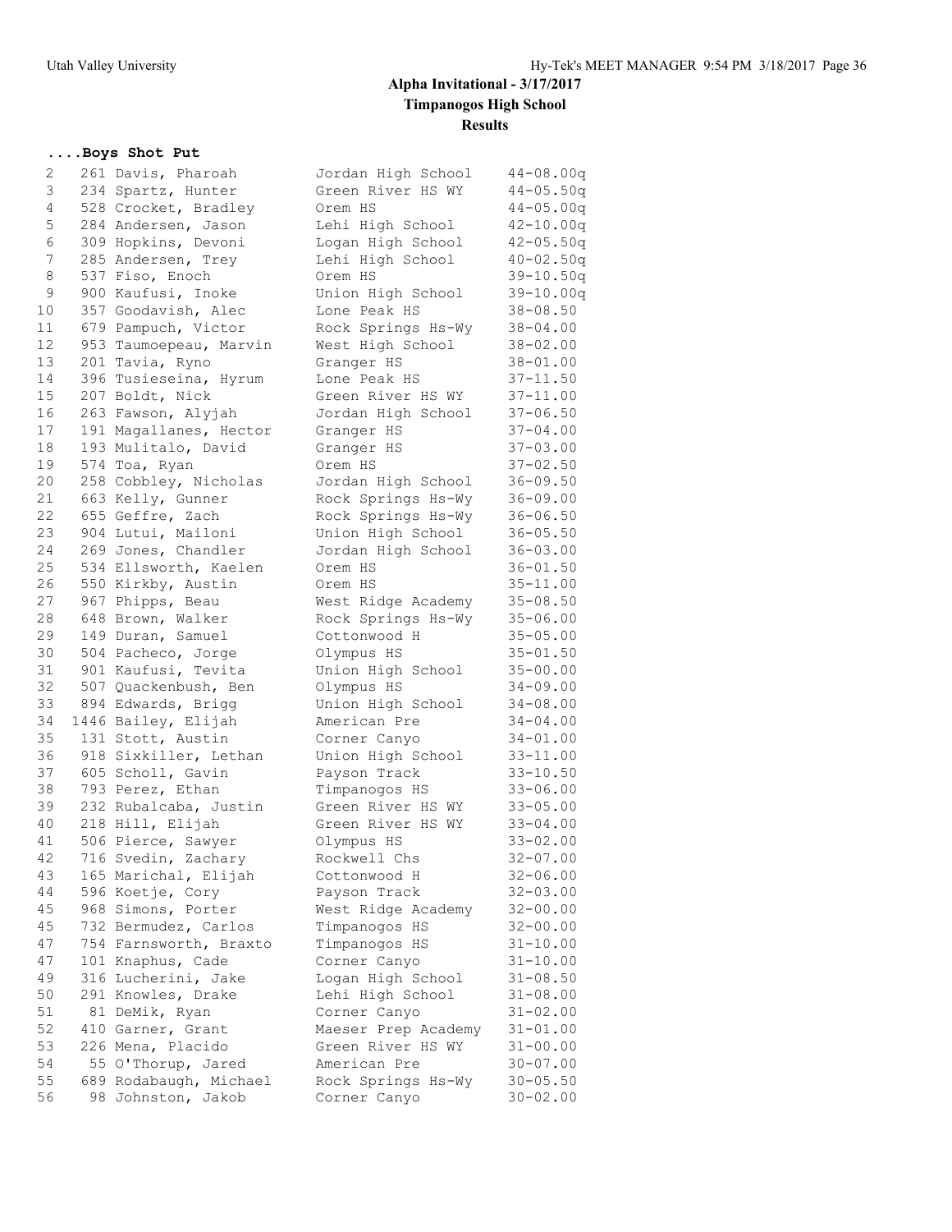# Alpha Invitational - 3/17/2017
## Timpanogos High School
### Results

**....Boys Shot Put**

| Place | # | Name | School | Mark |
|---|---|---|---|---|
| 2 | 261 | Davis, Pharoah | Jordan High School | 44-08.00q |
| 3 | 234 | Spartz, Hunter | Green River HS WY | 44-05.50q |
| 4 | 528 | Crocket, Bradley | Orem HS | 44-05.00q |
| 5 | 284 | Andersen, Jason | Lehi High School | 42-10.00q |
| 6 | 309 | Hopkins, Devoni | Logan High School | 42-05.50q |
| 7 | 285 | Andersen, Trey | Lehi High School | 40-02.50q |
| 8 | 537 | Fiso, Enoch | Orem HS | 39-10.50q |
| 9 | 900 | Kaufusi, Inoke | Union High School | 39-10.00q |
| 10 | 357 | Goodavish, Alec | Lone Peak HS | 38-08.50 |
| 11 | 679 | Pampuch, Victor | Rock Springs Hs-Wy | 38-04.00 |
| 12 | 953 | Taumoepeau, Marvin | West High School | 38-02.00 |
| 13 | 201 | Tavia, Ryno | Granger HS | 38-01.00 |
| 14 | 396 | Tusieseina, Hyrum | Lone Peak HS | 37-11.50 |
| 15 | 207 | Boldt, Nick | Green River HS WY | 37-11.00 |
| 16 | 263 | Fawson, Alyjah | Jordan High School | 37-06.50 |
| 17 | 191 | Magallanes, Hector | Granger HS | 37-04.00 |
| 18 | 193 | Mulitalo, David | Granger HS | 37-03.00 |
| 19 | 574 | Toa, Ryan | Orem HS | 37-02.50 |
| 20 | 258 | Cobbley, Nicholas | Jordan High School | 36-09.50 |
| 21 | 663 | Kelly, Gunner | Rock Springs Hs-Wy | 36-09.00 |
| 22 | 655 | Geffre, Zach | Rock Springs Hs-Wy | 36-06.50 |
| 23 | 904 | Lutui, Mailoni | Union High School | 36-05.50 |
| 24 | 269 | Jones, Chandler | Jordan High School | 36-03.00 |
| 25 | 534 | Ellsworth, Kaelen | Orem HS | 36-01.50 |
| 26 | 550 | Kirkby, Austin | Orem HS | 35-11.00 |
| 27 | 967 | Phipps, Beau | West Ridge Academy | 35-08.50 |
| 28 | 648 | Brown, Walker | Rock Springs Hs-Wy | 35-06.00 |
| 29 | 149 | Duran, Samuel | Cottonwood H | 35-05.00 |
| 30 | 504 | Pacheco, Jorge | Olympus HS | 35-01.50 |
| 31 | 901 | Kaufusi, Tevita | Union High School | 35-00.00 |
| 32 | 507 | Quackenbush, Ben | Olympus HS | 34-09.00 |
| 33 | 894 | Edwards, Brigg | Union High School | 34-08.00 |
| 34 | 1446 | Bailey, Elijah | American Pre | 34-04.00 |
| 35 | 131 | Stott, Austin | Corner Canyo | 34-01.00 |
| 36 | 918 | Sixkiller, Lethan | Union High School | 33-11.00 |
| 37 | 605 | Scholl, Gavin | Payson Track | 33-10.50 |
| 38 | 793 | Perez, Ethan | Timpanogos HS | 33-06.00 |
| 39 | 232 | Rubalcaba, Justin | Green River HS WY | 33-05.00 |
| 40 | 218 | Hill, Elijah | Green River HS WY | 33-04.00 |
| 41 | 506 | Pierce, Sawyer | Olympus HS | 33-02.00 |
| 42 | 716 | Svedin, Zachary | Rockwell Chs | 32-07.00 |
| 43 | 165 | Marichal, Elijah | Cottonwood H | 32-06.00 |
| 44 | 596 | Koetje, Cory | Payson Track | 32-03.00 |
| 45 | 968 | Simons, Porter | West Ridge Academy | 32-00.00 |
| 45 | 732 | Bermudez, Carlos | Timpanogos HS | 32-00.00 |
| 47 | 754 | Farnsworth, Braxto | Timpanogos HS | 31-10.00 |
| 47 | 101 | Knaphus, Cade | Corner Canyo | 31-10.00 |
| 49 | 316 | Lucherini, Jake | Logan High School | 31-08.50 |
| 50 | 291 | Knowles, Drake | Lehi High School | 31-08.00 |
| 51 | 81 | DeMik, Ryan | Corner Canyo | 31-02.00 |
| 52 | 410 | Garner, Grant | Maeser Prep Academy | 31-01.00 |
| 53 | 226 | Mena, Placido | Green River HS WY | 31-00.00 |
| 54 | 55 | O'Thorup, Jared | American Pre | 30-07.00 |
| 55 | 689 | Rodabaugh, Michael | Rock Springs Hs-Wy | 30-05.50 |
| 56 | 98 | Johnston, Jakob | Corner Canyo | 30-02.00 |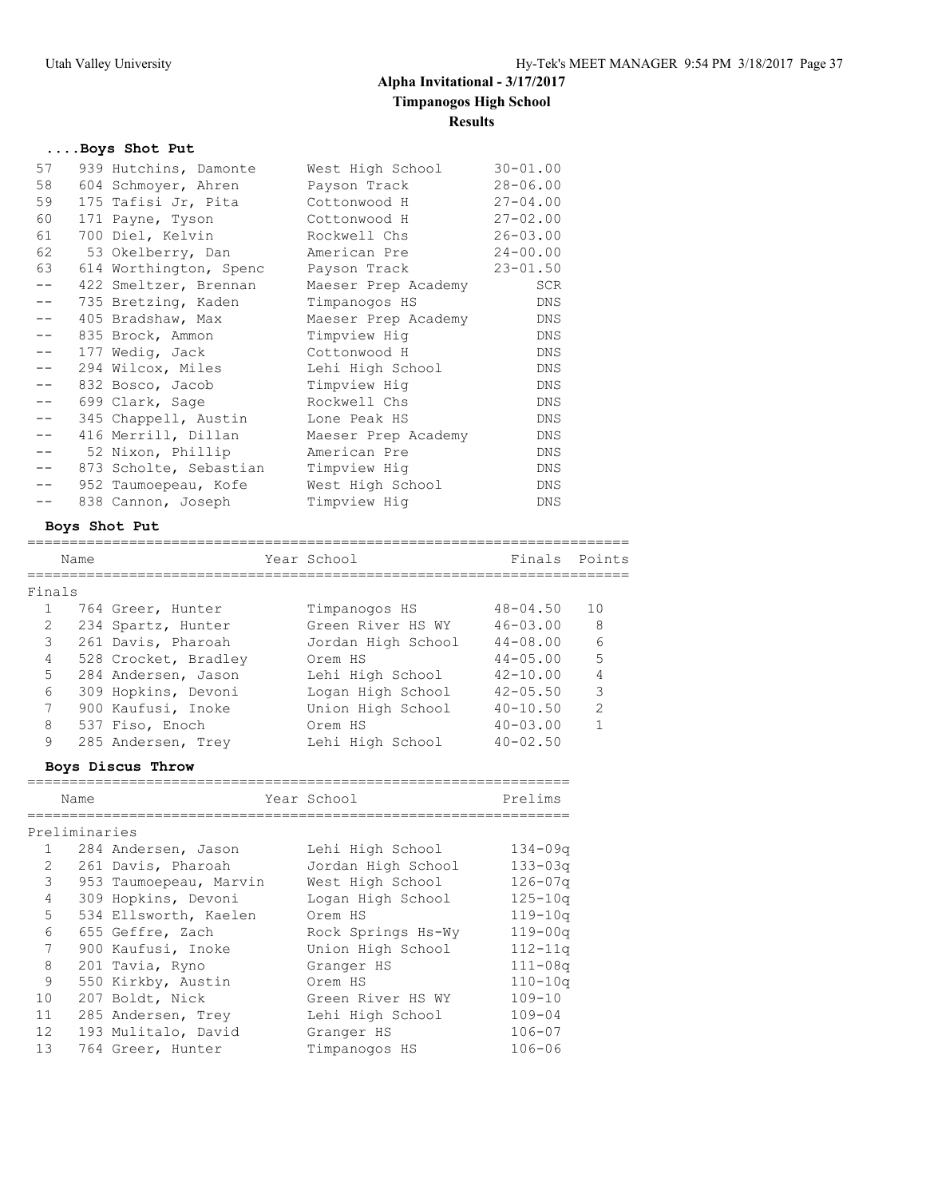# Alpha Invitational - 3/17/2017
## Timpanogos High School
### Results

#### ....Boys Shot Put

| | Name | School | Mark |
|---|---|---|---|
| 57 | 939 Hutchins, Damonte | West High School | 30-01.00 |
| 58 | 604 Schmoyer, Ahren | Payson Track | 28-06.00 |
| 59 | 175 Tafisi Jr, Pita | Cottonwood H | 27-04.00 |
| 60 | 171 Payne, Tyson | Cottonwood H | 27-02.00 |
| 61 | 700 Diel, Kelvin | Rockwell Chs | 26-03.00 |
| 62 | 53 Okelberry, Dan | American Pre | 24-00.00 |
| 63 | 614 Worthington, Spenc | Payson Track | 23-01.50 |
| -- | 422 Smeltzer, Brennan | Maeser Prep Academy | SCR |
| -- | 735 Bretzing, Kaden | Timpanogos HS | DNS |
| -- | 405 Bradshaw, Max | Maeser Prep Academy | DNS |
| -- | 835 Brock, Ammon | Timpview Hig | DNS |
| -- | 177 Wedig, Jack | Cottonwood H | DNS |
| -- | 294 Wilcox, Miles | Lehi High School | DNS |
| -- | 832 Bosco, Jacob | Timpview Hig | DNS |
| -- | 699 Clark, Sage | Rockwell Chs | DNS |
| -- | 345 Chappell, Austin | Lone Peak HS | DNS |
| -- | 416 Merrill, Dillan | Maeser Prep Academy | DNS |
| -- | 52 Nixon, Phillip | American Pre | DNS |
| -- | 873 Scholte, Sebastian | Timpview Hig | DNS |
| -- | 952 Taumoepeau, Kofe | West High School | DNS |
| -- | 838 Cannon, Joseph | Timpview Hig | DNS |

#### Boys Shot Put

Finals

| | Name | Year School | Finals | Points |
|---|---|---|---|---|
| 1 | 764 Greer, Hunter | Timpanogos HS | 48-04.50 | 10 |
| 2 | 234 Spartz, Hunter | Green River HS WY | 46-03.00 | 8 |
| 3 | 261 Davis, Pharoah | Jordan High School | 44-08.00 | 6 |
| 4 | 528 Crocket, Bradley | Orem HS | 44-05.00 | 5 |
| 5 | 284 Andersen, Jason | Lehi High School | 42-10.00 | 4 |
| 6 | 309 Hopkins, Devoni | Logan High School | 42-05.50 | 3 |
| 7 | 900 Kaufusi, Inoke | Union High School | 40-10.50 | 2 |
| 8 | 537 Fiso, Enoch | Orem HS | 40-03.00 | 1 |
| 9 | 285 Andersen, Trey | Lehi High School | 40-02.50 | |

#### Boys Discus Throw

Preliminaries

| | Name | Year School | Prelims |
|---|---|---|---|
| 1 | 284 Andersen, Jason | Lehi High School | 134-09q |
| 2 | 261 Davis, Pharoah | Jordan High School | 133-03q |
| 3 | 953 Taumoepeau, Marvin | West High School | 126-07q |
| 4 | 309 Hopkins, Devoni | Logan High School | 125-10q |
| 5 | 534 Ellsworth, Kaelen | Orem HS | 119-10q |
| 6 | 655 Geffre, Zach | Rock Springs Hs-Wy | 119-00q |
| 7 | 900 Kaufusi, Inoke | Union High School | 112-11q |
| 8 | 201 Tavia, Ryno | Granger HS | 111-08q |
| 9 | 550 Kirkby, Austin | Orem HS | 110-10q |
| 10 | 207 Boldt, Nick | Green River HS WY | 109-10 |
| 11 | 285 Andersen, Trey | Lehi High School | 109-04 |
| 12 | 193 Mulitalo, David | Granger HS | 106-07 |
| 13 | 764 Greer, Hunter | Timpanogos HS | 106-06 |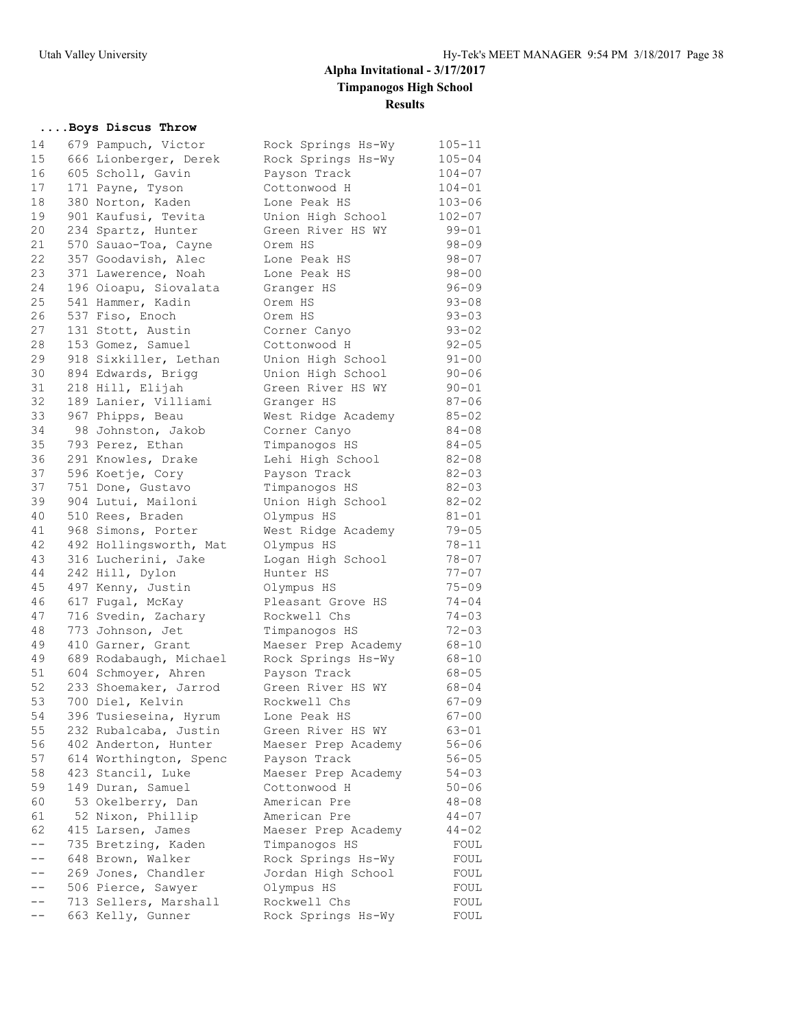# Alpha Invitational - 3/17/2017
## Timpanogos High School
## Results

### ....Boys Discus Throw

| Place | Name | School | Mark |
|---|---|---|---|
| 14 | 679 Pampuch, Victor | Rock Springs Hs-Wy | 105-11 |
| 15 | 666 Lionberger, Derek | Rock Springs Hs-Wy | 105-04 |
| 16 | 605 Scholl, Gavin | Payson Track | 104-07 |
| 17 | 171 Payne, Tyson | Cottonwood H | 104-01 |
| 18 | 380 Norton, Kaden | Lone Peak HS | 103-06 |
| 19 | 901 Kaufusi, Tevita | Union High School | 102-07 |
| 20 | 234 Spartz, Hunter | Green River HS WY | 99-01 |
| 21 | 570 Sauao-Toa, Cayne | Orem HS | 98-09 |
| 22 | 357 Goodavish, Alec | Lone Peak HS | 98-07 |
| 23 | 371 Lawerence, Noah | Lone Peak HS | 98-00 |
| 24 | 196 Oioapu, Siovalata | Granger HS | 96-09 |
| 25 | 541 Hammer, Kadin | Orem HS | 93-08 |
| 26 | 537 Fiso, Enoch | Orem HS | 93-03 |
| 27 | 131 Stott, Austin | Corner Canyo | 93-02 |
| 28 | 153 Gomez, Samuel | Cottonwood H | 92-05 |
| 29 | 918 Sixkiller, Lethan | Union High School | 91-00 |
| 30 | 894 Edwards, Brigg | Union High School | 90-06 |
| 31 | 218 Hill, Elijah | Green River HS WY | 90-01 |
| 32 | 189 Lanier, Villiami | Granger HS | 87-06 |
| 33 | 967 Phipps, Beau | West Ridge Academy | 85-02 |
| 34 | 98 Johnston, Jakob | Corner Canyo | 84-08 |
| 35 | 793 Perez, Ethan | Timpanogos HS | 84-05 |
| 36 | 291 Knowles, Drake | Lehi High School | 82-08 |
| 37 | 596 Koetje, Cory | Payson Track | 82-03 |
| 37 | 751 Done, Gustavo | Timpanogos HS | 82-03 |
| 39 | 904 Lutui, Mailoni | Union High School | 82-02 |
| 40 | 510 Rees, Braden | Olympus HS | 81-01 |
| 41 | 968 Simons, Porter | West Ridge Academy | 79-05 |
| 42 | 492 Hollingsworth, Mat | Olympus HS | 78-11 |
| 43 | 316 Lucherini, Jake | Logan High School | 78-07 |
| 44 | 242 Hill, Dylon | Hunter HS | 77-07 |
| 45 | 497 Kenny, Justin | Olympus HS | 75-09 |
| 46 | 617 Fugal, McKay | Pleasant Grove HS | 74-04 |
| 47 | 716 Svedin, Zachary | Rockwell Chs | 74-03 |
| 48 | 773 Johnson, Jet | Timpanogos HS | 72-03 |
| 49 | 410 Garner, Grant | Maeser Prep Academy | 68-10 |
| 49 | 689 Rodabaugh, Michael | Rock Springs Hs-Wy | 68-10 |
| 51 | 604 Schmoyer, Ahren | Payson Track | 68-05 |
| 52 | 233 Shoemaker, Jarrod | Green River HS WY | 68-04 |
| 53 | 700 Diel, Kelvin | Rockwell Chs | 67-09 |
| 54 | 396 Tusieseina, Hyrum | Lone Peak HS | 67-00 |
| 55 | 232 Rubalcaba, Justin | Green River HS WY | 63-01 |
| 56 | 402 Anderton, Hunter | Maeser Prep Academy | 56-06 |
| 57 | 614 Worthington, Spenc | Payson Track | 56-05 |
| 58 | 423 Stancil, Luke | Maeser Prep Academy | 54-03 |
| 59 | 149 Duran, Samuel | Cottonwood H | 50-06 |
| 60 | 53 Okelberry, Dan | American Pre | 48-08 |
| 61 | 52 Nixon, Phillip | American Pre | 44-07 |
| 62 | 415 Larsen, James | Maeser Prep Academy | 44-02 |
| -- | 735 Bretzing, Kaden | Timpanogos HS | FOUL |
| -- | 648 Brown, Walker | Rock Springs Hs-Wy | FOUL |
| -- | 269 Jones, Chandler | Jordan High School | FOUL |
| -- | 506 Pierce, Sawyer | Olympus HS | FOUL |
| -- | 713 Sellers, Marshall | Rockwell Chs | FOUL |
| -- | 663 Kelly, Gunner | Rock Springs Hs-Wy | FOUL |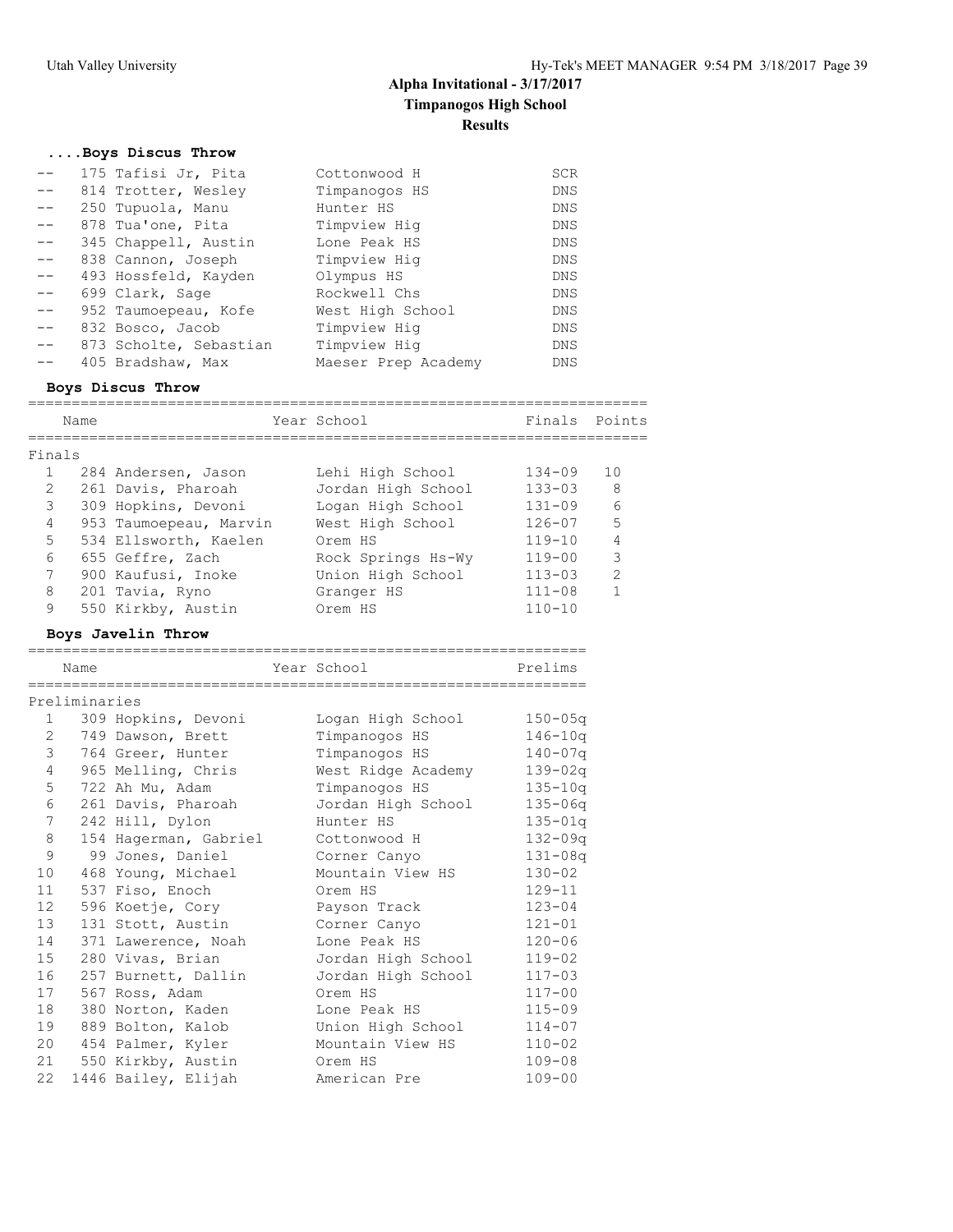# Alpha Invitational - 3/17/2017

## Timpanogos High School

### Results

#### ....Boys Discus Throw

| Place | Name | School | Finals |
|---|---|---|---|
| -- | 175 Tafisi Jr, Pita | Cottonwood H | SCR |
| -- | 814 Trotter, Wesley | Timpanogos HS | DNS |
| -- | 250 Tupuola, Manu | Hunter HS | DNS |
| -- | 878 Tua'one, Pita | Timpview Hig | DNS |
| -- | 345 Chappell, Austin | Lone Peak HS | DNS |
| -- | 838 Cannon, Joseph | Timpview Hig | DNS |
| -- | 493 Hossfeld, Kayden | Olympus HS | DNS |
| -- | 699 Clark, Sage | Rockwell Chs | DNS |
| -- | 952 Taumoepeau, Kofe | West High School | DNS |
| -- | 832 Bosco, Jacob | Timpview Hig | DNS |
| -- | 873 Scholte, Sebastian | Timpview Hig | DNS |
| -- | 405 Bradshaw, Max | Maeser Prep Academy | DNS |

#### Boys Discus Throw

| | Name | Year School | Finals | Points |
|---|---|---|---|---|
| **Finals** | | | | |
| 1 | 284 Andersen, Jason | Lehi High School | 134-09 | 10 |
| 2 | 261 Davis, Pharoah | Jordan High School | 133-03 | 8 |
| 3 | 309 Hopkins, Devoni | Logan High School | 131-09 | 6 |
| 4 | 953 Taumoepeau, Marvin | West High School | 126-07 | 5 |
| 5 | 534 Ellsworth, Kaelen | Orem HS | 119-10 | 4 |
| 6 | 655 Geffre, Zach | Rock Springs Hs-Wy | 119-00 | 3 |
| 7 | 900 Kaufusi, Inoke | Union High School | 113-03 | 2 |
| 8 | 201 Tavia, Ryno | Granger HS | 111-08 | 1 |
| 9 | 550 Kirkby, Austin | Orem HS | 110-10 | |

#### Boys Javelin Throw

| | Name | Year School | Prelims |
|---|---|---|---|
| **Preliminaries** | | | |
| 1 | 309 Hopkins, Devoni | Logan High School | 150-05q |
| 2 | 749 Dawson, Brett | Timpanogos HS | 146-10q |
| 3 | 764 Greer, Hunter | Timpanogos HS | 140-07q |
| 4 | 965 Melling, Chris | West Ridge Academy | 139-02q |
| 5 | 722 Ah Mu, Adam | Timpanogos HS | 135-10q |
| 6 | 261 Davis, Pharoah | Jordan High School | 135-06q |
| 7 | 242 Hill, Dylon | Hunter HS | 135-01q |
| 8 | 154 Hagerman, Gabriel | Cottonwood H | 132-09q |
| 9 | 99 Jones, Daniel | Corner Canyo | 131-08q |
| 10 | 468 Young, Michael | Mountain View HS | 130-02 |
| 11 | 537 Fiso, Enoch | Orem HS | 129-11 |
| 12 | 596 Koetje, Cory | Payson Track | 123-04 |
| 13 | 131 Stott, Austin | Corner Canyo | 121-01 |
| 14 | 371 Lawerence, Noah | Lone Peak HS | 120-06 |
| 15 | 280 Vivas, Brian | Jordan High School | 119-02 |
| 16 | 257 Burnett, Dallin | Jordan High School | 117-03 |
| 17 | 567 Ross, Adam | Orem HS | 117-00 |
| 18 | 380 Norton, Kaden | Lone Peak HS | 115-09 |
| 19 | 889 Bolton, Kalob | Union High School | 114-07 |
| 20 | 454 Palmer, Kyler | Mountain View HS | 110-02 |
| 21 | 550 Kirkby, Austin | Orem HS | 109-08 |
| 22 | 1446 Bailey, Elijah | American Pre | 109-00 |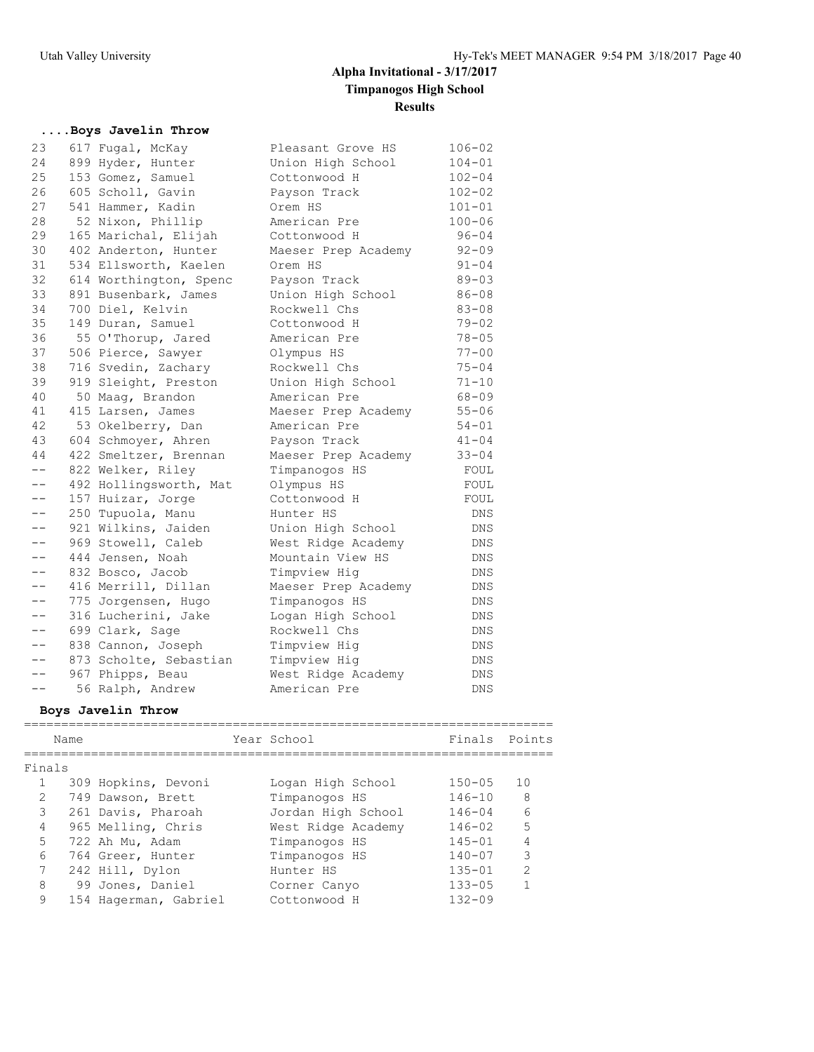# Alpha Invitational - 3/17/2017
## Timpanogos High School
## Results

### ....Boys Javelin Throw

| Place | Name | School | Finals |
|---|---|---|---|
| 23 | 617 Fugal, McKay | Pleasant Grove HS | 106-02 |
| 24 | 899 Hyder, Hunter | Union High School | 104-01 |
| 25 | 153 Gomez, Samuel | Cottonwood H | 102-04 |
| 26 | 605 Scholl, Gavin | Payson Track | 102-02 |
| 27 | 541 Hammer, Kadin | Orem HS | 101-01 |
| 28 | 52 Nixon, Phillip | American Pre | 100-06 |
| 29 | 165 Marichal, Elijah | Cottonwood H | 96-04 |
| 30 | 402 Anderton, Hunter | Maeser Prep Academy | 92-09 |
| 31 | 534 Ellsworth, Kaelen | Orem HS | 91-04 |
| 32 | 614 Worthington, Spenc | Payson Track | 89-03 |
| 33 | 891 Busenbark, James | Union High School | 86-08 |
| 34 | 700 Diel, Kelvin | Rockwell Chs | 83-08 |
| 35 | 149 Duran, Samuel | Cottonwood H | 79-02 |
| 36 | 55 O'Thorup, Jared | American Pre | 78-05 |
| 37 | 506 Pierce, Sawyer | Olympus HS | 77-00 |
| 38 | 716 Svedin, Zachary | Rockwell Chs | 75-04 |
| 39 | 919 Sleight, Preston | Union High School | 71-10 |
| 40 | 50 Maag, Brandon | American Pre | 68-09 |
| 41 | 415 Larsen, James | Maeser Prep Academy | 55-06 |
| 42 | 53 Okelberry, Dan | American Pre | 54-01 |
| 43 | 604 Schmoyer, Ahren | Payson Track | 41-04 |
| 44 | 422 Smeltzer, Brennan | Maeser Prep Academy | 33-04 |
| -- | 822 Welker, Riley | Timpanogos HS | FOUL |
| -- | 492 Hollingsworth, Mat | Olympus HS | FOUL |
| -- | 157 Huizar, Jorge | Cottonwood H | FOUL |
| -- | 250 Tupuola, Manu | Hunter HS | DNS |
| -- | 921 Wilkins, Jaiden | Union High School | DNS |
| -- | 969 Stowell, Caleb | West Ridge Academy | DNS |
| -- | 444 Jensen, Noah | Mountain View HS | DNS |
| -- | 832 Bosco, Jacob | Timpview Hig | DNS |
| -- | 416 Merrill, Dillan | Maeser Prep Academy | DNS |
| -- | 775 Jorgensen, Hugo | Timpanogos HS | DNS |
| -- | 316 Lucherini, Jake | Logan High School | DNS |
| -- | 699 Clark, Sage | Rockwell Chs | DNS |
| -- | 838 Cannon, Joseph | Timpview Hig | DNS |
| -- | 873 Scholte, Sebastian | Timpview Hig | DNS |
| -- | 967 Phipps, Beau | West Ridge Academy | DNS |
| -- | 56 Ralph, Andrew | American Pre | DNS |

### Boys Javelin Throw

| Place | Name | Year School | Finals | Points |
|---|---|---|---|---|
| **Finals** | | | | |
| 1 | 309 Hopkins, Devoni | Logan High School | 150-05 | 10 |
| 2 | 749 Dawson, Brett | Timpanogos HS | 146-10 | 8 |
| 3 | 261 Davis, Pharoah | Jordan High School | 146-04 | 6 |
| 4 | 965 Melling, Chris | West Ridge Academy | 146-02 | 5 |
| 5 | 722 Ah Mu, Adam | Timpanogos HS | 145-01 | 4 |
| 6 | 764 Greer, Hunter | Timpanogos HS | 140-07 | 3 |
| 7 | 242 Hill, Dylon | Hunter HS | 135-01 | 2 |
| 8 | 99 Jones, Daniel | Corner Canyo | 133-05 | 1 |
| 9 | 154 Hagerman, Gabriel | Cottonwood H | 132-09 | |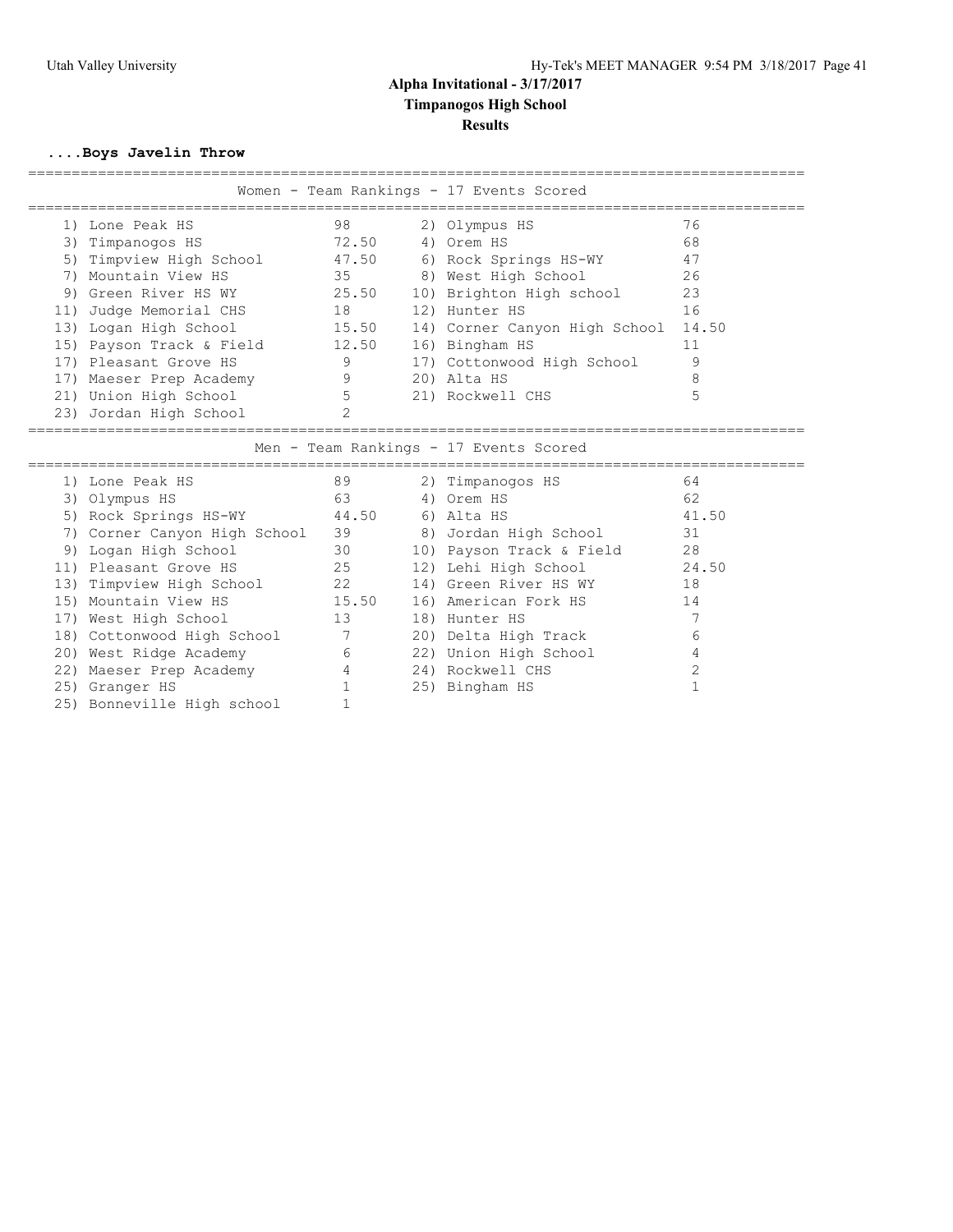## Alpha Invitational - 3/17/2017
## Timpanogos High School
## Results

### ....Boys Javelin Throw

**Women - Team Rankings - 17 Events Scored**

| | | | | | |
|---|---|---|---|---|---|
| 1) | Lone Peak HS | 98 | 2) | Olympus HS | 76 |
| 3) | Timpanogos HS | 72.50 | 4) | Orem HS | 68 |
| 5) | Timpview High School | 47.50 | 6) | Rock Springs HS-WY | 47 |
| 7) | Mountain View HS | 35 | 8) | West High School | 26 |
| 9) | Green River HS WY | 25.50 | 10) | Brighton High school | 23 |
| 11) | Judge Memorial CHS | 18 | 12) | Hunter HS | 16 |
| 13) | Logan High School | 15.50 | 14) | Corner Canyon High School | 14.50 |
| 15) | Payson Track & Field | 12.50 | 16) | Bingham HS | 11 |
| 17) | Pleasant Grove HS | 9 | 17) | Cottonwood High School | 9 |
| 17) | Maeser Prep Academy | 9 | 20) | Alta HS | 8 |
| 21) | Union High School | 5 | 21) | Rockwell CHS | 5 |
| 23) | Jordan High School | 2 | | | |

**Men - Team Rankings - 17 Events Scored**

| | | | | | |
|---|---|---|---|---|---|
| 1) | Lone Peak HS | 89 | 2) | Timpanogos HS | 64 |
| 3) | Olympus HS | 63 | 4) | Orem HS | 62 |
| 5) | Rock Springs HS-WY | 44.50 | 6) | Alta HS | 41.50 |
| 7) | Corner Canyon High School | 39 | 8) | Jordan High School | 31 |
| 9) | Logan High School | 30 | 10) | Payson Track & Field | 28 |
| 11) | Pleasant Grove HS | 25 | 12) | Lehi High School | 24.50 |
| 13) | Timpview High School | 22 | 14) | Green River HS WY | 18 |
| 15) | Mountain View HS | 15.50 | 16) | American Fork HS | 14 |
| 17) | West High School | 13 | 18) | Hunter HS | 7 |
| 18) | Cottonwood High School | 7 | 20) | Delta High Track | 6 |
| 20) | West Ridge Academy | 6 | 22) | Union High School | 4 |
| 22) | Maeser Prep Academy | 4 | 24) | Rockwell CHS | 2 |
| 25) | Granger HS | 1 | 25) | Bingham HS | 1 |
| 25) | Bonneville High school | 1 | | | |